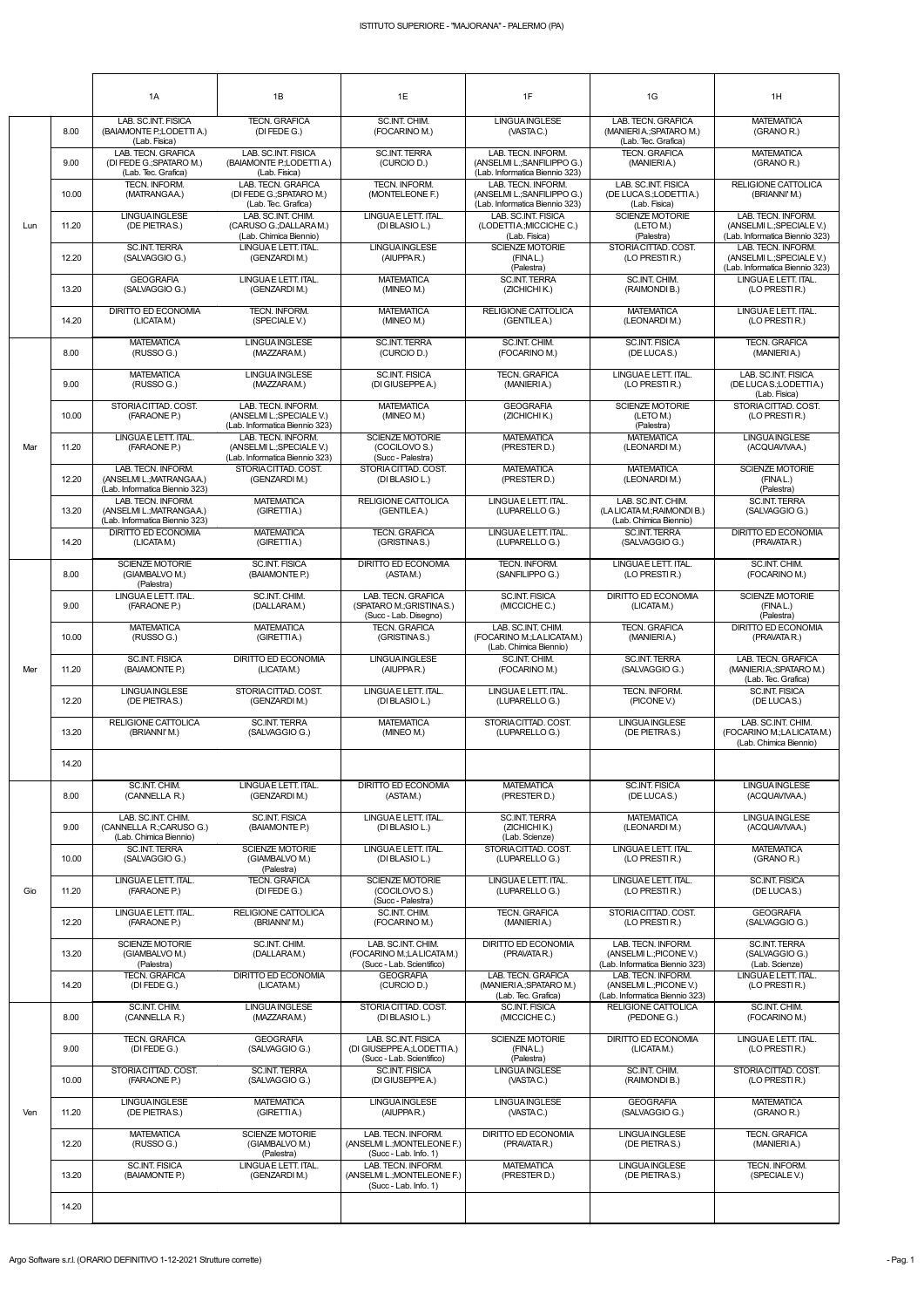# ISTITUTO SUPERIORE - "MAJORANA" - PALERMO (PA)

| | | 1A | 1B | 1E | 1F | 1G | 1H |
|---|---|---|---|---|---|---|---|
| Lun | 8.00 | LAB. SC.INT. FISICA (BAIAMONTE P.;LODETTI A.) (Lab. Fisica) | TECN. GRAFICA (DI FEDE G.) | SC.INT. CHIM. (FOCARINO M.) | LINGUA INGLESE (VASTA C.) | LAB. TECN. GRAFICA (MANIERI A.;SPATARO M.) (Lab. Tec. Grafica) | MATEMATICA (GRANO R.) |
| | 9.00 | LAB. TECN. GRAFICA (DI FEDE G.;SPATARO M.) (Lab. Tec. Grafica) | LAB. SC.INT. FISICA (BAIAMONTE P.;LODETTI A.) (Lab. Fisica) | SC.INT. TERRA (CURCIO D.) | LAB. TECN. INFORM. (ANSELMI L.;SANFILIPPO G.) (Lab. Informatica Biennio 323) | TECN. GRAFICA (MANIERI A.) | MATEMATICA (GRANO R.) |
| | 10.00 | TECN. INFORM. (MATRANGA A.) | LAB. TECN. GRAFICA (DI FEDE G.;SPATARO M.) (Lab. Tec. Grafica) | TECN. INFORM. (MONTELEONE F.) | LAB. TECN. INFORM. (ANSELMI L.;SANFILIPPO G.) (Lab. Informatica Biennio 323) | LAB. SC.INT. FISICA (DE LUCA S.;LODETTI A.) (Lab. Fisica) | RELIGIONE CATTOLICA (BRIANNI' M.) |
| | 11.20 | LINGUA INGLESE (DE PIETRA S.) | LAB. SC.INT. CHIM. (CARUSO G.;DALLARA M.) (Lab. Chimica Biennio) | LINGUA E LETT. ITAL. (DI BLASIO L.) | LAB. SC.INT. FISICA (LODETTI A.;MICCICHE C.) (Lab. Fisica) | SCIENZE MOTORIE (LETO M.) (Palestra) | LAB. TECN. INFORM. (ANSELMI L.;SPECIALE V.) (Lab. Informatica Biennio 323) |
| | 12.20 | SC.INT. TERRA (SALVAGGIO G.) | LINGUA E LETT. ITAL. (GENZARDI M.) | LINGUA INGLESE (AIUPPA R.) | SCIENZE MOTORIE (FINA L.) (Palestra) | STORIA CITTAD. COST. (LO PRESTI R.) | LAB. TECN. INFORM. (ANSELMI L.;SPECIALE V.) (Lab. Informatica Biennio 323) |
| | 13.20 | GEOGRAFIA (SALVAGGIO G.) | LINGUA E LETT. ITAL. (GENZARDI M.) | MATEMATICA (MINEO M.) | SC.INT. TERRA (ZICHICHI K.) | SC.INT. CHIM. (RAIMONDI B.) | LINGUA E LETT. ITAL. (LO PRESTI R.) |
| | 14.20 | DIRITTO ED ECONOMIA (LICATA M.) | TECN. INFORM. (SPECIALE V.) | MATEMATICA (MINEO M.) | RELIGIONE CATTOLICA (GENTILE A.) | MATEMATICA (LEONARDI M.) | LINGUA E LETT. ITAL. (LO PRESTI R.) |
| Mar | 8.00 | MATEMATICA (RUSSO G.) | LINGUA INGLESE (MAZZARA M.) | SC.INT. TERRA (CURCIO D.) | SC.INT. CHIM. (FOCARINO M.) | SC.INT. FISICA (DE LUCA S.) | TECN. GRAFICA (MANIERI A.) |
| | 9.00 | MATEMATICA (RUSSO G.) | LINGUA INGLESE (MAZZARA M.) | SC.INT. FISICA (DI GIUSEPPE A.) | TECN. GRAFICA (MANIERI A.) | LINGUA E LETT. ITAL. (LO PRESTI R.) | LAB. SC.INT. FISICA (DE LUCA S.;LODETTI A.) (Lab. Fisica) |
| | 10.00 | STORIA CITTAD. COST. (FARAONE P.) | LAB. TECN. INFORM. (ANSELMI L.;SPECIALE V.) (Lab. Informatica Biennio 323) | MATEMATICA (MINEO M.) | GEOGRAFIA (ZICHICHI K.) | SCIENZE MOTORIE (LETO M.) (Palestra) | STORIA CITTAD. COST. (LO PRESTI R.) |
| | 11.20 | LINGUA E LETT. ITAL. (FARAONE P.) | LAB. TECN. INFORM. (ANSELMI L.;SPECIALE V.) (Lab. Informatica Biennio 323) | SCIENZE MOTORIE (COCILOVO S.) (Succ - Palestra) | MATEMATICA (PRESTER D.) | MATEMATICA (LEONARDI M.) | LINGUA INGLESE (ACQUAVIVA A.) |
| | 12.20 | LAB. TECN. INFORM. (ANSELMI L.;MATRANGA A.) (Lab. Informatica Biennio 323) | STORIA CITTAD. COST. (GENZARDI M.) | STORIA CITTAD. COST. (DI BLASIO L.) | MATEMATICA (PRESTER D.) | MATEMATICA (LEONARDI M.) | SCIENZE MOTORIE (FINA L.) (Palestra) |
| | 13.20 | LAB. TECN. INFORM. (ANSELMI L.;MATRANGA A.) (Lab. Informatica Biennio 323) | MATEMATICA (GIRETTI A.) | RELIGIONE CATTOLICA (GENTILE A.) | LINGUA E LETT. ITAL. (LUPARELLO G.) | LAB. SC.INT. CHIM. (LA LICATA M.;RAIMONDI B.) (Lab. Chimica Biennio) | SC.INT. TERRA (SALVAGGIO G.) |
| | 14.20 | DIRITTO ED ECONOMIA (LICATA M.) | MATEMATICA (GIRETTI A.) | TECN. GRAFICA (GRISTINA S.) | LINGUA E LETT. ITAL. (LUPARELLO G.) | SC.INT. TERRA (SALVAGGIO G.) | DIRITTO ED ECONOMIA (PRAVATA R.) |
| Mer | 8.00 | SCIENZE MOTORIE (GIAMBALVO M.) (Palestra) | SC.INT. FISICA (BAIAMONTE P.) | DIRITTO ED ECONOMIA (ASTA M.) | TECN. INFORM. (SANFILIPPO G.) | LINGUA E LETT. ITAL. (LO PRESTI R.) | SC.INT. CHIM. (FOCARINO M.) |
| | 9.00 | LINGUA E LETT. ITAL. (FARAONE P.) | SC.INT. CHIM. (DALLARA M.) | LAB. TECN. GRAFICA (SPATARO M.;GRISTINA S.) (Succ - Lab. Disegno) | SC.INT. FISICA (MICCICHE C.) | DIRITTO ED ECONOMIA (LICATA M.) | SCIENZE MOTORIE (FINA L.) (Palestra) |
| | 10.00 | MATEMATICA (RUSSO G.) | MATEMATICA (GIRETTI A.) | TECN. GRAFICA (GRISTINA S.) | LAB. SC.INT. CHIM. (FOCARINO M.;LA LICATA M.) (Lab. Chimica Biennio) | TECN. GRAFICA (MANIERI A.) | DIRITTO ED ECONOMIA (PRAVATA R.) |
| | 11.20 | SC.INT. FISICA (BAIAMONTE P.) | DIRITTO ED ECONOMIA (LICATA M.) | LINGUA INGLESE (AIUPPA R.) | SC.INT. CHIM. (FOCARINO M.) | SC.INT. TERRA (SALVAGGIO G.) | LAB. TECN. GRAFICA (MANIERI A.;SPATARO M.) (Lab. Tec. Grafica) |
| | 12.20 | LINGUA INGLESE (DE PIETRA S.) | STORIA CITTAD. COST. (GENZARDI M.) | LINGUA E LETT. ITAL. (DI BLASIO L.) | LINGUA E LETT. ITAL. (LUPARELLO G.) | TECN. INFORM. (PICONE V.) | SC.INT. FISICA (DE LUCA S.) |
| | 13.20 | RELIGIONE CATTOLICA (BRIANNI' M.) | SC.INT. TERRA (SALVAGGIO G.) | MATEMATICA (MINEO M.) | STORIA CITTAD. COST. (LUPARELLO G.) | LINGUA INGLESE (DE PIETRA S.) | LAB. SC.INT. CHIM. (FOCARINO M.;LA LICATA M.) (Lab. Chimica Biennio) |
| | 14.20 | | | | | | |
| Gio | 8.00 | SC.INT. CHIM. (CANNELLA R.) | LINGUA E LETT. ITAL. (GENZARDI M.) | DIRITTO ED ECONOMIA (ASTA M.) | MATEMATICA (PRESTER D.) | SC.INT. FISICA (DE LUCA S.) | LINGUA INGLESE (ACQUAVIVA A.) |
| | 9.00 | LAB. SC.INT. CHIM. (CANNELLA R.;CARUSO G.) (Lab. Chimica Biennio) | SC.INT. FISICA (BAIAMONTE P.) | LINGUA E LETT. ITAL. (DI BLASIO L.) | SC.INT. TERRA (ZICHICHI K.) (Lab. Scienze) | MATEMATICA (LEONARDI M.) | LINGUA INGLESE (ACQUAVIVA A.) |
| | 10.00 | SC.INT. TERRA (SALVAGGIO G.) | SCIENZE MOTORIE (GIAMBALVO M.) (Palestra) | LINGUA E LETT. ITAL. (DI BLASIO L.) | STORIA CITTAD. COST. (LUPARELLO G.) | LINGUA E LETT. ITAL. (LO PRESTI R.) | MATEMATICA (GRANO R.) |
| | 11.20 | LINGUA E LETT. ITAL. (FARAONE P.) | TECN. GRAFICA (DI FEDE G.) | SCIENZE MOTORIE (COCILOVO S.) (Succ - Palestra) | LINGUA E LETT. ITAL. (LUPARELLO G.) | LINGUA E LETT. ITAL. (LO PRESTI R.) | SC.INT. FISICA (DE LUCA S.) |
| | 12.20 | LINGUA E LETT. ITAL. (FARAONE P.) | RELIGIONE CATTOLICA (BRIANNI' M.) | SC.INT. CHIM. (FOCARINO M.) | TECN. GRAFICA (MANIERI A.) | STORIA CITTAD. COST. (LO PRESTI R.) | GEOGRAFIA (SALVAGGIO G.) |
| | 13.20 | SCIENZE MOTORIE (GIAMBALVO M.) (Palestra) | SC.INT. CHIM. (DALLARA M.) | LAB. SC.INT. CHIM. (FOCARINO M.;LA LICATA M.) (Succ - Lab. Scientifico) | DIRITTO ED ECONOMIA (PRAVATA R.) | LAB. TECN. INFORM. (ANSELMI L.;PICONE V.) (Lab. Informatica Biennio 323) | SC.INT. TERRA (SALVAGGIO G.) (Lab. Scienze) |
| | 14.20 | TECN. GRAFICA (DI FEDE G.) | DIRITTO ED ECONOMIA (LICATA M.) | GEOGRAFIA (CURCIO D.) | LAB. TECN. GRAFICA (MANIERI A.;SPATARO M.) (Lab. Tec. Grafica) | LAB. TECN. INFORM. (ANSELMI L.;PICONE V.) (Lab. Informatica Biennio 323) | LINGUA E LETT. ITAL. (LO PRESTI R.) |
| Ven | 8.00 | SC.INT. CHIM. (CANNELLA R.) | LINGUA INGLESE (MAZZARA M.) | STORIA CITTAD. COST. (DI BLASIO L.) | SC.INT. FISICA (MICCICHE C.) | RELIGIONE CATTOLICA (PEDONE G.) | SC.INT. CHIM. (FOCARINO M.) |
| | 9.00 | TECN. GRAFICA (DI FEDE G.) | GEOGRAFIA (SALVAGGIO G.) | LAB. SC.INT. FISICA (DI GIUSEPPE A.;LODETTI A.) (Succ - Lab. Scientifico) | SCIENZE MOTORIE (FINA L.) (Palestra) | DIRITTO ED ECONOMIA (LICATA M.) | LINGUA E LETT. ITAL. (LO PRESTI R.) |
| | 10.00 | STORIA CITTAD. COST. (FARAONE P.) | SC.INT. TERRA (SALVAGGIO G.) | SC.INT. FISICA (DI GIUSEPPE A.) | LINGUA INGLESE (VASTA C.) | SC.INT. CHIM. (RAIMONDI B.) | STORIA CITTAD. COST. (LO PRESTI R.) |
| | 11.20 | LINGUA INGLESE (DE PIETRA S.) | MATEMATICA (GIRETTI A.) | LINGUA INGLESE (AIUPPA R.) | LINGUA INGLESE (VASTA C.) | GEOGRAFIA (SALVAGGIO G.) | MATEMATICA (GRANO R.) |
| | 12.20 | MATEMATICA (RUSSO G.) | SCIENZE MOTORIE (GIAMBALVO M.) (Palestra) | LAB. TECN. INFORM. (ANSELMI L.;MONTELEONE F.) (Succ - Lab. Info. 1) | DIRITTO ED ECONOMIA (PRAVATA R.) | LINGUA INGLESE (DE PIETRA S.) | TECN. GRAFICA (MANIERI A.) |
| | 13.20 | SC.INT. FISICA (BAIAMONTE P.) | LINGUA E LETT. ITAL. (GENZARDI M.) | LAB. TECN. INFORM. (ANSELMI L.;MONTELEONE F.) (Succ - Lab. Info. 1) | MATEMATICA (PRESTER D.) | LINGUA INGLESE (DE PIETRA S.) | TECN. INFORM. (SPECIALE V.) |
| | 14.20 | | | | | | |

Argo Software s.r.l. (ORARIO DEFINITIVO 1-12-2021 Strutture corrette)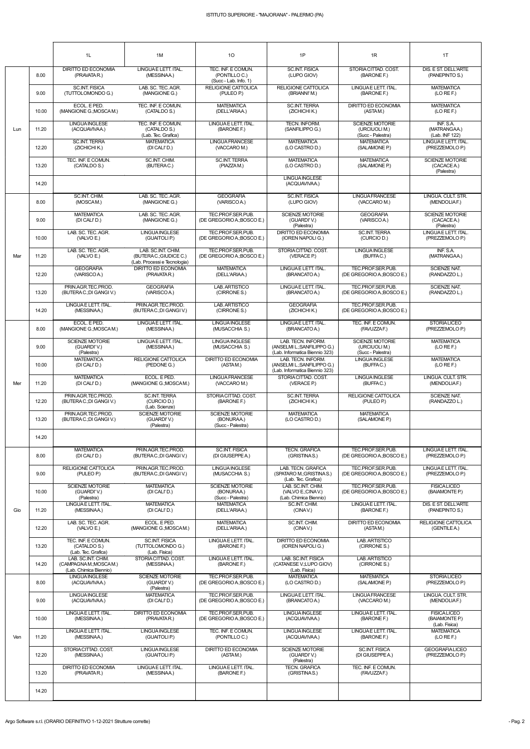ISTITUTO SUPERIORE - "MAJORANA" - PALERMO (PA)

| | | 1L | 1M | 1O | 1P | 1R | 1T |
|---|---|---|---|---|---|---|---|
| Lun | 8.00 | DIRITTO ED ECONOMIA (PRAVATA R.) | LINGUA E LETT. ITAL. (MESSINA A.) | TEC. INF. E COMUN. (PONTILLO C.) (Succ - Lab. Info. 1) | SC.INT. FISICA (LUPO GIOV) | STORIA CITTAD. COST. (BARONE F.) | DIS. E ST. DELL'ARTE (PANEPINTO S.) |
| | 9.00 | SC.INT. FISICA (TUTTOLOMONDO G.) | LAB. SC. TEC. AGR. (MANGIONE G.) | RELIGIONE CATTOLICA (PULEO P.) | RELIGIONE CATTOLICA (BRIANNI' M.) | LINGUA E LETT. ITAL. (BARONE F.) | MATEMATICA (LO RE F.) |
| | 10.00 | ECOL. E PED. (MANGIONE G.;MOSCA M.) | TEC. INF. E COMUN. (CATALDO S.) | MATEMATICA (DELL'ARIA A.) | SC.INT. TERRA (ZICHICHI K.) | DIRITTO ED ECONOMIA (ASTA M.) | MATEMATICA (LO RE F.) |
| | 11.20 | LINGUA INGLESE (ACQUAVIVA A.) | TEC. INF. E COMUN. (CATALDO S.) (Lab. Tec. Grafica) | LINGUA E LETT. ITAL. (BARONE F.) | TECN. INFORM. (SANFILIPPO G.) | SCIENZE MOTORIE (URCIUOLI M.) (Succ - Palestra) | INF. S.A. (MATRANGA A.) (Lab. INF 122) |
| | 12.20 | SC.INT. TERRA (ZICHICHI K.) | MATEMATICA (DI CALI' D.) | LINGUA FRANCESE (VACCARO M.) | MATEMATICA (LO CASTRO D.) | MATEMATICA (SALAMONE P.) | LINGUA E LETT. ITAL. (PREZZEMOLO P.) |
| | 13.20 | TEC. INF. E COMUN. (CATALDO S.) | SC.INT. CHIM. (BUTERA C.) | SC.INT. TERRA (PIAZZA M.) | MATEMATICA (LO CASTRO D.) | MATEMATICA (SALAMONE P.) | SCIENZE MOTORIE (CACACE A.) (Palestra) |
| | 14.20 | | | | LINGUA INGLESE (ACQUAVIVA A.) | | |
| Mar | 8.00 | SC.INT. CHIM. (MOSCA M.) | LAB. SC. TEC. AGR. (MANGIONE G.) | GEOGRAFIA (VARISCO A.) | SC.INT. FISICA (LUPO GIOV) | LINGUA FRANCESE (VACCARO M.) | LINGUA. CULT. STR. (MENDOLIA F.) |
| | 9.00 | MATEMATICA (DI CALI' D.) | LAB. SC. TEC. AGR. (MANGIONE G.) | TEC.PROF.SER.PUB. (DE GREGORIO A.;BOSCO E.) | SCIENZE MOTORIE (GUARDI' V.) (Palestra) | GEOGRAFIA (VARISCO A.) | SCIENZE MOTORIE (CACACE A.) (Palestra) |
| | 10.00 | LAB. SC. TEC. AGR. (VALVO E.) | LINGUA INGLESE (GUAITOLI P.) | TEC.PROF.SER.PUB. (DE GREGORIO A.;BOSCO E.) | DIRITTO ED ECONOMIA (IOREN NAPOLI G.) | SC.INT. TERRA (CURCIO D.) | LINGUA E LETT. ITAL. (PREZZEMOLO P.) |
| | 11.20 | LAB. SC. TEC. AGR. (VALVO E.) | LAB. SC.INT. CHIM. (BUTERA C.;GIUDICE C.) (Lab. Processi e Tecnologia) | TEC.PROF.SER.PUB. (DE GREGORIO A.;BOSCO E.) | STORIA CITTAD. COST. (VERACE P.) | LINGUA INGLESE (BUFFA C.) | INF. S.A. (MATRANGA A.) |
| | 12.20 | GEOGRAFIA (VARISCO A.) | DIRITTO ED ECONOMIA (PRAVATA R.) | MATEMATICA (DELL'ARIA A.) | LINGUA E LETT. ITAL. (BRANCATO A.) | TEC.PROF.SER.PUB. (DE GREGORIO A.;BOSCO E.) | SCIENZE NAT. (RANDAZZO L.) |
| | 13.20 | PRIN.AGR.TEC.PROD. (BUTERA C.;DI GANGI V.) | GEOGRAFIA (VARISCO A.) | LAB. ARTISTICO (CIRRONE S.) | LINGUA E LETT. ITAL. (BRANCATO A.) | TEC.PROF.SER.PUB. (DE GREGORIO A.;BOSCO E.) | SCIENZE NAT. (RANDAZZO L.) |
| | 14.20 | LINGUA E LETT. ITAL. (MESSINA A.) | PRIN.AGR.TEC.PROD. (BUTERA C.;DI GANGI V.) | LAB. ARTISTICO (CIRRONE S.) | GEOGRAFIA (ZICHICHI K.) | TEC.PROF.SER.PUB. (DE GREGORIO A.;BOSCO E.) | |
| Mer | 8.00 | ECOL. E PED. (MANGIONE G.;MOSCA M.) | LINGUA E LETT. ITAL. (MESSINA A.) | LINGUA INGLESE (MUSACCHIA S.) | LINGUA E LETT. ITAL. (BRANCATO A.) | TEC. INF. E COMUN. (FAVUZZA F.) | STORIA LICEO (PREZZEMOLO P.) |
| | 9.00 | SCIENZE MOTORIE (GUARDI' V.) (Palestra) | LINGUA E LETT. ITAL. (MESSINA A.) | LINGUA INGLESE (MUSACCHIA S.) | LAB. TECN. INFORM. (ANSELMI L.;SANFILIPPO G.) (Lab. Informatica Biennio 323) | SCIENZE MOTORIE (URCIUOLI M.) (Succ - Palestra) | MATEMATICA (LO RE F.) |
| | 10.00 | MATEMATICA (DI CALI' D.) | RELIGIONE CATTOLICA (PEDONE G.) | DIRITTO ED ECONOMIA (ASTA M.) | LAB. TECN. INFORM. (ANSELMI L.;SANFILIPPO G.) (Lab. Informatica Biennio 323) | LINGUA INGLESE (BUFFA C.) | MATEMATICA (LO RE F.) |
| | 11.20 | MATEMATICA (DI CALI' D.) | ECOL. E PED. (MANGIONE G.;MOSCA M.) | LINGUA FRANCESE (VACCARO M.) | STORIA CITTAD. COST. (VERACE P.) | LINGUA INGLESE (BUFFA C.) | LINGUA. CULT. STR. (MENDOLIA F.) |
| | 12.20 | PRIN.AGR.TEC.PROD. (BUTERA C.;DI GANGI V.) | SC.INT. TERRA (CURCIO D.) (Lab. Scienze) | STORIA CITTAD. COST. (BARONE F.) | SC.INT. TERRA (ZICHICHI K.) | RELIGIONE CATTOLICA (PULEO P.) | SCIENZE NAT. (RANDAZZO L.) |
| | 13.20 | PRIN.AGR.TEC.PROD. (BUTERA C.;DI GANGI V.) | SCIENZE MOTORIE (GUARDI' V.) (Palestra) | SCIENZE MOTORIE (BONURA A.) (Succ - Palestra) | MATEMATICA (LO CASTRO D.) | MATEMATICA (SALAMONE P.) | |
| | 14.20 | | | | | | |
| Gio | 8.00 | MATEMATICA (DI CALI' D.) | PRIN.AGR.TEC.PROD. (BUTERA C.;DI GANGI V.) | SC.INT. FISICA (DI GIUSEPPE A.) | TECN. GRAFICA (GRISTINA S.) | TEC.PROF.SER.PUB. (DE GREGORIO A.;BOSCO E.) | LINGUA E LETT. ITAL. (PREZZEMOLO P.) |
| | 9.00 | RELIGIONE CATTOLICA (PULEO P.) | PRIN.AGR.TEC.PROD. (BUTERA C.;DI GANGI V.) | LINGUA INGLESE (MUSACCHIA S.) | LAB. TECN. GRAFICA (SPATARO M.;GRISTINA S.) (Lab. Tec. Grafica) | TEC.PROF.SER.PUB. (DE GREGORIO A.;BOSCO E.) | LINGUA E LETT. ITAL. (PREZZEMOLO P.) |
| | 10.00 | SCIENZE MOTORIE (GUARDI' V.) (Palestra) | MATEMATICA (DI CALI' D.) | SCIENZE MOTORIE (BONURA A.) (Succ - Palestra) | LAB. SC.INT. CHIM. (VALVO E.;CINA V.) (Lab. Chimica Biennio) | TEC.PROF.SER.PUB. (DE GREGORIO A.;BOSCO E.) | FISICA LICEO (BAIAMONTE P.) |
| | 11.20 | LINGUA E LETT. ITAL. (MESSINA A.) | MATEMATICA (DI CALI' D.) | MATEMATICA (DELL'ARIA A.) | SC.INT. CHIM. (CINA V.) | LINGUA E LETT. ITAL. (BARONE F.) | DIS. E ST. DELL'ARTE (PANEPINTO S.) |
| | 12.20 | LAB. SC. TEC. AGR. (VALVO E.) | ECOL. E PED. (MANGIONE G.;MOSCA M.) | MATEMATICA (DELL'ARIA A.) | SC.INT. CHIM. (CINA V.) | DIRITTO ED ECONOMIA (ASTA M.) | RELIGIONE CATTOLICA (GENTILE A.) |
| | 13.20 | TEC. INF. E COMUN. (CATALDO S.) (Lab. Tec. Grafica) | SC.INT. FISICA (TUTTOLOMONDO G.) (Lab. Fisica) | LINGUA E LETT. ITAL. (BARONE F.) | DIRITTO ED ECONOMIA (IOREN NAPOLI G.) | LAB. ARTISTICO (CIRRONE S.) | |
| | 14.20 | LAB. SC.INT. CHIM. (CAMPAGNA M.;MOSCA M.) (Lab. Chimica Biennio) | STORIA CITTAD. COST. (MESSINA A.) | LINGUA E LETT. ITAL. (BARONE F.) | LAB. SC.INT. FISICA (CATANESE V.;LUPO GIOV) (Lab. Fisica) | LAB. ARTISTICO (CIRRONE S.) | |
| Ven | 8.00 | LINGUA INGLESE (ACQUAVIVA A.) | SCIENZE MOTORIE (GUARDI' V.) (Palestra) | TEC.PROF.SER.PUB. (DE GREGORIO A.;BOSCO E.) | MATEMATICA (LO CASTRO D.) | MATEMATICA (SALAMONE P.) | STORIA LICEO (PREZZEMOLO P.) |
| | 9.00 | LINGUA INGLESE (ACQUAVIVA A.) | MATEMATICA (DI CALI' D.) | TEC.PROF.SER.PUB. (DE GREGORIO A.;BOSCO E.) | LINGUA E LETT. ITAL. (BRANCATO A.) | LINGUA FRANCESE (VACCARO M.) | LINGUA. CULT. STR. (MENDOLIA F.) |
| | 10.00 | LINGUA E LETT. ITAL. (MESSINA A.) | DIRITTO ED ECONOMIA (PRAVATA R.) | TEC.PROF.SER.PUB. (DE GREGORIO A.;BOSCO E.) | LINGUA INGLESE (ACQUAVIVA A.) | LINGUA E LETT. ITAL. (BARONE F.) | FISICA LICEO (BAIAMONTE P.) (Lab. Fisica) |
| | 11.20 | LINGUA E LETT. ITAL. (MESSINA A.) | LINGUA INGLESE (GUAITOLI P.) | TEC. INF. E COMUN. (PONTILLO C.) | LINGUA INGLESE (ACQUAVIVA A.) | LINGUA E LETT. ITAL. (BARONE F.) | MATEMATICA (LO RE F.) |
| | 12.20 | STORIA CITTAD. COST. (MESSINA A.) | LINGUA INGLESE (GUAITOLI P.) | DIRITTO ED ECONOMIA (ASTA M.) | SCIENZE MOTORIE (GUARDI' V.) (Palestra) | SC.INT. FISICA (DI GIUSEPPE A.) | GEOGRAFIA LICEO (PREZZEMOLO P.) |
| | 13.20 | DIRITTO ED ECONOMIA (PRAVATA R.) | LINGUA E LETT. ITAL. (MESSINA A.) | LINGUA E LETT. ITAL. (BARONE F.) | TECN. GRAFICA (GRISTINA S.) | TEC. INF. E COMUN. (FAVUZZA F.) | |
| | 14.20 | | | | | | |

Argo Software s.r.l. (ORARIO DEFINITIVO 1-12-2021 Strutture corrette)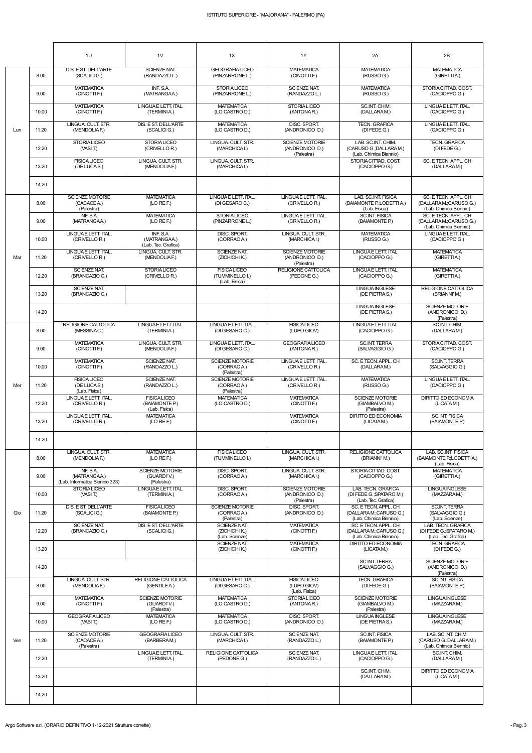# ISTITUTO SUPERIORE - "MAJORANA" - PALERMO (PA)

| | | 1U | 1V | 1X | 1Y | 2A | 2B |
|---|---|---|---|---|---|---|---|
| Lun | 8.00 | DIS. E ST. DELL'ARTE (SCALICI G.) | SCIENZE NAT. (RANDAZZO L.) | GEOGRAFIA LICEO (PINZARRONE L.) | MATEMATICA (CINOTTI F.) | MATEMATICA (RUSSO G.) | MATEMATICA (GIRETTI A.) |
| | 9.00 | MATEMATICA (CINOTTI F.) | INF. S.A. (MATRANGA A.) | STORIA LICEO (PINZARRONE L.) | SCIENZE NAT. (RANDAZZO L.) | MATEMATICA (RUSSO G.) | STORIA CITTAD. COST. (CACIOPPO G.) |
| | 10.00 | MATEMATICA (CINOTTI F.) | LINGUA E LETT. ITAL. (TERMINI A.) | MATEMATICA (LO CASTRO D.) | STORIA LICEO (ANTONA R.) | SC.INT. CHIM. (DALLARA M.) | LINGUA E LETT. ITAL. (CACIOPPO G.) |
| | 11.20 | LINGUA. CULT. STR. (MENDOLIA F.) | DIS. E ST. DELL'ARTE (SCALICI G.) | MATEMATICA (LO CASTRO D.) | DISC. SPORT. (ANDRONICO D.) | TECN. GRAFICA (DI FEDE G.) | LINGUA E LETT. ITAL. (CACIOPPO G.) |
| | 12.20 | STORIA LICEO (VASI T.) | STORIA LICEO (CRIVELLO R.) | LINGUA. CULT. STR. (MARCHICA I.) | SCIENZE MOTORIE (ANDRONICO D.) (Palestra) | LAB. SC.INT. CHIM. (CARUSO G.;DALLARA M.) (Lab. Chimica Biennio) | TECN. GRAFICA (DI FEDE G.) |
| | 13.20 | FISICA LICEO (DE LUCA S.) | LINGUA. CULT. STR. (MENDOLIA F.) | LINGUA. CULT. STR. (MARCHICA I.) | | STORIA CITTAD. COST. (CACIOPPO G.) | SC. E TECN. APPL. CH (DALLARA M.) |
| | 14.20 | | | | | | |
| Mar | 8.00 | SCIENZE MOTORIE (CACACE A.) (Palestra) | MATEMATICA (LO RE F.) | LINGUA E LETT. ITAL. (DI GESARO C.) | LINGUA E LETT. ITAL. (CRIVELLO R.) | LAB. SC.INT. FISICA (BAIAMONTE P.;LODETTI A.) (Lab. Fisica) | SC. E TECN. APPL. CH (DALLARA M.;CARUSO G.) (Lab. Chimica Biennio) |
| | 9.00 | INF. S.A. (MATRANGA A.) | MATEMATICA (LO RE F.) | STORIA LICEO (PINZARRONE L.) | LINGUA E LETT. ITAL. (CRIVELLO R.) | SC.INT. FISICA (BAIAMONTE P.) | SC. E TECN. APPL. CH (DALLARA M.;CARUSO G.) (Lab. Chimica Biennio) |
| | 10.00 | LINGUA E LETT. ITAL. (CRIVELLO R.) | INF. S.A. (MATRANGA A.) (Lab. Tec. Grafica) | DISC. SPORT. (CORRAO A.) | LINGUA. CULT. STR. (MARCHICA I.) | MATEMATICA (RUSSO G.) | LINGUA E LETT. ITAL. (CACIOPPO G.) |
| | 11.20 | LINGUA E LETT. ITAL. (CRIVELLO R.) | LINGUA. CULT. STR. (MENDOLIA F.) | SCIENZE NAT. (ZICHICHI K.) | SCIENZE MOTORIE (ANDRONICO D.) (Palestra) | LINGUA E LETT. ITAL. (CACIOPPO G.) | MATEMATICA (GIRETTI A.) |
| | 12.20 | SCIENZE NAT. (BRANCAZIO C.) | STORIA LICEO (CRIVELLO R.) | FISICA LICEO (TUMMINELLO I.) (Lab. Fisica) | RELIGIONE CATTOLICA (PEDONE G.) | LINGUA E LETT. ITAL. (CACIOPPO G.) | MATEMATICA (GIRETTI A.) |
| | 13.20 | SCIENZE NAT. (BRANCAZIO C.) | | | | LINGUA INGLESE (DE PIETRA S.) | RELIGIONE CATTOLICA (BRIANNI' M.) |
| | 14.20 | | | | | LINGUA INGLESE (DE PIETRA S.) | SCIENZE MOTORIE (ANDRONICO D.) (Palestra) |
| Mer | 8.00 | RELIGIONE CATTOLICA (MESSINA C.) | LINGUA E LETT. ITAL. (TERMINI A.) | LINGUA E LETT. ITAL. (DI GESARO C.) | FISICA LICEO (LUPO GIOV) | LINGUA E LETT. ITAL. (CACIOPPO G.) | SC.INT. CHIM. (DALLARA M.) |
| | 9.00 | MATEMATICA (CINOTTI F.) | LINGUA. CULT. STR. (MENDOLIA F.) | LINGUA E LETT. ITAL. (DI GESARO C.) | GEOGRAFIA LICEO (ANTONA R.) | SC.INT. TERRA (SALVAGGIO G.) | STORIA CITTAD. COST. (CACIOPPO G.) |
| | 10.00 | MATEMATICA (CINOTTI F.) | SCIENZE NAT. (RANDAZZO L.) | SCIENZE MOTORIE (CORRAO A.) (Palestra) | LINGUA E LETT. ITAL. (CRIVELLO R.) | SC. E TECN. APPL. CH (DALLARA M.) | SC.INT. TERRA (SALVAGGIO G.) |
| | 11.20 | FISICA LICEO (DE LUCA S.) (Lab. Fisica) | SCIENZE NAT. (RANDAZZO L.) | SCIENZE MOTORIE (CORRAO A.) (Palestra) | LINGUA E LETT. ITAL. (CRIVELLO R.) | MATEMATICA (RUSSO G.) | LINGUA E LETT. ITAL. (CACIOPPO G.) |
| | 12.20 | LINGUA E LETT. ITAL. (CRIVELLO R.) | FISICA LICEO (BAIAMONTE P.) (Lab. Fisica) | MATEMATICA (LO CASTRO D.) | MATEMATICA (CINOTTI F.) | SCIENZE MOTORIE (GIAMBALVO M.) (Palestra) | DIRITTO ED ECONOMIA (LICATA M.) |
| | 13.20 | LINGUA E LETT. ITAL. (CRIVELLO R.) | MATEMATICA (LO RE F.) | | MATEMATICA (CINOTTI F.) | DIRITTO ED ECONOMIA (LICATA M.) | SC.INT. FISICA (BAIAMONTE P.) |
| | 14.20 | | | | | | |
| Gio | 8.00 | LINGUA. CULT. STR. (MENDOLIA F.) | MATEMATICA (LO RE F.) | FISICA LICEO (TUMMINELLO I.) | LINGUA. CULT. STR. (MARCHICA I.) | RELIGIONE CATTOLICA (BRIANNI' M.) | LAB. SC.INT. FISICA (BAIAMONTE P.;LODETTI A.) (Lab. Fisica) |
| | 9.00 | INF. S.A. (MATRANGA A.) (Lab. Informatica Biennio 323) | SCIENZE MOTORIE (GUARDI' V.) (Palestra) | DISC. SPORT. (CORRAO A.) | LINGUA. CULT. STR. (MARCHICA I.) | STORIA CITTAD. COST. (CACIOPPO G.) | MATEMATICA (GIRETTI A.) |
| | 10.00 | STORIA LICEO (VASI T.) | LINGUA E LETT. ITAL. (TERMINI A.) | DISC. SPORT. (CORRAO A.) | SCIENZE MOTORIE (ANDRONICO D.) (Palestra) | LAB. TECN. GRAFICA (DI FEDE G.;SPATARO M.) (Lab. Tec. Grafica) | LINGUA INGLESE (MAZZARA M.) |
| | 11.20 | DIS. E ST. DELL'ARTE (SCALICI G.) | FISICA LICEO (BAIAMONTE P.) | SCIENZE MOTORIE (CORRAO A.) (Palestra) | DISC. SPORT. (ANDRONICO D.) | SC. E TECN. APPL. CH (DALLARA M.;CARUSO G.) (Lab. Chimica Biennio) | SC.INT. TERRA (SALVAGGIO G.) (Lab. Scienze) |
| | 12.20 | SCIENZE NAT. (BRANCAZIO C.) | DIS. E ST. DELL'ARTE (SCALICI G.) | SCIENZE NAT. (ZICHICHI K.) (Lab. Scienze) | MATEMATICA (CINOTTI F.) | SC. E TECN. APPL. CH (DALLARA M.;CARUSO G.) (Lab. Chimica Biennio) | LAB. TECN. GRAFICA (DI FEDE G.;SPATARO M.) (Lab. Tec. Grafica) |
| | 13.20 | | | SCIENZE NAT. (ZICHICHI K.) | MATEMATICA (CINOTTI F.) | DIRITTO ED ECONOMIA (LICATA M.) | TECN. GRAFICA (DI FEDE G.) |
| | 14.20 | | | | | SC.INT. TERRA (SALVAGGIO G.) | SCIENZE MOTORIE (ANDRONICO D.) (Palestra) |
| Ven | 8.00 | LINGUA. CULT. STR. (MENDOLIA F.) | RELIGIONE CATTOLICA (GENTILE A.) | LINGUA E LETT. ITAL. (DI GESARO C.) | FISICA LICEO (LUPO GIOV) (Lab. Fisica) | TECN. GRAFICA (DI FEDE G.) | SC.INT. FISICA (BAIAMONTE P.) |
| | 9.00 | MATEMATICA (CINOTTI F.) | SCIENZE MOTORIE (GUARDI' V.) (Palestra) | MATEMATICA (LO CASTRO D.) | STORIA LICEO (ANTONA R.) | SCIENZE MOTORIE (GIAMBALVO M.) (Palestra) | LINGUA INGLESE (MAZZARA M.) |
| | 10.00 | GEOGRAFIA LICEO (VASI T.) | MATEMATICA (LO RE F.) | MATEMATICA (LO CASTRO D.) | DISC. SPORT. (ANDRONICO D.) | LINGUA INGLESE (DE PIETRA S.) | LINGUA INGLESE (MAZZARA M.) |
| | 11.20 | SCIENZE MOTORIE (CACACE A.) (Palestra) | GEOGRAFIA LICEO (BARBERA M.) | LINGUA. CULT. STR. (MARCHICA I.) | SCIENZE NAT. (RANDAZZO L.) | SC.INT. FISICA (BAIAMONTE P.) | LAB. SC.INT. CHIM. (CARUSO G.;DALLARA M.) (Lab. Chimica Biennio) |
| | 12.20 | | LINGUA E LETT. ITAL. (TERMINI A.) | RELIGIONE CATTOLICA (PEDONE G.) | SCIENZE NAT. (RANDAZZO L.) | LINGUA E LETT. ITAL. (CACIOPPO G.) | SC.INT. CHIM. (DALLARA M.) |
| | 13.20 | | | | | SC.INT. CHIM. (DALLARA M.) | DIRITTO ED ECONOMIA (LICATA M.) |
| | 14.20 | | | | | | |

Argo Software s.r.l. (ORARIO DEFINITIVO 1-12-2021 Strutture corrette)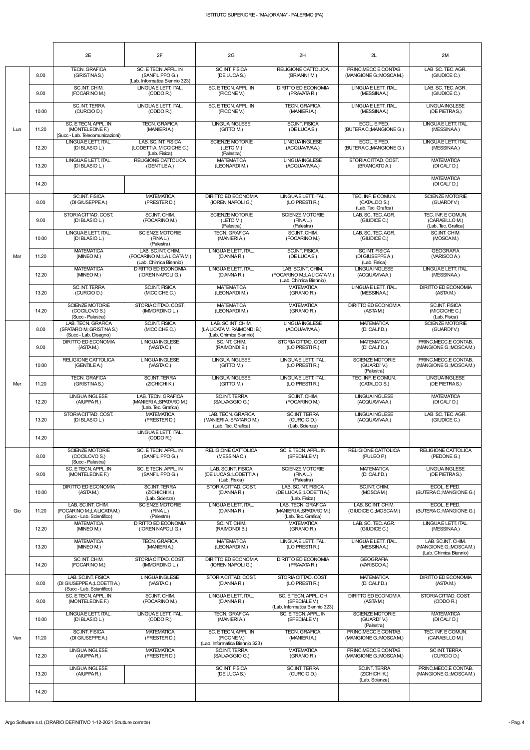| | | 2E | 2F | 2G | 2H | 2L | 2M |
|---|---|---|---|---|---|---|---|
| Lun | 8.00 | TECN. GRAFICA (GRISTINA S.) | SC. E TECN. APPL. IN (SANFILIPPO G.) (Lab. Informatica Biennio 323) | SC.INT. FISICA (DE LUCA S.) | RELIGIONE CATTOLICA (BRIANNI' M.) | PRINC.MECC.E CONTAB. (MANGIONE G.;MOSCA M.) | LAB. SC. TEC. AGR. (GIUDICE C.) |
| | 9.00 | SC.INT. CHIM. (FOCARINO M.) | LINGUA E LETT. ITAL. (ODDO R.) | SC. E TECN. APPL. IN (PICONE V.) | DIRITTO ED ECONOMIA (PRAVATA R.) | LINGUA E LETT. ITAL. (MESSINA A.) | LAB. SC. TEC. AGR. (GIUDICE C.) |
| | 10.00 | SC.INT. TERRA (CURCIO D.) | LINGUA E LETT. ITAL. (ODDO R.) | SC. E TECN. APPL. IN (PICONE V.) | TECN. GRAFICA (MANIERI A.) | LINGUA E LETT. ITAL. (MESSINA A.) | LINGUA INGLESE (DE PIETRA S.) |
| | 11.20 | SC. E TECN. APPL. IN (MONTELEONE F.) (Succ - Lab. Telecomunicazioni) | TECN. GRAFICA (MANIERI A.) | LINGUA INGLESE (GITTO M.) | SC.INT. FISICA (DE LUCA S.) | ECOL. E PED. (BUTERA C.;MANGIONE G.) | LINGUA E LETT. ITAL. (MESSINA A.) |
| | 12.20 | LINGUA E LETT. ITAL. (DI BLASIO L.) | LAB. SC.INT. FISICA (LODETTI A.;MICCICHE C.) (Lab. Fisica) | SCIENZE MOTORIE (LETO M.) (Palestra) | LINGUA INGLESE (ACQUAVIVA A.) | ECOL. E PED. (BUTERA C.;MANGIONE G.) | LINGUA E LETT. ITAL. (MESSINA A.) |
| | 13.20 | LINGUA E LETT. ITAL. (DI BLASIO L.) | RELIGIONE CATTOLICA (GENTILE A.) | MATEMATICA (LEONARDI M.) | LINGUA INGLESE (ACQUAVIVA A.) | STORIA CITTAD. COST. (BRANCATO A.) | MATEMATICA (DI CALI' D.) |
| | 14.20 | | | | | | MATEMATICA (DI CALI' D.) |
| Mar | 8.00 | SC.INT. FISICA (DI GIUSEPPE A.) | MATEMATICA (PRESTER D.) | DIRITTO ED ECONOMIA (IOREN NAPOLI G.) | LINGUA E LETT. ITAL. (LO PRESTI R.) | TEC. INF. E COMUN. (CATALDO S.) (Lab. Tec. Grafica) | SCIENZE MOTORIE (GUARDI' V.) |
| | 9.00 | STORIA CITTAD. COST. (DI BLASIO L.) | SC.INT. CHIM. (FOCARINO M.) | SCIENZE MOTORIE (LETO M.) (Palestra) | SCIENZE MOTORIE (FINA L.) (Palestra) | LAB. SC. TEC. AGR. (GIUDICE C.) | TEC. INF. E COMUN. (CARABILLO M.) (Lab. Tec. Grafica) |
| | 10.00 | LINGUA E LETT. ITAL. (DI BLASIO L.) | SCIENZE MOTORIE (FINA L.) (Palestra) | TECN. GRAFICA (MANIERI A.) | SC.INT. CHIM. (FOCARINO M.) | LAB. SC. TEC. AGR. (GIUDICE C.) | SC.INT. CHIM. (MOSCA M.) |
| | 11.20 | MATEMATICA (MINEO M.) | LAB. SC.INT. CHIM. (FOCARINO M.;LA LICATA M.) (Lab. Chimica Biennio) | LINGUA E LETT. ITAL. (D'ANNA R.) | SC.INT. FISICA (DE LUCA S.) | SC.INT. FISICA (DI GIUSEPPE A.) (Lab. Fisica) | GEOGRAFIA (VARISCO A.) |
| | 12.20 | MATEMATICA (MINEO M.) | DIRITTO ED ECONOMIA (IOREN NAPOLI G.) | LINGUA E LETT. ITAL. (D'ANNA R.) | LAB. SC.INT. CHIM. (FOCARINO M.;LA LICATA M.) (Lab. Chimica Biennio) | LINGUA INGLESE (ACQUAVIVA A.) | LINGUA E LETT. ITAL. (MESSINA A.) |
| | 13.20 | SC.INT. TERRA (CURCIO D.) | SC.INT. FISICA (MICCICHE C.) | MATEMATICA (LEONARDI M.) | MATEMATICA (GRANO R.) | LINGUA E LETT. ITAL. (MESSINA A.) | DIRITTO ED ECONOMIA (ASTA M.) |
| | 14.20 | SCIENZE MOTORIE (COCILOVO S.) (Succ - Palestra) | STORIA CITTAD. COST. (IMMORDINO L.) | MATEMATICA (LEONARDI M.) | MATEMATICA (GRANO R.) | DIRITTO ED ECONOMIA (ASTA M.) | SC.INT. FISICA (MICCICHE C.) (Lab. Fisica) |
| Mer | 8.00 | LAB. TECN. GRAFICA (SPATARO M.;GRISTINA S.) (Succ - Lab. Disegno) | SC.INT. FISICA (MICCICHE C.) | LAB. SC.INT. CHIM. (LA LICATA M.;RAIMONDI B.) (Lab. Chimica Biennio) | LINGUA INGLESE (ACQUAVIVA A.) | MATEMATICA (DI CALI' D.) | SCIENZE MOTORIE (GUARDI' V.) |
| | 9.00 | DIRITTO ED ECONOMIA (ASTA M.) | LINGUA INGLESE (VASTA C.) | SC.INT. CHIM. (RAIMONDI B.) | STORIA CITTAD. COST. (LO PRESTI R.) | MATEMATICA (DI CALI' D.) | PRINC.MECC.E CONTAB. (MANGIONE G.;MOSCA M.) |
| | 10.00 | RELIGIONE CATTOLICA (GENTILE A.) | LINGUA INGLESE (VASTA C.) | LINGUA INGLESE (GITTO M.) | LINGUA E LETT. ITAL. (LO PRESTI R.) | SCIENZE MOTORIE (GUARDI' V.) (Palestra) | PRINC.MECC.E CONTAB. (MANGIONE G.;MOSCA M.) |
| | 11.20 | TECN. GRAFICA (GRISTINA S.) | SC.INT. TERRA (ZICHICHI K.) | LINGUA INGLESE (GITTO M.) | LINGUA E LETT. ITAL. (LO PRESTI R.) | TEC. INF. E COMUN. (CATALDO S.) | LINGUA INGLESE (DE PIETRA S.) |
| | 12.20 | LINGUA INGLESE (AIUPPA R.) | LAB. TECN. GRAFICA (MANIERI A.;SPATARO M.) (Lab. Tec. Grafica) | SC.INT. TERRA (SALVAGGIO G.) | SC.INT. CHIM. (FOCARINO M.) | LINGUA INGLESE (ACQUAVIVA A.) | MATEMATICA (DI CALI' D.) |
| | 13.20 | STORIA CITTAD. COST. (DI BLASIO L.) | MATEMATICA (PRESTER D.) | LAB. TECN. GRAFICA (MANIERI A.;SPATARO M.) (Lab. Tec. Grafica) | SC.INT. TERRA (CURCIO D.) (Lab. Scienze) | LINGUA INGLESE (ACQUAVIVA A.) | LAB. SC. TEC. AGR. (GIUDICE C.) |
| | 14.20 | | LINGUA E LETT. ITAL. (ODDO R.) | | | | |
| Gio | 8.00 | SCIENZE MOTORIE (COCILOVO S.) (Succ - Palestra) | SC. E TECN. APPL. IN (SANFILIPPO G.) | RELIGIONE CATTOLICA (MESSINA C.) | SC. E TECN. APPL. IN (SPECIALE V.) | RELIGIONE CATTOLICA (PULEO P.) | RELIGIONE CATTOLICA (PEDONE G.) |
| | 9.00 | SC. E TECN. APPL. IN (MONTELEONE F.) | SC. E TECN. APPL. IN (SANFILIPPO G.) | LAB. SC.INT. FISICA (DE LUCA S.;LODETTI A.) (Lab. Fisica) | SCIENZE MOTORIE (FINA L.) (Palestra) | MATEMATICA (DI CALI' D.) | LINGUA INGLESE (DE PIETRA S.) |
| | 10.00 | DIRITTO ED ECONOMIA (ASTA M.) | SC.INT. TERRA (ZICHICHI K.) (Lab. Scienze) | STORIA CITTAD. COST. (D'ANNA R.) | LAB. SC.INT. FISICA (DE LUCA S.;LODETTI A.) (Lab. Fisica) | SC.INT. CHIM. (MOSCA M.) | ECOL. E PED. (BUTERA C.;MANGIONE G.) |
| | 11.20 | LAB. SC.INT. CHIM. (FOCARINO M.;LA LICATA M.) (Succ - Lab. Scientifico) | SCIENZE MOTORIE (FINA L.) (Palestra) | LINGUA E LETT. ITAL. (D'ANNA R.) | LAB. TECN. GRAFICA (MANIERI A.;SPATARO M.) (Lab. Tec. Grafica) | LAB. SC.INT. CHIM. (GIUDICE C.;MOSCA M.) | ECOL. E PED. (BUTERA C.;MANGIONE G.) |
| | 12.20 | MATEMATICA (MINEO M.) | DIRITTO ED ECONOMIA (IOREN NAPOLI G.) | SC.INT. CHIM. (RAIMONDI B.) | MATEMATICA (GRANO R.) | LAB. SC. TEC. AGR. (GIUDICE C.) | LINGUA E LETT. ITAL. (MESSINA A.) |
| | 13.20 | MATEMATICA (MINEO M.) | TECN. GRAFICA (MANIERI A.) | MATEMATICA (LEONARDI M.) | LINGUA E LETT. ITAL. (LO PRESTI R.) | LINGUA E LETT. ITAL. (MESSINA A.) | LAB. SC.INT. CHIM. (MANGIONE G.;MOSCA M.) (Lab. Chimica Biennio) |
| | 14.20 | SC.INT. CHIM. (FOCARINO M.) | STORIA CITTAD. COST. (IMMORDINO L.) | DIRITTO ED ECONOMIA (IOREN NAPOLI G.) | DIRITTO ED ECONOMIA (PRAVATA R.) | GEOGRAFIA (VARISCO A.) | |
| Ven | 8.00 | LAB. SC.INT. FISICA (DI GIUSEPPE A.;LODETTI A.) (Succ - Lab. Scientifico) | LINGUA INGLESE (VASTA C.) | STORIA CITTAD. COST. (D'ANNA R.) | STORIA CITTAD. COST. (LO PRESTI R.) | MATEMATICA (DI CALI' D.) | DIRITTO ED ECONOMIA (ASTA M.) |
| | 9.00 | SC. E TECN. APPL. IN (MONTELEONE F.) | SC.INT. CHIM. (FOCARINO M.) | LINGUA E LETT. ITAL. (D'ANNA R.) | SC. E TECN. APPL. CH (SPECIALE V.) (Lab. Informatica Biennio 323) | DIRITTO ED ECONOMIA (ASTA M.) | STORIA CITTAD. COST. (ODDO R.) |
| | 10.00 | LINGUA E LETT. ITAL. (DI BLASIO L.) | LINGUA E LETT. ITAL. (ODDO R.) | TECN. GRAFICA (MANIERI A.) | SC. E TECN. APPL. IN (SPECIALE V.) | SCIENZE MOTORIE (GUARDI' V.) (Palestra) | MATEMATICA (DI CALI' D.) |
| | 11.20 | SC.INT. FISICA (DI GIUSEPPE A.) | MATEMATICA (PRESTER D.) | SC. E TECN. APPL. IN (PICONE V.) (Lab. Informatica Biennio 323) | TECN. GRAFICA (MANIERI A.) | PRINC.MECC.E CONTAB. (MANGIONE G.;MOSCA M.) | TEC. INF. E COMUN. (CARABILLO M.) |
| | 12.20 | LINGUA INGLESE (AIUPPA R.) | MATEMATICA (PRESTER D.) | SC.INT. TERRA (SALVAGGIO G.) | MATEMATICA (GRANO R.) | PRINC.MECC.E CONTAB. (MANGIONE G.;MOSCA M.) | SC.INT. TERRA (CURCIO D.) |
| | 13.20 | LINGUA INGLESE (AIUPPA R.) | | SC.INT. FISICA (DE LUCA S.) | SC.INT. TERRA (CURCIO D.) | SC.INT. TERRA (ZICHICHI K.) (Lab. Scienze) | PRINC.MECC.E CONTAB. (MANGIONE G.;MOSCA M.) |
| | 14.20 | | | | | | |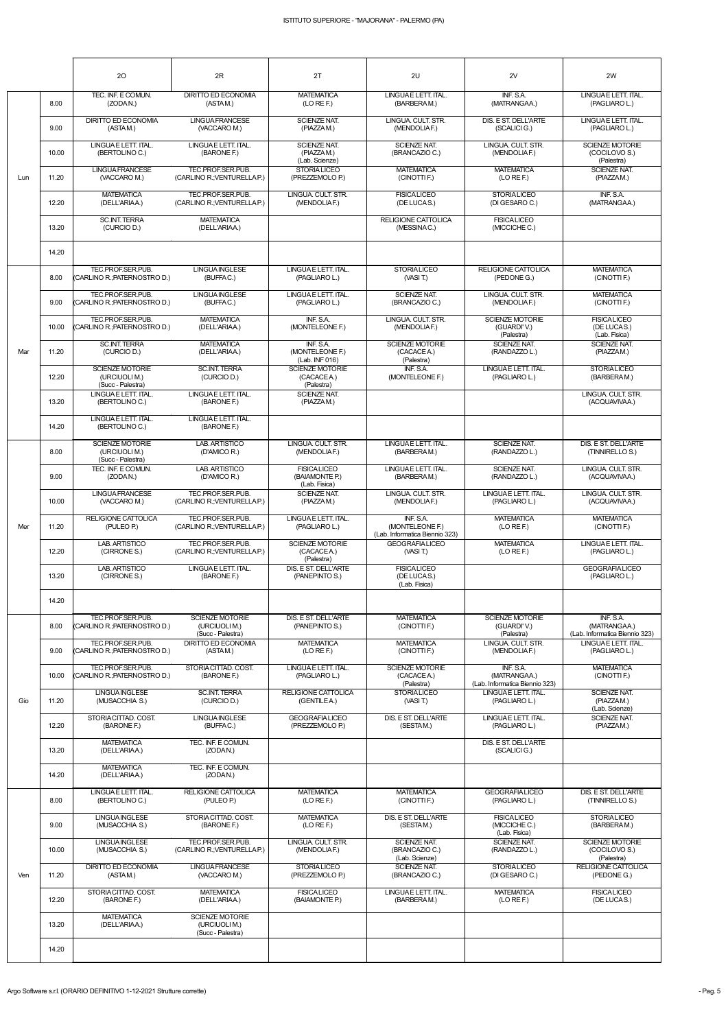ISTITUTO SUPERIORE - "MAJORANA" - PALERMO (PA)

| | | 2O | 2R | 2T | 2U | 2V | 2W |
|---|---|---|---|---|---|---|---|
| Lun | 8.00 | TEC. INF. E COMUN. (ZODA N.) | DIRITTO ED ECONOMIA (ASTA M.) | MATEMATICA (LO RE F.) | LINGUA E LETT. ITAL. (BARBERA M.) | INF. S.A. (MATRANGA A.) | LINGUA E LETT. ITAL. (PAGLIARO L.) |
| | 9.00 | DIRITTO ED ECONOMIA (ASTA M.) | LINGUA FRANCESE (VACCARO M.) | SCIENZE NAT. (PIAZZA M.) | LINGUA. CULT. STR. (MENDOLIA F.) | DIS. E ST. DELL'ARTE (SCALICI G.) | LINGUA E LETT. ITAL. (PAGLIARO L.) |
| | 10.00 | LINGUA E LETT. ITAL. (BERTOLINO C.) | LINGUA E LETT. ITAL. (BARONE F.) | SCIENZE NAT. (PIAZZA M.) (Lab. Scienze) | SCIENZE NAT. (BRANCAZIO C.) | LINGUA. CULT. STR. (MENDOLIA F.) | SCIENZE MOTORIE (COCILOVO S.) (Palestra) |
| | 11.20 | LINGUA FRANCESE (VACCARO M.) | TEC.PROF.SER.PUB. (CARLINO R.;VENTURELLA P.) | STORIA LICEO (PREZZEMOLO P.) | MATEMATICA (CINOTTI F.) | MATEMATICA (LO RE F.) | SCIENZE NAT. (PIAZZA M.) |
| | 12.20 | MATEMATICA (DELL'ARIA A.) | TEC.PROF.SER.PUB. (CARLINO R.;VENTURELLA P.) | LINGUA. CULT. STR. (MENDOLIA F.) | FISICA LICEO (DE LUCA S.) | STORIA LICEO (DI GESARO C.) | INF. S.A. (MATRANGA A.) |
| | 13.20 | SC.INT. TERRA (CURCIO D.) | MATEMATICA (DELL'ARIA A.) | | RELIGIONE CATTOLICA (MESSINA C.) | FISICA LICEO (MICCICHE C.) | |
| | 14.20 | | | | | | |
| Mar | 8.00 | TEC.PROF.SER.PUB. (CARLINO R.;PATERNOSTRO D.) | LINGUA INGLESE (BUFFA C.) | LINGUA E LETT. ITAL. (PAGLIARO L.) | STORIA LICEO (VASI T.) | RELIGIONE CATTOLICA (PEDONE G.) | MATEMATICA (CINOTTI F.) |
| | 9.00 | TEC.PROF.SER.PUB. (CARLINO R.;PATERNOSTRO D.) | LINGUA INGLESE (BUFFA C.) | LINGUA E LETT. ITAL. (PAGLIARO L.) | SCIENZE NAT. (BRANCAZIO C.) | LINGUA. CULT. STR. (MENDOLIA F.) | MATEMATICA (CINOTTI F.) |
| | 10.00 | TEC.PROF.SER.PUB. (CARLINO R.;PATERNOSTRO D.) | MATEMATICA (DELL'ARIA A.) | INF. S.A. (MONTELEONE F.) | LINGUA. CULT. STR. (MENDOLIA F.) | SCIENZE MOTORIE (GUARDI' V.) (Palestra) | FISICA LICEO (DE LUCA S.) (Lab. Fisica) |
| | 11.20 | SC.INT. TERRA (CURCIO D.) | MATEMATICA (DELL'ARIA A.) | INF. S.A. (MONTELEONE F.) (Lab. INF 016) | SCIENZE MOTORIE (CACACE A.) (Palestra) | SCIENZE NAT. (RANDAZZO L.) | SCIENZE NAT. (PIAZZA M.) |
| | 12.20 | SCIENZE MOTORIE (URCIUOLI M.) (Succ - Palestra) | SC.INT. TERRA (CURCIO D.) | SCIENZE MOTORIE (CACACE A.) (Palestra) | INF. S.A. (MONTELEONE F.) | LINGUA E LETT. ITAL. (PAGLIARO L.) | STORIA LICEO (BARBERA M.) |
| | 13.20 | LINGUA E LETT. ITAL. (BERTOLINO C.) | LINGUA E LETT. ITAL. (BARONE F.) | SCIENZE NAT. (PIAZZA M.) | | | LINGUA. CULT. STR. (ACQUAVIVA A.) |
| | 14.20 | LINGUA E LETT. ITAL. (BERTOLINO C.) | LINGUA E LETT. ITAL. (BARONE F.) | | | | |
| Mer | 8.00 | SCIENZE MOTORIE (URCIUOLI M.) (Succ - Palestra) | LAB. ARTISTICO (D'AMICO R.) | LINGUA. CULT. STR. (MENDOLIA F.) | LINGUA E LETT. ITAL. (BARBERA M.) | SCIENZE NAT. (RANDAZZO L.) | DIS. E ST. DELL'ARTE (TINNIRELLO S.) |
| | 9.00 | TEC. INF. E COMUN. (ZODA N.) | LAB. ARTISTICO (D'AMICO R.) | FISICA LICEO (BAIAMONTE P.) (Lab. Fisica) | LINGUA E LETT. ITAL. (BARBERA M.) | SCIENZE NAT. (RANDAZZO L.) | LINGUA. CULT. STR. (ACQUAVIVA A.) |
| | 10.00 | LINGUA FRANCESE (VACCARO M.) | TEC.PROF.SER.PUB. (CARLINO R.;VENTURELLA P.) | SCIENZE NAT. (PIAZZA M.) | LINGUA. CULT. STR. (MENDOLIA F.) | LINGUA E LETT. ITAL. (PAGLIARO L.) | LINGUA. CULT. STR. (ACQUAVIVA A.) |
| | 11.20 | RELIGIONE CATTOLICA (PULEO P.) | TEC.PROF.SER.PUB. (CARLINO R.;VENTURELLA P.) | LINGUA E LETT. ITAL. (PAGLIARO L.) | INF. S.A. (MONTELEONE F.) (Lab. Informatica Biennio 323) | MATEMATICA (LO RE F.) | MATEMATICA (CINOTTI F.) |
| | 12.20 | LAB. ARTISTICO (CIRRONE S.) | TEC.PROF.SER.PUB. (CARLINO R.;VENTURELLA P.) | SCIENZE MOTORIE (CACACE A.) (Palestra) | GEOGRAFIA LICEO (VASI T.) | MATEMATICA (LO RE F.) | LINGUA E LETT. ITAL. (PAGLIARO L.) |
| | 13.20 | LAB. ARTISTICO (CIRRONE S.) | LINGUA E LETT. ITAL. (BARONE F.) | DIS. E ST. DELL'ARTE (PANEPINTO S.) | FISICA LICEO (DE LUCA S.) (Lab. Fisica) | | GEOGRAFIA LICEO (PAGLIARO L.) |
| | 14.20 | | | | | | |
| Gio | 8.00 | TEC.PROF.SER.PUB. (CARLINO R.;PATERNOSTRO D.) | SCIENZE MOTORIE (URCIUOLI M.) (Succ - Palestra) | DIS. E ST. DELL'ARTE (PANEPINTO S.) | MATEMATICA (CINOTTI F.) | SCIENZE MOTORIE (GUARDI' V.) (Palestra) | INF. S.A. (MATRANGA A.) (Lab. Informatica Biennio 323) |
| | 9.00 | TEC.PROF.SER.PUB. (CARLINO R.;PATERNOSTRO D.) | DIRITTO ED ECONOMIA (ASTA M.) | MATEMATICA (LO RE F.) | MATEMATICA (CINOTTI F.) | LINGUA. CULT. STR. (MENDOLIA F.) | LINGUA E LETT. ITAL. (PAGLIARO L.) |
| | 10.00 | TEC.PROF.SER.PUB. (CARLINO R.;PATERNOSTRO D.) | STORIA CITTAD. COST. (BARONE F.) | LINGUA E LETT. ITAL. (PAGLIARO L.) | SCIENZE MOTORIE (CACACE A.) (Palestra) | INF. S.A. (MATRANGA A.) (Lab. Informatica Biennio 323) | MATEMATICA (CINOTTI F.) |
| | 11.20 | LINGUA INGLESE (MUSACCHIA S.) | SC.INT. TERRA (CURCIO D.) | RELIGIONE CATTOLICA (GENTILE A.) | STORIA LICEO (VASI T.) | LINGUA E LETT. ITAL. (PAGLIARO L.) | SCIENZE NAT. (PIAZZA M.) (Lab. Scienze) |
| | 12.20 | STORIA CITTAD. COST. (BARONE F.) | LINGUA INGLESE (BUFFA C.) | GEOGRAFIA LICEO (PREZZEMOLO P.) | DIS. E ST. DELL'ARTE (SESTA M.) | LINGUA E LETT. ITAL. (PAGLIARO L.) | SCIENZE NAT. (PIAZZA M.) |
| | 13.20 | MATEMATICA (DELL'ARIA A.) | TEC. INF. E COMUN. (ZODA N.) | | | DIS. E ST. DELL'ARTE (SCALICI G.) | |
| | 14.20 | MATEMATICA (DELL'ARIA A.) | TEC. INF. E COMUN. (ZODA N.) | | | | |
| Ven | 8.00 | LINGUA E LETT. ITAL. (BERTOLINO C.) | RELIGIONE CATTOLICA (PULEO P.) | MATEMATICA (LO RE F.) | MATEMATICA (CINOTTI F.) | GEOGRAFIA LICEO (PAGLIARO L.) | DIS. E ST. DELL'ARTE (TINNIRELLO S.) |
| | 9.00 | LINGUA INGLESE (MUSACCHIA S.) | STORIA CITTAD. COST. (BARONE F.) | MATEMATICA (LO RE F.) | DIS. E ST. DELL'ARTE (SESTA M.) | FISICA LICEO (MICCICHE C.) (Lab. Fisica) | STORIA LICEO (BARBERA M.) |
| | 10.00 | LINGUA INGLESE (MUSACCHIA S.) | TEC.PROF.SER.PUB. (CARLINO R.;VENTURELLA P.) | LINGUA. CULT. STR. (MENDOLIA F.) | SCIENZE NAT. (BRANCAZIO C.) (Lab. Scienze) | SCIENZE NAT. (RANDAZZO L.) | SCIENZE MOTORIE (COCILOVO S.) (Palestra) |
| | 11.20 | DIRITTO ED ECONOMIA (ASTA M.) | LINGUA FRANCESE (VACCARO M.) | STORIA LICEO (PREZZEMOLO P.) | SCIENZE NAT. (BRANCAZIO C.) | STORIA LICEO (DI GESARO C.) | RELIGIONE CATTOLICA (PEDONE G.) |
| | 12.20 | STORIA CITTAD. COST. (BARONE F.) | MATEMATICA (DELL'ARIA A.) | FISICA LICEO (BAIAMONTE P.) | LINGUA E LETT. ITAL. (BARBERA M.) | MATEMATICA (LO RE F.) | FISICA LICEO (DE LUCA S.) |
| | 13.20 | MATEMATICA (DELL'ARIA A.) | SCIENZE MOTORIE (URCIUOLI M.) (Succ - Palestra) | | | | |
| | 14.20 | | | | | | |

Argo Software s.r.l. (ORARIO DEFINITIVO 1-12-2021 Strutture corrette)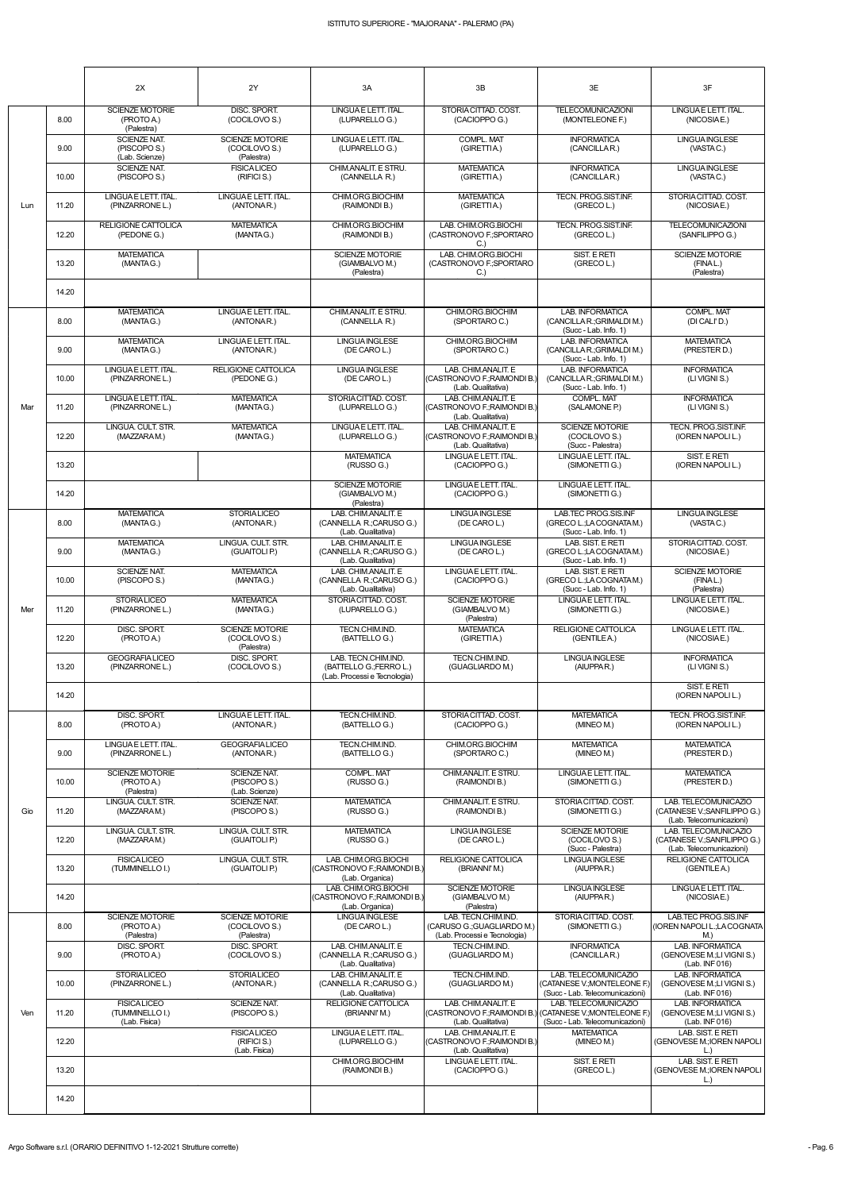| | | 2X | 2Y | 3A | 3B | 3E | 3F |
|---|---|---|---|---|---|---|---|
| Lun | 8.00 | SCIENZE MOTORIE (PROTO A.) (Palestra) | DISC. SPORT. (COCILOVO S.) | LINGUA E LETT. ITAL. (LUPARELLO G.) | STORIA CITTAD. COST. (CACIOPPO G.) | TELECOMUNICAZIONI (MONTELEONE F.) | LINGUA E LETT. ITAL. (NICOSIA E.) |
| | 9.00 | SCIENZE NAT. (PISCOPO S.) (Lab. Scienze) | SCIENZE MOTORIE (COCILOVO S.) (Palestra) | LINGUA E LETT. ITAL. (LUPARELLO G.) | COMPL. MAT (GIRETTI A.) | INFORMATICA (CANCILLA R.) | LINGUA INGLESE (VASTA C.) |
| | 10.00 | SCIENZE NAT. (PISCOPO S.) | FISICA LICEO (RIFICI S.) | CHIM.ANALIT. E STRU. (CANNELLA R.) | MATEMATICA (GIRETTI A.) | INFORMATICA (CANCILLA R.) | LINGUA INGLESE (VASTA C.) |
| | 11.20 | LINGUA E LETT. ITAL. (PINZARRONE L.) | LINGUA E LETT. ITAL. (ANTONA R.) | CHIM.ORG.BIOCHIM (RAIMONDI B.) | MATEMATICA (GIRETTI A.) | TECN. PROG.SIST.INF. (GRECO L.) | STORIA CITTAD. COST. (NICOSIA E.) |
| | 12.20 | RELIGIONE CATTOLICA (PEDONE G.) | MATEMATICA (MANTA G.) | CHIM.ORG.BIOCHIM (RAIMONDI B.) | LAB. CHIM.ORG.BIOCHI (CASTRONOVO F.;SPORTARO C.) | TECN. PROG.SIST.INF. (GRECO L.) | TELECOMUNICAZIONI (SANFILIPPO G.) |
| | 13.20 | MATEMATICA (MANTA G.) | | SCIENZE MOTORIE (GIAMBALVO M.) (Palestra) | LAB. CHIM.ORG.BIOCHI (CASTRONOVO F.;SPORTARO C.) | SIST. E RETI (GRECO L.) | SCIENZE MOTORIE (FINA L.) (Palestra) |
| | 14.20 | | | | | | |
| Mar | 8.00 | MATEMATICA (MANTA G.) | LINGUA E LETT. ITAL. (ANTONA R.) | CHIM.ANALIT. E STRU. (CANNELLA R.) | CHIM.ORG.BIOCHIM (SPORTARO C.) | LAB. INFORMATICA (CANCILLA R.;GRIMALDI M.) (Succ - Lab. Info. 1) | COMPL. MAT (DI CALI' D.) |
| | 9.00 | MATEMATICA (MANTA G.) | LINGUA E LETT. ITAL. (ANTONA R.) | LINGUA INGLESE (DE CARO L.) | CHIM.ORG.BIOCHIM (SPORTARO C.) | LAB. INFORMATICA (CANCILLA R.;GRIMALDI M.) (Succ - Lab. Info. 1) | MATEMATICA (PRESTER D.) |
| | 10.00 | LINGUA E LETT. ITAL. (PINZARRONE L.) | RELIGIONE CATTOLICA (PEDONE G.) | LINGUA INGLESE (DE CARO L.) | LAB. CHIM.ANALIT. E (CASTRONOVO F.;RAIMONDI B.) (Lab. Qualitativa) | LAB. INFORMATICA (CANCILLA R.;GRIMALDI M.) (Succ - Lab. Info. 1) | INFORMATICA (LI VIGNI S.) |
| | 11.20 | LINGUA E LETT. ITAL. (PINZARRONE L.) | MATEMATICA (MANTA G.) | STORIA CITTAD. COST. (LUPARELLO G.) | LAB. CHIM.ANALIT. E (CASTRONOVO F.;RAIMONDI B.) (Lab. Qualitativa) | COMPL. MAT (SALAMONE P.) | INFORMATICA (LI VIGNI S.) |
| | 12.20 | LINGUA. CULT. STR. (MAZZARA M.) | MATEMATICA (MANTA G.) | LINGUA E LETT. ITAL. (LUPARELLO G.) | LAB. CHIM.ANALIT. E (CASTRONOVO F.;RAIMONDI B.) (Lab. Qualitativa) | SCIENZE MOTORIE (COCILOVO S.) (Succ - Palestra) | TECN. PROG.SIST.INF. (IOREN NAPOLI L.) |
| | 13.20 | | | MATEMATICA (RUSSO G.) | LINGUA E LETT. ITAL. (CACIOPPO G.) | LINGUA E LETT. ITAL. (SIMONETTI G.) | SIST. E RETI (IOREN NAPOLI L.) |
| | 14.20 | | | SCIENZE MOTORIE (GIAMBALVO M.) (Palestra) | LINGUA E LETT. ITAL. (CACIOPPO G.) | LINGUA E LETT. ITAL. (SIMONETTI G.) | |
| Mer | 8.00 | MATEMATICA (MANTA G.) | STORIA LICEO (ANTONA R.) | LAB. CHIM.ANALIT. E (CANNELLA R.;CARUSO G.) (Lab. Qualitativa) | LINGUA INGLESE (DE CARO L.) | LAB.TEC PROG.SIS.INF (GRECO L.;LA COGNATA M.) (Succ - Lab. Info. 1) | LINGUA INGLESE (VASTA C.) |
| | 9.00 | MATEMATICA (MANTA G.) | LINGUA. CULT. STR. (GUAITOLI P.) | LAB. CHIM.ANALIT. E (CANNELLA R.;CARUSO G.) (Lab. Qualitativa) | LINGUA INGLESE (DE CARO L.) | LAB. SIST. E RETI (GRECO L.;LA COGNATA M.) (Succ - Lab. Info. 1) | STORIA CITTAD. COST. (NICOSIA E.) |
| | 10.00 | SCIENZE NAT. (PISCOPO S.) | MATEMATICA (MANTA G.) | LAB. CHIM.ANALIT. E (CANNELLA R.;CARUSO G.) (Lab. Qualitativa) | LINGUA E LETT. ITAL. (CACIOPPO G.) | LAB. SIST. E RETI (GRECO L.;LA COGNATA M.) (Succ - Lab. Info. 1) | SCIENZE MOTORIE (FINA L.) (Palestra) |
| | 11.20 | STORIA LICEO (PINZARRONE L.) | MATEMATICA (MANTA G.) | STORIA CITTAD. COST. (LUPARELLO G.) | SCIENZE MOTORIE (GIAMBALVO M.) (Palestra) | LINGUA E LETT. ITAL. (SIMONETTI G.) | LINGUA E LETT. ITAL. (NICOSIA E.) |
| | 12.20 | DISC. SPORT. (PROTO A.) | SCIENZE MOTORIE (COCILOVO S.) (Palestra) | TECN.CHIM.IND. (BATTELLO G.) | MATEMATICA (GIRETTI A.) | RELIGIONE CATTOLICA (GENTILE A.) | LINGUA E LETT. ITAL. (NICOSIA E.) |
| | 13.20 | GEOGRAFIA LICEO (PINZARRONE L.) | DISC. SPORT. (COCILOVO S.) | LAB. TECN.CHIM.IND. (BATTELLO G.;FERRO L.) (Lab. Processi e Tecnologia) | TECN.CHIM.IND. (GUAGLIARDO M.) | LINGUA INGLESE (AIUPPA R.) | INFORMATICA (LI VIGNI S.) |
| | 14.20 | | | | | | SIST. E RETI (IOREN NAPOLI L.) |
| Gio | 8.00 | DISC. SPORT. (PROTO A.) | LINGUA E LETT. ITAL. (ANTONA R.) | TECN.CHIM.IND. (BATTELLO G.) | STORIA CITTAD. COST. (CACIOPPO G.) | MATEMATICA (MINEO M.) | TECN. PROG.SIST.INF. (IOREN NAPOLI L.) |
| | 9.00 | LINGUA E LETT. ITAL. (PINZARRONE L.) | GEOGRAFIA LICEO (ANTONA R.) | TECN.CHIM.IND. (BATTELLO G.) | CHIM.ORG.BIOCHIM (SPORTARO C.) | MATEMATICA (MINEO M.) | MATEMATICA (PRESTER D.) |
| | 10.00 | SCIENZE MOTORIE (PROTO A.) (Palestra) | SCIENZE NAT. (PISCOPO S.) (Lab. Scienze) | COMPL. MAT (RUSSO G.) | CHIM.ANALIT. E STRU. (RAIMONDI B.) | LINGUA E LETT. ITAL. (SIMONETTI G.) | MATEMATICA (PRESTER D.) |
| | 11.20 | LINGUA. CULT. STR. (MAZZARA M.) | SCIENZE NAT. (PISCOPO S.) | MATEMATICA (RUSSO G.) | CHIM.ANALIT. E STRU. (RAIMONDI B.) | STORIA CITTAD. COST. (SIMONETTI G.) | LAB. TELECOMUNICAZIO (CATANESE V.;SANFILIPPO G.) (Lab. Telecomunicazioni) |
| | 12.20 | LINGUA. CULT. STR. (MAZZARA M.) | LINGUA. CULT. STR. (GUAITOLI P.) | MATEMATICA (RUSSO G.) | LINGUA INGLESE (DE CARO L.) | SCIENZE MOTORIE (COCILOVO S.) (Succ - Palestra) | LAB. TELECOMUNICAZIO (CATANESE V.;SANFILIPPO G.) (Lab. Telecomunicazioni) |
| | 13.20 | FISICA LICEO (TUMMINELLO I.) | LINGUA. CULT. STR. (GUAITOLI P.) | LAB. CHIM.ORG.BIOCHI (CASTRONOVO F.;RAIMONDI B.) (Lab. Organica) | RELIGIONE CATTOLICA (BRIANNI' M.) | LINGUA INGLESE (AIUPPA R.) | RELIGIONE CATTOLICA (GENTILE A.) |
| | 14.20 | | | LAB. CHIM.ORG.BIOCHI (CASTRONOVO F.;RAIMONDI B.) (Lab. Organica) | SCIENZE MOTORIE (GIAMBALVO M.) (Palestra) | LINGUA INGLESE (AIUPPA R.) | LINGUA E LETT. ITAL. (NICOSIA E.) |
| Ven | 8.00 | SCIENZE MOTORIE (PROTO A.) (Palestra) | SCIENZE MOTORIE (COCILOVO S.) (Palestra) | LINGUA INGLESE (DE CARO L.) | LAB. TECN.CHIM.IND. (CARUSO G.;GUAGLIARDO M.) (Lab. Processi e Tecnologia) | STORIA CITTAD. COST. (SIMONETTI G.) | LAB.TEC PROG.SIS.INF (IOREN NAPOLI L.;LA COGNATA M.) |
| | 9.00 | DISC. SPORT. (PROTO A.) | DISC. SPORT. (COCILOVO S.) | LAB. CHIM.ANALIT. E (CANNELLA R.;CARUSO G.) (Lab. Qualitativa) | TECN.CHIM.IND. (GUAGLIARDO M.) | INFORMATICA (CANCILLA R.) | LAB. INFORMATICA (GENOVESE M.;LI VIGNI S.) (Lab. INF 016) |
| | 10.00 | STORIA LICEO (PINZARRONE L.) | STORIA LICEO (ANTONA R.) | LAB. CHIM.ANALIT. E (CANNELLA R.;CARUSO G.) (Lab. Qualitativa) | TECN.CHIM.IND. (GUAGLIARDO M.) | LAB. TELECOMUNICAZIO (CATANESE V.;MONTELEONE F.) (Succ - Lab. Telecomunicazioni) | LAB. INFORMATICA (GENOVESE M.;LI VIGNI S.) (Lab. INF 016) |
| | 11.20 | FISICA LICEO (TUMMINELLO I.) (Lab. Fisica) | SCIENZE NAT. (PISCOPO S.) | RELIGIONE CATTOLICA (BRIANNI' M.) | LAB. CHIM.ANALIT. E (CASTRONOVO F.;RAIMONDI B.) (Lab. Qualitativa) | LAB. TELECOMUNICAZIO (CATANESE V.;MONTELEONE F.) (Succ - Lab. Telecomunicazioni) | LAB. INFORMATICA (GENOVESE M.;LI VIGNI S.) (Lab. INF 016) |
| | 12.20 | | FISICA LICEO (RIFICI S.) (Lab. Fisica) | LINGUA E LETT. ITAL. (LUPARELLO G.) | LAB. CHIM.ANALIT. E (CASTRONOVO F.;RAIMONDI B.) (Lab. Qualitativa) | MATEMATICA (MINEO M.) | LAB. SIST. E RETI (GENOVESE M.;IOREN NAPOLI L.) |
| | 13.20 | | | CHIM.ORG.BIOCHIM (RAIMONDI B.) | LINGUA E LETT. ITAL. (CACIOPPO G.) | SIST. E RETI (GRECO L.) | LAB. SIST. E RETI (GENOVESE M.;IOREN NAPOLI L.) |
| | 14.20 | | | | | | |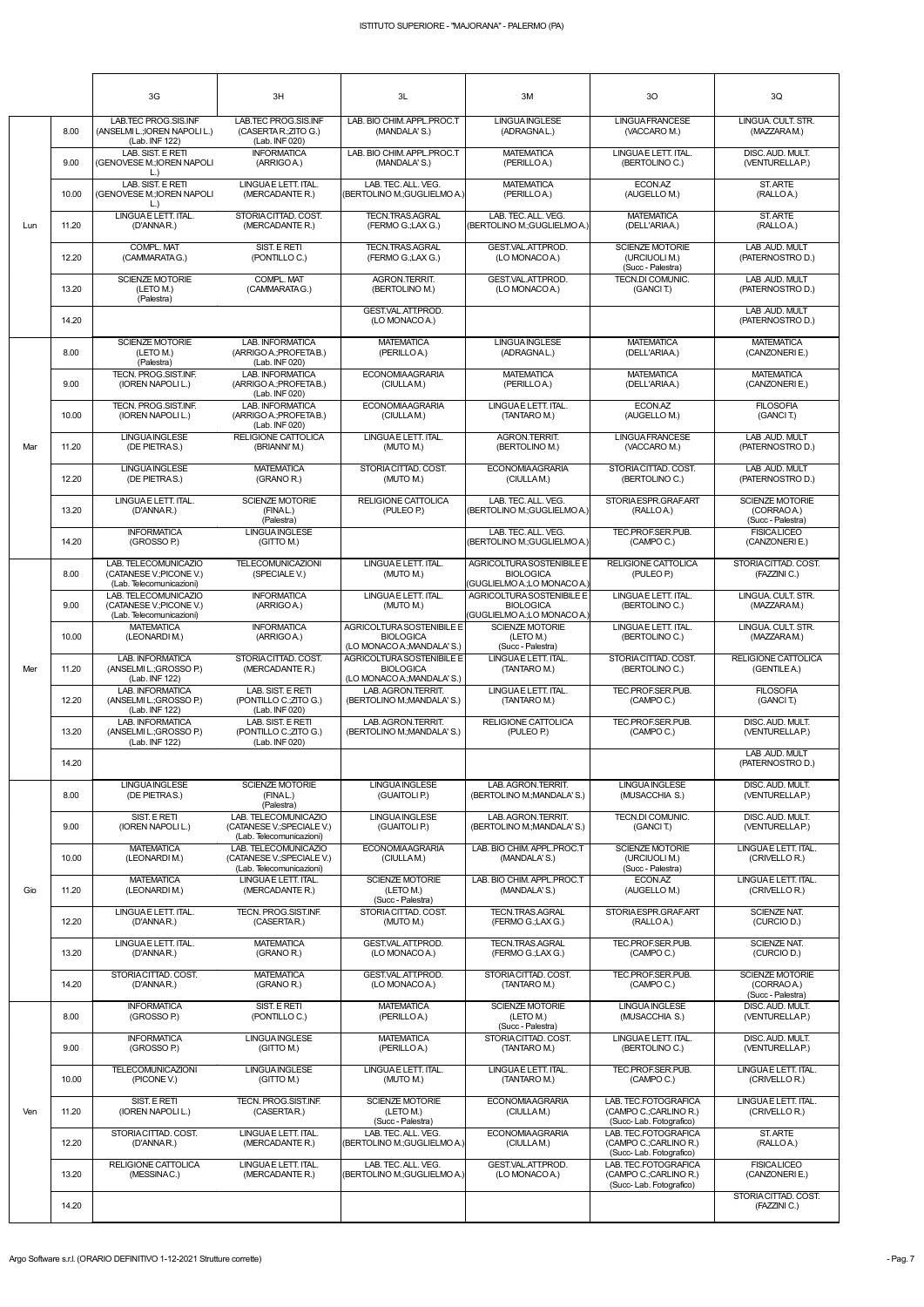ISTITUTO SUPERIORE - "MAJORANA" - PALERMO (PA)

| | | 3G | 3H | 3L | 3M | 3O | 3Q |
|---|---|---|---|---|---|---|---|
| Lun | 8.00 | LAB.TEC PROG.SIS.INF (ANSELMI L.;IOREN NAPOLI L.) (Lab. INF 122) | LAB.TEC PROG.SIS.INF (CASERTA R.;ZITO G.) (Lab. INF 020) | LAB. BIO CHIM. APPL.PROC.T (MANDALA' S.) | LINGUA INGLESE (ADRAGNA L.) | LINGUA FRANCESE (VACCARO M.) | LINGUA. CULT. STR. (MAZZARA M.) |
| | 9.00 | LAB. SIST. E RETI (GENOVESE M.;IOREN NAPOLI L.) | INFORMATICA (ARRIGO A.) | LAB. BIO CHIM. APPL.PROC.T (MANDALA' S.) | MATEMATICA (PERILLO A.) | LINGUA E LETT. ITAL. (BERTOLINO C.) | DISC. AUD. MULT. (VENTURELLA P.) |
| | 10.00 | LAB. SIST. E RETI (GENOVESE M.;IOREN NAPOLI L.) | LINGUA E LETT. ITAL. (MERCADANTE R.) | LAB. TEC. ALL. VEG. (BERTOLINO M.;GUGLIELMO A.) | MATEMATICA (PERILLO A.) | ECON.AZ (AUGELLO M.) | ST.ARTE (RALLO A.) |
| | 11.20 | LINGUA E LETT. ITAL. (D'ANNA R.) | STORIA CITTAD. COST. (MERCADANTE R.) | TECN.TRAS.AGRAL (FERMO G.;LAX G.) | LAB. TEC. ALL. VEG. (BERTOLINO M.;GUGLIELMO A.) | MATEMATICA (DELL'ARIA A.) | ST.ARTE (RALLO A.) |
| | 12.20 | COMPL. MAT (CAMMARATA G.) | SIST. E RETI (PONTILLO C.) | TECN.TRAS.AGRAL (FERMO G.;LAX G.) | GEST.VAL.ATT.PROD. (LO MONACO A.) | SCIENZE MOTORIE (URCIUOLI M.) (Succ - Palestra) | LAB .AUD. MULT (PATERNOSTRO D.) |
| | 13.20 | SCIENZE MOTORIE (LETO M.) (Palestra) | COMPL. MAT (CAMMARATA G.) | AGRON.TERRIT. (BERTOLINO M.) | GEST.VAL.ATT.PROD. (LO MONACO A.) | TECN.DI COMUNIC. (GANCI T.) | LAB .AUD. MULT (PATERNOSTRO D.) |
| | 14.20 | | | GEST.VAL.ATT.PROD. (LO MONACO A.) | | | LAB .AUD. MULT (PATERNOSTRO D.) |
| Mar | 8.00 | SCIENZE MOTORIE (LETO M.) (Palestra) | LAB. INFORMATICA (ARRIGO A.;PROFETA B.) (Lab. INF 020) | MATEMATICA (PERILLO A.) | LINGUA INGLESE (ADRAGNA L.) | MATEMATICA (DELL'ARIA A.) | MATEMATICA (CANZONERI E.) |
| | 9.00 | TECN. PROG.SIST.INF. (IOREN NAPOLI L.) | LAB. INFORMATICA (ARRIGO A.;PROFETA B.) (Lab. INF 020) | ECONOMIA AGRARIA (CIULLA M.) | MATEMATICA (PERILLO A.) | MATEMATICA (DELL'ARIA A.) | MATEMATICA (CANZONERI E.) |
| | 10.00 | TECN. PROG.SIST.INF. (IOREN NAPOLI L.) | LAB. INFORMATICA (ARRIGO A.;PROFETA B.) (Lab. INF 020) | ECONOMIA AGRARIA (CIULLA M.) | LINGUA E LETT. ITAL. (TANTARO M.) | ECON.AZ (AUGELLO M.) | FILOSOFIA (GANCI T.) |
| | 11.20 | LINGUA INGLESE (DE PIETRA S.) | RELIGIONE CATTOLICA (BRIANNI' M.) | LINGUA E LETT. ITAL. (MUTO M.) | AGRON.TERRIT. (BERTOLINO M.) | LINGUA FRANCESE (VACCARO M.) | LAB .AUD. MULT (PATERNOSTRO D.) |
| | 12.20 | LINGUA INGLESE (DE PIETRA S.) | MATEMATICA (GRANO R.) | STORIA CITTAD. COST. (MUTO M.) | ECONOMIA AGRARIA (CIULLA M.) | STORIA CITTAD. COST. (BERTOLINO C.) | LAB .AUD. MULT (PATERNOSTRO D.) |
| | 13.20 | LINGUA E LETT. ITAL. (D'ANNA R.) | SCIENZE MOTORIE (FINA L.) (Palestra) | RELIGIONE CATTOLICA (PULEO P.) | LAB. TEC. ALL. VEG. (BERTOLINO M.;GUGLIELMO A.) | STORIA ESPR.GRAF.ART (RALLO A.) | SCIENZE MOTORIE (CORRAO A.) (Succ - Palestra) |
| | 14.20 | INFORMATICA (GROSSO P.) | LINGUA INGLESE (GITTO M.) | | LAB. TEC. ALL. VEG. (BERTOLINO M.;GUGLIELMO A.) | TEC.PROF.SER.PUB. (CAMPO C.) | FISICA LICEO (CANZONERI E.) |
| Mer | 8.00 | LAB. TELECOMUNICAZIO (CATANESE V.;PICONE V.) (Lab. Telecomunicazioni) | TELECOMUNICAZIONI (SPECIALE V.) | LINGUA E LETT. ITAL. (MUTO M.) | AGRICOLTURA SOSTENIBILE E BIOLOGICA (GUGLIELMO A.;LO MONACO A.) | RELIGIONE CATTOLICA (PULEO P.) | STORIA CITTAD. COST. (FAZZINI C.) |
| | 9.00 | LAB. TELECOMUNICAZIO (CATANESE V.;PICONE V.) (Lab. Telecomunicazioni) | INFORMATICA (ARRIGO A.) | LINGUA E LETT. ITAL. (MUTO M.) | AGRICOLTURA SOSTENIBILE E BIOLOGICA (GUGLIELMO A.;LO MONACO A.) | LINGUA E LETT. ITAL. (BERTOLINO C.) | LINGUA. CULT. STR. (MAZZARA M.) |
| | 10.00 | MATEMATICA (LEONARDI M.) | INFORMATICA (ARRIGO A.) | AGRICOLTURA SOSTENIBILE E BIOLOGICA (LO MONACO A.;MANDALA' S.) | SCIENZE MOTORIE (LETO M.) (Succ - Palestra) | LINGUA E LETT. ITAL. (BERTOLINO C.) | LINGUA. CULT. STR. (MAZZARA M.) |
| | 11.20 | LAB. INFORMATICA (ANSELMI L.;GROSSO P.) (Lab. INF 122) | STORIA CITTAD. COST. (MERCADANTE R.) | AGRICOLTURA SOSTENIBILE E BIOLOGICA (LO MONACO A.;MANDALA' S.) | LINGUA E LETT. ITAL. (TANTARO M.) | STORIA CITTAD. COST. (BERTOLINO C.) | RELIGIONE CATTOLICA (GENTILE A.) |
| | 12.20 | LAB. INFORMATICA (ANSELMI L.;GROSSO P.) (Lab. INF 122) | LAB. SIST. E RETI (PONTILLO C.;ZITO G.) (Lab. INF 020) | LAB. AGRON.TERRIT. (BERTOLINO M.;MANDALA' S.) | LINGUA E LETT. ITAL. (TANTARO M.) | TEC.PROF.SER.PUB. (CAMPO C.) | FILOSOFIA (GANCI T.) |
| | 13.20 | LAB. INFORMATICA (ANSELMI L.;GROSSO P.) (Lab. INF 122) | LAB. SIST. E RETI (PONTILLO C.;ZITO G.) (Lab. INF 020) | LAB. AGRON.TERRIT. (BERTOLINO M.;MANDALA' S.) | RELIGIONE CATTOLICA (PULEO P.) | TEC.PROF.SER.PUB. (CAMPO C.) | DISC. AUD. MULT. (VENTURELLA P.) |
| | 14.20 | | | | | | LAB .AUD. MULT (PATERNOSTRO D.) |
| Gio | 8.00 | LINGUA INGLESE (DE PIETRA S.) | SCIENZE MOTORIE (FINA L.) (Palestra) | LINGUA INGLESE (GUAITOLI P.) | LAB. AGRON.TERRIT. (BERTOLINO M.;MANDALA' S.) | LINGUA INGLESE (MUSACCHIA S.) | DISC. AUD. MULT. (VENTURELLA P.) |
| | 9.00 | SIST. E RETI (IOREN NAPOLI L.) | LAB. TELECOMUNICAZIO (CATANESE V.;SPECIALE V.) (Lab. Telecomunicazioni) | LINGUA INGLESE (GUAITOLI P.) | LAB. AGRON.TERRIT. (BERTOLINO M.;MANDALA' S.) | TECN.DI COMUNIC. (GANCI T.) | DISC. AUD. MULT. (VENTURELLA P.) |
| | 10.00 | MATEMATICA (LEONARDI M.) | LAB. TELECOMUNICAZIO (CATANESE V.;SPECIALE V.) (Lab. Telecomunicazioni) | ECONOMIA AGRARIA (CIULLA M.) | LAB. BIO CHIM. APPL.PROC.T (MANDALA' S.) | SCIENZE MOTORIE (URCIUOLI M.) (Succ - Palestra) | LINGUA E LETT. ITAL. (CRIVELLO R.) |
| | 11.20 | MATEMATICA (LEONARDI M.) | LINGUA E LETT. ITAL. (MERCADANTE R.) | SCIENZE MOTORIE (LETO M.) (Succ - Palestra) | LAB. BIO CHIM. APPL.PROC.T (MANDALA' S.) | ECON.AZ (AUGELLO M.) | LINGUA E LETT. ITAL. (CRIVELLO R.) |
| | 12.20 | LINGUA E LETT. ITAL. (D'ANNA R.) | TECN. PROG.SIST.INF. (CASERTA R.) | STORIA CITTAD. COST. (MUTO M.) | TECN.TRAS.AGRAL (FERMO G.;LAX G.) | STORIA ESPR.GRAF.ART (RALLO A.) | SCIENZE NAT. (CURCIO D.) |
| | 13.20 | LINGUA E LETT. ITAL. (D'ANNA R.) | MATEMATICA (GRANO R.) | GEST.VAL.ATT.PROD. (LO MONACO A.) | TECN.TRAS.AGRAL (FERMO G.;LAX G.) | TEC.PROF.SER.PUB. (CAMPO C.) | SCIENZE NAT. (CURCIO D.) |
| | 14.20 | STORIA CITTAD. COST. (D'ANNA R.) | MATEMATICA (GRANO R.) | GEST.VAL.ATT.PROD. (LO MONACO A.) | STORIA CITTAD. COST. (TANTARO M.) | TEC.PROF.SER.PUB. (CAMPO C.) | SCIENZE MOTORIE (CORRAO A.) (Succ - Palestra) |
| Ven | 8.00 | INFORMATICA (GROSSO P.) | SIST. E RETI (PONTILLO C.) | MATEMATICA (PERILLO A.) | SCIENZE MOTORIE (LETO M.) (Succ - Palestra) | LINGUA INGLESE (MUSACCHIA S.) | DISC. AUD. MULT. (VENTURELLA P.) |
| | 9.00 | INFORMATICA (GROSSO P.) | LINGUA INGLESE (GITTO M.) | MATEMATICA (PERILLO A.) | STORIA CITTAD. COST. (TANTARO M.) | LINGUA E LETT. ITAL. (BERTOLINO C.) | DISC. AUD. MULT. (VENTURELLA P.) |
| | 10.00 | TELECOMUNICAZIONI (PICONE V.) | LINGUA INGLESE (GITTO M.) | LINGUA E LETT. ITAL. (MUTO M.) | LINGUA E LETT. ITAL. (TANTARO M.) | TEC.PROF.SER.PUB. (CAMPO C.) | LINGUA E LETT. ITAL. (CRIVELLO R.) |
| | 11.20 | SIST. E RETI (IOREN NAPOLI L.) | TECN. PROG.SIST.INF. (CASERTA R.) | SCIENZE MOTORIE (LETO M.) (Succ - Palestra) | ECONOMIA AGRARIA (CIULLA M.) | LAB. TEC.FOTOGRAFICA (CAMPO C.;CARLINO R.) (Succ- Lab. Fotografico) | LINGUA E LETT. ITAL. (CRIVELLO R.) |
| | 12.20 | STORIA CITTAD. COST. (D'ANNA R.) | LINGUA E LETT. ITAL. (MERCADANTE R.) | LAB. TEC. ALL. VEG. (BERTOLINO M.;GUGLIELMO A.) | ECONOMIA AGRARIA (CIULLA M.) | LAB. TEC.FOTOGRAFICA (CAMPO C.;CARLINO R.) (Succ- Lab. Fotografico) | ST.ARTE (RALLO A.) |
| | 13.20 | RELIGIONE CATTOLICA (MESSINA C.) | LINGUA E LETT. ITAL. (MERCADANTE R.) | LAB. TEC. ALL. VEG. (BERTOLINO M.;GUGLIELMO A.) | GEST.VAL.ATT.PROD. (LO MONACO A.) | LAB. TEC.FOTOGRAFICA (CAMPO C.;CARLINO R.) (Succ- Lab. Fotografico) | FISICA LICEO (CANZONERI E.) |
| | 14.20 | | | | | | STORIA CITTAD. COST. (FAZZINI C.) |

Argo Software s.r.l. (ORARIO DEFINITIVO 1-12-2021 Strutture corrette)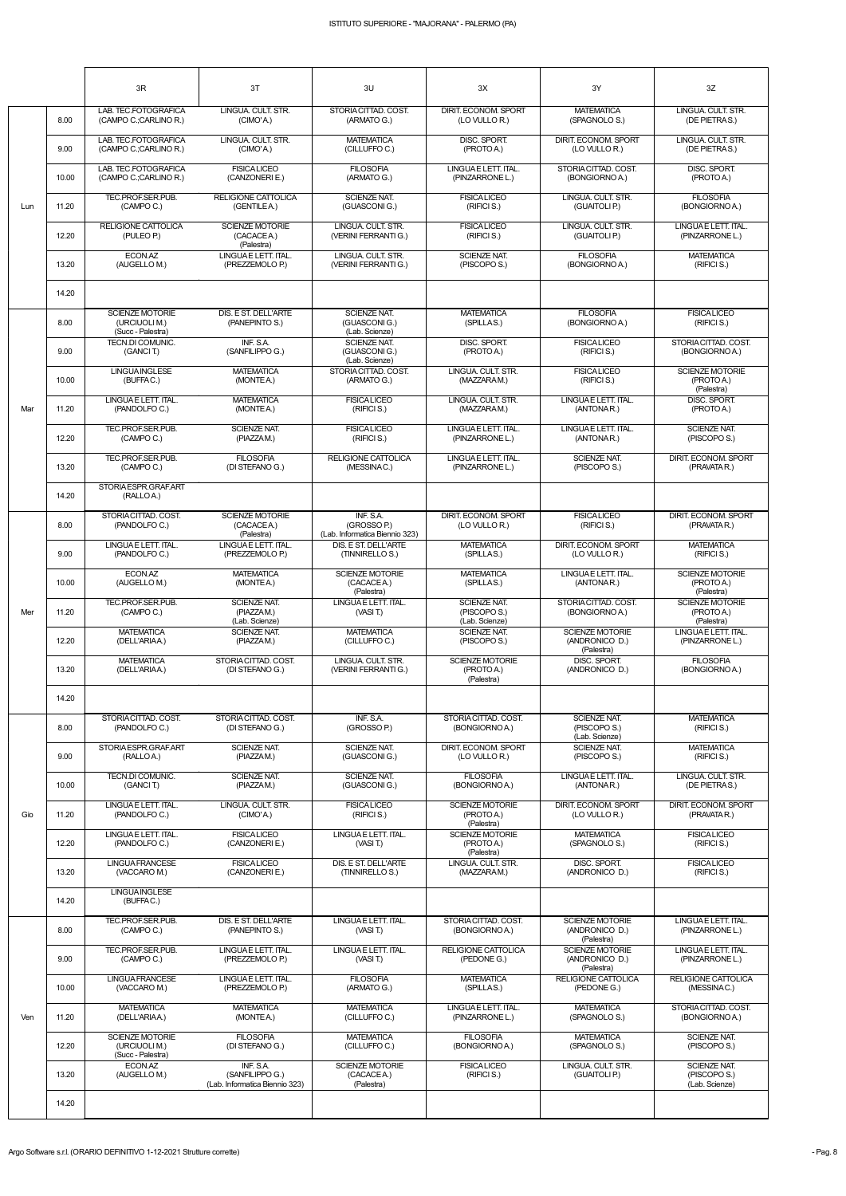ISTITUTO SUPERIORE - "MAJORANA" - PALERMO (PA)

| | | 3R | 3T | 3U | 3X | 3Y | 3Z |
|---|---|---|---|---|---|---|---|
| Lun | 8.00 | LAB. TEC.FOTOGRAFICA (CAMPO C.;CARLINO R.) | LINGUA. CULT. STR. (CIMO'A.) | STORIA CITTAD. COST. (ARMATO G.) | DIRIT. ECONOM. SPORT (LO VULLO R.) | MATEMATICA (SPAGNOLO S.) | LINGUA. CULT. STR. (DE PIETRA S.) |
| | 9.00 | LAB. TEC.FOTOGRAFICA (CAMPO C.;CARLINO R.) | LINGUA. CULT. STR. (CIMO'A.) | MATEMATICA (CILLUFFO C.) | DISC. SPORT. (PROTO A.) | DIRIT. ECONOM. SPORT (LO VULLO R.) | LINGUA. CULT. STR. (DE PIETRA S.) |
| | 10.00 | LAB. TEC.FOTOGRAFICA (CAMPO C.;CARLINO R.) | FISICA LICEO (CANZONERI E.) | FILOSOFIA (ARMATO G.) | LINGUA E LETT. ITAL. (PINZARRONE L.) | STORIA CITTAD. COST. (BONGIORNO A.) | DISC. SPORT. (PROTO A.) |
| | 11.20 | TEC.PROF.SER.PUB. (CAMPO C.) | RELIGIONE CATTOLICA (GENTILE A.) | SCIENZE NAT. (GUASCONI G.) | FISICA LICEO (RIFICI S.) | LINGUA. CULT. STR. (GUAITOLI P.) | FILOSOFIA (BONGIORNO A.) |
| | 12.20 | RELIGIONE CATTOLICA (PULEO P.) | SCIENZE MOTORIE (CACACE A.) (Palestra) | LINGUA. CULT. STR. (VERINI FERRANTI G.) | FISICA LICEO (RIFICI S.) | LINGUA. CULT. STR. (GUAITOLI P.) | LINGUA E LETT. ITAL. (PINZARRONE L.) |
| | 13.20 | ECON.AZ (AUGELLO M.) | LINGUA E LETT. ITAL. (PREZZEMOLO P.) | LINGUA. CULT. STR. (VERINI FERRANTI G.) | SCIENZE NAT. (PISCOPO S.) | FILOSOFIA (BONGIORNO A.) | MATEMATICA (RIFICI S.) |
| | 14.20 | | | | | | |
| Mar | 8.00 | SCIENZE MOTORIE (URCIUOLI M.) (Succ - Palestra) | DIS. E ST. DELL'ARTE (PANEPINTO S.) | SCIENZE NAT. (GUASCONI G.) (Lab. Scienze) | MATEMATICA (SPILLA S.) | FILOSOFIA (BONGIORNO A.) | FISICA LICEO (RIFICI S.) |
| | 9.00 | TECN.DI COMUNIC. (GANCI T.) | INF. S.A. (SANFILIPPO G.) | SCIENZE NAT. (GUASCONI G.) (Lab. Scienze) | DISC. SPORT. (PROTO A.) | FISICA LICEO (RIFICI S.) | STORIA CITTAD. COST. (BONGIORNO A.) |
| | 10.00 | LINGUA INGLESE (BUFFA C.) | MATEMATICA (MONTE A.) | STORIA CITTAD. COST. (ARMATO G.) | LINGUA. CULT. STR. (MAZZARA M.) | FISICA LICEO (RIFICI S.) | SCIENZE MOTORIE (PROTO A.) (Palestra) |
| | 11.20 | LINGUA E LETT. ITAL. (PANDOLFO C.) | MATEMATICA (MONTE A.) | FISICA LICEO (RIFICI S.) | LINGUA. CULT. STR. (MAZZARA M.) | LINGUA E LETT. ITAL. (ANTONA R.) | DISC. SPORT. (PROTO A.) |
| | 12.20 | TEC.PROF.SER.PUB. (CAMPO C.) | SCIENZE NAT. (PIAZZA M.) | FISICA LICEO (RIFICI S.) | LINGUA E LETT. ITAL. (PINZARRONE L.) | LINGUA E LETT. ITAL. (ANTONA R.) | SCIENZE NAT. (PISCOPO S.) |
| | 13.20 | TEC.PROF.SER.PUB. (CAMPO C.) | FILOSOFIA (DI STEFANO G.) | RELIGIONE CATTOLICA (MESSINA C.) | LINGUA E LETT. ITAL. (PINZARRONE L.) | SCIENZE NAT. (PISCOPO S.) | DIRIT. ECONOM. SPORT (PRAVATA R.) |
| | 14.20 | STORIA ESPR.GRAF.ART (RALLO A.) | | | | | |
| Mer | 8.00 | STORIA CITTAD. COST. (PANDOLFO C.) | SCIENZE MOTORIE (CACACE A.) (Palestra) | INF. S.A. (GROSSO P.) (Lab. Informatica Biennio 323) | DIRIT. ECONOM. SPORT (LO VULLO R.) | FISICA LICEO (RIFICI S.) | DIRIT. ECONOM. SPORT (PRAVATA R.) |
| | 9.00 | LINGUA E LETT. ITAL. (PANDOLFO C.) | LINGUA E LETT. ITAL. (PREZZEMOLO P.) | DIS. E ST. DELL'ARTE (TINNIRELLO S.) | MATEMATICA (SPILLA S.) | DIRIT. ECONOM. SPORT (LO VULLO R.) | MATEMATICA (RIFICI S.) |
| | 10.00 | ECON.AZ (AUGELLO M.) | MATEMATICA (MONTE A.) | SCIENZE MOTORIE (CACACE A.) (Palestra) | MATEMATICA (SPILLA S.) | LINGUA E LETT. ITAL. (ANTONA R.) | SCIENZE MOTORIE (PROTO A.) (Palestra) |
| | 11.20 | TEC.PROF.SER.PUB. (CAMPO C.) | SCIENZE NAT. (PIAZZA M.) (Lab. Scienze) | LINGUA E LETT. ITAL. (VASI T.) | SCIENZE NAT. (PISCOPO S.) (Lab. Scienze) | STORIA CITTAD. COST. (BONGIORNO A.) | SCIENZE MOTORIE (PROTO A.) (Palestra) |
| | 12.20 | MATEMATICA (DELL'ARIA A.) | SCIENZE NAT. (PIAZZA M.) | MATEMATICA (CILLUFFO C.) | SCIENZE NAT. (PISCOPO S.) | SCIENZE MOTORIE (ANDRONICO D.) (Palestra) | LINGUA E LETT. ITAL. (PINZARRONE L.) |
| | 13.20 | MATEMATICA (DELL'ARIA A.) | STORIA CITTAD. COST. (DI STEFANO G.) | LINGUA. CULT. STR. (VERINI FERRANTI G.) | SCIENZE MOTORIE (PROTO A.) (Palestra) | DISC. SPORT. (ANDRONICO D.) | FILOSOFIA (BONGIORNO A.) |
| | 14.20 | | | | | | |
| Gio | 8.00 | STORIA CITTAD. COST. (PANDOLFO C.) | STORIA CITTAD. COST. (DI STEFANO G.) | INF. S.A. (GROSSO P.) | STORIA CITTAD. COST. (BONGIORNO A.) | SCIENZE NAT. (PISCOPO S.) (Lab. Scienze) | MATEMATICA (RIFICI S.) |
| | 9.00 | STORIA ESPR.GRAF.ART (RALLO A.) | SCIENZE NAT. (PIAZZA M.) | SCIENZE NAT. (GUASCONI G.) | DIRIT. ECONOM. SPORT (LO VULLO R.) | SCIENZE NAT. (PISCOPO S.) | MATEMATICA (RIFICI S.) |
| | 10.00 | TECN.DI COMUNIC. (GANCI T.) | SCIENZE NAT. (PIAZZA M.) | SCIENZE NAT. (GUASCONI G.) | FILOSOFIA (BONGIORNO A.) | LINGUA E LETT. ITAL. (ANTONA R.) | LINGUA. CULT. STR. (DE PIETRA S.) |
| | 11.20 | LINGUA E LETT. ITAL. (PANDOLFO C.) | LINGUA. CULT. STR. (CIMO'A.) | FISICA LICEO (RIFICI S.) | SCIENZE MOTORIE (PROTO A.) (Palestra) | DIRIT. ECONOM. SPORT (LO VULLO R.) | DIRIT. ECONOM. SPORT (PRAVATA R.) |
| | 12.20 | LINGUA E LETT. ITAL. (PANDOLFO C.) | FISICA LICEO (CANZONERI E.) | LINGUA E LETT. ITAL. (VASI T.) | SCIENZE MOTORIE (PROTO A.) (Palestra) | MATEMATICA (SPAGNOLO S.) | FISICA LICEO (RIFICI S.) |
| | 13.20 | LINGUA FRANCESE (VACCARO M.) | FISICA LICEO (CANZONERI E.) | DIS. E ST. DELL'ARTE (TINNIRELLO S.) | LINGUA. CULT. STR. (MAZZARA M.) | DISC. SPORT. (ANDRONICO D.) | FISICA LICEO (RIFICI S.) |
| | 14.20 | LINGUA INGLESE (BUFFA C.) | | | | | |
| Ven | 8.00 | TEC.PROF.SER.PUB. (CAMPO C.) | DIS. E ST. DELL'ARTE (PANEPINTO S.) | LINGUA E LETT. ITAL. (VASI T.) | STORIA CITTAD. COST. (BONGIORNO A.) | SCIENZE MOTORIE (ANDRONICO D.) (Palestra) | LINGUA E LETT. ITAL. (PINZARRONE L.) |
| | 9.00 | TEC.PROF.SER.PUB. (CAMPO C.) | LINGUA E LETT. ITAL. (PREZZEMOLO P.) | LINGUA E LETT. ITAL. (VASI T.) | RELIGIONE CATTOLICA (PEDONE G.) | SCIENZE MOTORIE (ANDRONICO D.) (Palestra) | LINGUA E LETT. ITAL. (PINZARRONE L.) |
| | 10.00 | LINGUA FRANCESE (VACCARO M.) | LINGUA E LETT. ITAL. (PREZZEMOLO P.) | FILOSOFIA (ARMATO G.) | MATEMATICA (SPILLA S.) | RELIGIONE CATTOLICA (PEDONE G.) | RELIGIONE CATTOLICA (MESSINA C.) |
| | 11.20 | MATEMATICA (DELL'ARIA A.) | MATEMATICA (MONTE A.) | MATEMATICA (CILLUFFO C.) | LINGUA E LETT. ITAL. (PINZARRONE L.) | MATEMATICA (SPAGNOLO S.) | STORIA CITTAD. COST. (BONGIORNO A.) |
| | 12.20 | SCIENZE MOTORIE (URCIUOLI M.) (Succ - Palestra) | FILOSOFIA (DI STEFANO G.) | MATEMATICA (CILLUFFO C.) | FILOSOFIA (BONGIORNO A.) | MATEMATICA (SPAGNOLO S.) | SCIENZE NAT. (PISCOPO S.) |
| | 13.20 | ECON.AZ (AUGELLO M.) | INF. S.A. (SANFILIPPO G.) (Lab. Informatica Biennio 323) | SCIENZE MOTORIE (CACACE A.) (Palestra) | FISICA LICEO (RIFICI S.) | LINGUA. CULT. STR. (GUAITOLI P.) | SCIENZE NAT. (PISCOPO S.) (Lab. Scienze) |
| | 14.20 | | | | | | |

Argo Software s.r.l. (ORARIO DEFINITIVO 1-12-2021 Strutture corrette)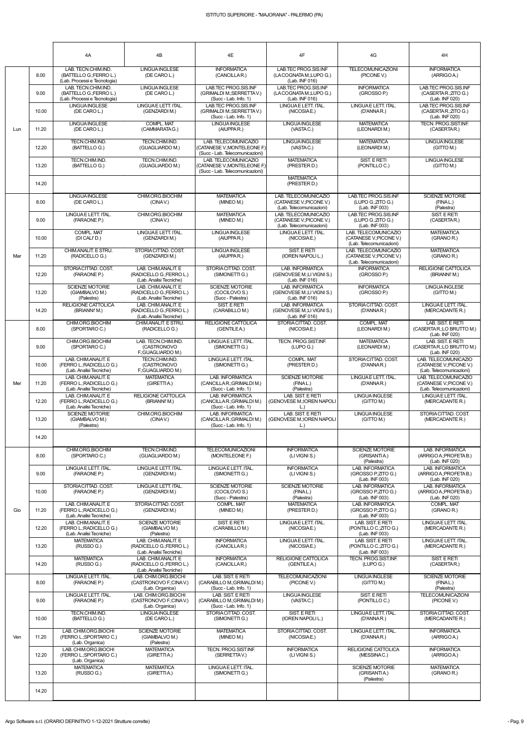ISTITUTO SUPERIORE - "MAJORANA" - PALERMO (PA)

| | | 4A | 4B | 4E | 4F | 4G | 4H |
|---|---|---|---|---|---|---|---|
| Lun | 8.00 | LAB. TECN.CHIM.IND. (BATTELLO G.;FERRO L.) (Lab. Processi e Tecnologia) | LINGUA INGLESE (DE CARO L.) | INFORMATICA (CANCILLA R.) | LAB.TEC PROG.SIS.INF (LA COGNATA M.;LUPO G.) (Lab. INF 016) | TELECOMUNICAZIONI (PICONE V.) | INFORMATICA (ARRIGO A.) |
| | 9.00 | LAB. TECN.CHIM.IND. (BATTELLO G.;FERRO L.) (Lab. Processi e Tecnologia) | LINGUA INGLESE (DE CARO L.) | LAB.TEC PROG.SIS.INF (GRIMALDI M.;SERRETTA V.) (Succ - Lab. Info. 1) | LAB.TEC PROG.SIS.INF (LA COGNATA M.;LUPO G.) (Lab. INF 016) | INFORMATICA (GROSSO P.) | LAB.TEC PROG.SIS.INF (CASERTA R.;ZITO G.) (Lab. INF 020) |
| | 10.00 | LINGUA INGLESE (DE CARO L.) | LINGUA E LETT. ITAL. (GENZARDI M.) | LAB.TEC PROG.SIS.INF (GRIMALDI M.;SERRETTA V.) (Succ - Lab. Info. 1) | LINGUA E LETT. ITAL. (NICOSIA E.) | LINGUA E LETT. ITAL. (D'ANNA R.) | LAB.TEC PROG.SIS.INF (CASERTA R.;ZITO G.) (Lab. INF 020) |
| | 11.20 | LINGUA INGLESE (DE CARO L.) | COMPL. MAT (CAMMARATA G.) | LINGUA INGLESE (AIUPPA R.) | LINGUA INGLESE (VASTA C.) | MATEMATICA (LEONARDI M.) | TECN. PROG.SIST.INF. (CASERTA R.) |
| | 12.20 | TECN.CHIM.IND. (BATTELLO G.) | TECN.CHIM.IND. (GUAGLIARDO M.) | LAB. TELECOMUNICAZIO (CATANESE V.;MONTELEONE F.) (Succ - Lab. Telecomunicazioni) | LINGUA INGLESE (VASTA C.) | MATEMATICA (LEONARDI M.) | LINGUA INGLESE (GITTO M.) |
| | 13.20 | TECN.CHIM.IND. (BATTELLO G.) | TECN.CHIM.IND. (GUAGLIARDO M.) | LAB. TELECOMUNICAZIO (CATANESE V.;MONTELEONE F.) (Succ - Lab. Telecomunicazioni) | MATEMATICA (PRESTER D.) | SIST. E RETI (PONTILLO C.) | LINGUA INGLESE (GITTO M.) |
| | 14.20 | | | | MATEMATICA (PRESTER D.) | | |
| Mar | 8.00 | LINGUA INGLESE (DE CARO L.) | CHIM.ORG.BIOCHIM (CINA V.) | MATEMATICA (MINEO M.) | LAB. TELECOMUNICAZIO (CATANESE V.;PICONE V.) (Lab. Telecomunicazioni) | LAB.TEC PROG.SIS.INF (LUPO G.;ZITO G.) (Lab. INF 003) | SCIENZE MOTORIE (FINA L.) (Palestra) |
| | 9.00 | LINGUA E LETT. ITAL. (FARAONE P.) | CHIM.ORG.BIOCHIM (CINA V.) | MATEMATICA (MINEO M.) | LAB. TELECOMUNICAZIO (CATANESE V.;PICONE V.) (Lab. Telecomunicazioni) | LAB.TEC PROG.SIS.INF (LUPO G.;ZITO G.) (Lab. INF 003) | SIST. E RETI (CASERTA R.) |
| | 10.00 | COMPL. MAT (DI CALI' D.) | LINGUA E LETT. ITAL. (GENZARDI M.) | LINGUA INGLESE (AIUPPA R.) | LINGUA E LETT. ITAL. (NICOSIA E.) | LAB. TELECOMUNICAZIO (CATANESE V.;PICONE V.) (Lab. Telecomunicazioni) | MATEMATICA (GRANO R.) |
| | 11.20 | CHIM.ANALIT. E STRU. (RADICELLO G.) | STORIA CITTAD. COST. (GENZARDI M.) | LINGUA INGLESE (AIUPPA R.) | SIST. E RETI (IOREN NAPOLI L.) | LAB. TELECOMUNICAZIO (CATANESE V.;PICONE V.) (Lab. Telecomunicazioni) | MATEMATICA (GRANO R.) |
| | 12.20 | STORIA CITTAD. COST. (FARAONE P.) | LAB. CHIM.ANALIT. E (RADICELLO G.;FERRO L.) (Lab. Analisi Tecniche) | STORIA CITTAD. COST. (SIMONETTI G.) | LAB. INFORMATICA (GENOVESE M.;LI VIGNI S.) (Lab. INF 016) | INFORMATICA (GROSSO P.) | RELIGIONE CATTOLICA (BRIANNI' M.) |
| | 13.20 | SCIENZE MOTORIE (GIAMBALVO M.) (Palestra) | LAB. CHIM.ANALIT. E (RADICELLO G.;FERRO L.) (Lab. Analisi Tecniche) | SCIENZE MOTORIE (COCILOVO S.) (Succ - Palestra) | LAB. INFORMATICA (GENOVESE M.;LI VIGNI S.) (Lab. INF 016) | INFORMATICA (GROSSO P.) | LINGUA INGLESE (GITTO M.) |
| | 14.20 | RELIGIONE CATTOLICA (BRIANNI' M.) | LAB. CHIM.ANALIT. E (RADICELLO G.;FERRO L.) (Lab. Analisi Tecniche) | SIST. E RETI (CARABILLO M.) | LAB. INFORMATICA (GENOVESE M.;LI VIGNI S.) (Lab. INF 016) | STORIA CITTAD. COST. (D'ANNA R.) | LINGUA E LETT. ITAL. (MERCADANTE R.) |
| Mer | 8.00 | CHIM.ORG.BIOCHIM (SPORTARO C.) | CHIM.ANALIT. E STRU. (RADICELLO G.) | RELIGIONE CATTOLICA (GENTILE A.) | STORIA CITTAD. COST. (NICOSIA E.) | COMPL. MAT (LEONARDI M.) | LAB. SIST. E RETI (CASERTA R.;LO BRUTTO M.) (Lab. INF 020) |
| | 9.00 | CHIM.ORG.BIOCHIM (SPORTARO C.) | LAB. TECN.CHIM.IND. (CASTRONOVO F.;GUAGLIARDO M.) | LINGUA E LETT. ITAL. (SIMONETTI G.) | TECN. PROG.SIST.INF. (LUPO G.) | MATEMATICA (LEONARDI M.) | LAB. SIST. E RETI (CASERTA R.;LO BRUTTO M.) (Lab. INF 020) |
| | 10.00 | LAB. CHIM.ANALIT. E (FERRO L.;RADICELLO G.) (Lab. Analisi Tecniche) | TECN.CHIM.IND. (CASTRONOVO F.;GUAGLIARDO M.) | LINGUA E LETT. ITAL. (SIMONETTI G.) | COMPL. MAT (PRESTER D.) | STORIA CITTAD. COST. (D'ANNA R.) | LAB. TELECOMUNICAZIO (CATANESE V.;PICONE V.) (Lab. Telecomunicazioni) |
| | 11.20 | LAB. CHIM.ANALIT. E (FERRO L.;RADICELLO G.) (Lab. Analisi Tecniche) | MATEMATICA (GIRETTI A.) | LAB. INFORMATICA (CANCILLA R.;GRIMALDI M.) (Succ - Lab. Info. 1) | SCIENZE MOTORIE (FINA L.) (Palestra) | LINGUA E LETT. ITAL. (D'ANNA R.) | LAB. TELECOMUNICAZIO (CATANESE V.;PICONE V.) (Lab. Telecomunicazioni) |
| | 12.20 | LAB. CHIM.ANALIT. E (FERRO L.;RADICELLO G.) (Lab. Analisi Tecniche) | RELIGIONE CATTOLICA (BRIANNI' M.) | LAB. INFORMATICA (CANCILLA R.;GRIMALDI M.) (Succ - Lab. Info. 1) | LAB. SIST. E RETI (GENOVESE M.;IOREN NAPOLI L.) | LINGUA INGLESE (GITTO M.) | LINGUA E LETT. ITAL. (MERCADANTE R.) |
| | 13.20 | SCIENZE MOTORIE (GIAMBALVO M.) (Palestra) | CHIM.ORG.BIOCHIM (CINA V.) | LAB. INFORMATICA (CANCILLA R.;GRIMALDI M.) (Succ - Lab. Info. 1) | LAB. SIST. E RETI (GENOVESE M.;IOREN NAPOLI L.) | LINGUA INGLESE (GITTO M.) | STORIA CITTAD. COST. (MERCADANTE R.) |
| | 14.20 | | | | | | |
| Gio | 8.00 | CHIM.ORG.BIOCHIM (SPORTARO C.) | TECN.CHIM.IND. (GUAGLIARDO M.) | TELECOMUNICAZIONI (MONTELEONE F.) | INFORMATICA (LI VIGNI S.) | SCIENZE MOTORIE (GRISANTI A.) (Palestra) | LAB. INFORMATICA (ARRIGO A.;PROFETA B.) (Lab. INF 020) |
| | 9.00 | LINGUA E LETT. ITAL. (FARAONE P.) | LINGUA E LETT. ITAL. (GENZARDI M.) | LINGUA E LETT. ITAL. (SIMONETTI G.) | INFORMATICA (LI VIGNI S.) | LAB. INFORMATICA (GROSSO P.;ZITO G.) (Lab. INF 003) | LAB. INFORMATICA (ARRIGO A.;PROFETA B.) (Lab. INF 020) |
| | 10.00 | STORIA CITTAD. COST. (FARAONE P.) | LINGUA E LETT. ITAL. (GENZARDI M.) | SCIENZE MOTORIE (COCILOVO S.) (Succ - Palestra) | SCIENZE MOTORIE (FINA L.) (Palestra) | LAB. INFORMATICA (GROSSO P.;ZITO G.) (Lab. INF 003) | LAB. INFORMATICA (ARRIGO A.;PROFETA B.) (Lab. INF 020) |
| | 11.20 | LAB. CHIM.ANALIT. E (FERRO L.;RADICELLO G.) (Lab. Analisi Tecniche) | STORIA CITTAD. COST. (GENZARDI M.) | COMPL. MAT (MINEO M.) | MATEMATICA (PRESTER D.) | LAB. INFORMATICA (GROSSO P.;ZITO G.) (Lab. INF 003) | COMPL. MAT (GRANO R.) |
| | 12.20 | LAB. CHIM.ANALIT. E (FERRO L.;RADICELLO G.) (Lab. Analisi Tecniche) | SCIENZE MOTORIE (GIAMBALVO M.) (Palestra) | SIST. E RETI (CARABILLO M.) | LINGUA E LETT. ITAL. (NICOSIA E.) | LAB. SIST. E RETI (PONTILLO C.;ZITO G.) (Lab. INF 003) | LINGUA E LETT. ITAL. (MERCADANTE R.) |
| | 13.20 | MATEMATICA (RUSSO G.) | LAB. CHIM.ANALIT. E (RADICELLO G.;FERRO L.) (Lab. Analisi Tecniche) | INFORMATICA (CANCILLA R.) | LINGUA E LETT. ITAL. (NICOSIA E.) | LAB. SIST. E RETI (PONTILLO C.;ZITO G.) (Lab. INF 003) | LINGUA E LETT. ITAL. (MERCADANTE R.) |
| | 14.20 | MATEMATICA (RUSSO G.) | LAB. CHIM.ANALIT. E (RADICELLO G.;FERRO L.) (Lab. Analisi Tecniche) | INFORMATICA (CANCILLA R.) | RELIGIONE CATTOLICA (GENTILE A.) | TECN. PROG.SIST.INF. (LUPO G.) | SIST. E RETI (CASERTA R.) |
| Ven | 8.00 | LINGUA E LETT. ITAL. (FARAONE P.) | LAB. CHIM.ORG.BIOCHI (CASTRONOVO F.;CINA V.) (Lab. Organica) | LAB. SIST. E RETI (CARABILLO M.;GRIMALDI M.) (Succ - Lab. Info. 1) | TELECOMUNICAZIONI (PICONE V.) | LINGUA INGLESE (GITTO M.) | SCIENZE MOTORIE (FINA L.) (Palestra) |
| | 9.00 | LINGUA E LETT. ITAL. (FARAONE P.) | LAB. CHIM.ORG.BIOCHI (CASTRONOVO F.;CINA V.) (Lab. Organica) | LAB. SIST. E RETI (CARABILLO M.;GRIMALDI M.) (Succ - Lab. Info. 1) | LINGUA INGLESE (VASTA C.) | SIST. E RETI (PONTILLO C.) | TELECOMUNICAZIONI (PICONE V.) |
| | 10.00 | TECN.CHIM.IND. (BATTELLO G.) | LINGUA INGLESE (DE CARO L.) | STORIA CITTAD. COST. (SIMONETTI G.) | SIST. E RETI (IOREN NAPOLI L.) | LINGUA E LETT. ITAL. (D'ANNA R.) | STORIA CITTAD. COST. (MERCADANTE R.) |
| | 11.20 | LAB. CHIM.ORG.BIOCHI (FERRO L.;SPORTARO C.) (Lab. Organica) | SCIENZE MOTORIE (GIAMBALVO M.) (Palestra) | MATEMATICA (MINEO M.) | STORIA CITTAD. COST. (NICOSIA E.) | LINGUA E LETT. ITAL. (D'ANNA R.) | INFORMATICA (ARRIGO A.) |
| | 12.20 | LAB. CHIM.ORG.BIOCHI (FERRO L.;SPORTARO C.) (Lab. Organica) | MATEMATICA (GIRETTI A.) | TECN. PROG.SIST.INF. (SERRETTA V.) | INFORMATICA (LI VIGNI S.) | RELIGIONE CATTOLICA (MESSINA C.) | INFORMATICA (ARRIGO A.) |
| | 13.20 | MATEMATICA (RUSSO G.) | MATEMATICA (GIRETTI A.) | LINGUA E LETT. ITAL. (SIMONETTI G.) | | SCIENZE MOTORIE (GRISANTI A.) (Palestra) | MATEMATICA (GRANO R.) |
| | 14.20 | | | | | | |

Argo Software s.r.l. (ORARIO DEFINITIVO 1-12-2021 Strutture corrette)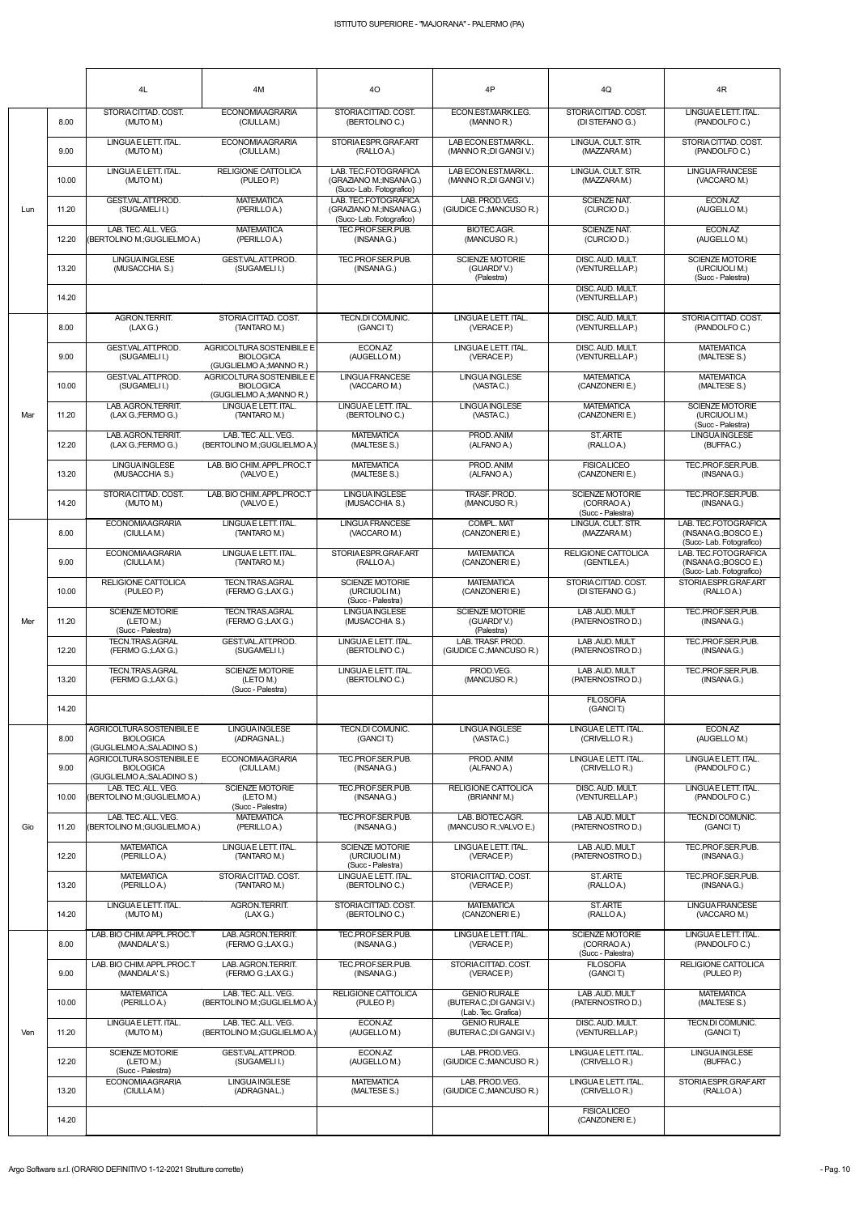ISTITUTO SUPERIORE - "MAJORANA" - PALERMO (PA)

| | | 4L | 4M | 4O | 4P | 4Q | 4R |
|---|---|---|---|---|---|---|---|
| Lun | 8.00 | STORIA CITTAD. COST. (MUTO M.) | ECONOMIA AGRARIA (CIULLA M.) | STORIA CITTAD. COST. (BERTOLINO C.) | ECON.EST.MARK.LEG. (MANNO R.) | STORIA CITTAD. COST. (DI STEFANO G.) | LINGUA E LETT. ITAL. (PANDOLFO C.) |
| | 9.00 | LINGUA E LETT. ITAL. (MUTO M.) | ECONOMIA AGRARIA (CIULLA M.) | STORIA ESPR.GRAF.ART (RALLO A.) | LAB ECON.EST.MARK.L. (MANNO R.;DI GANGI V.) | LINGUA. CULT. STR. (MAZZARA M.) | STORIA CITTAD. COST. (PANDOLFO C.) |
| | 10.00 | LINGUA E LETT. ITAL. (MUTO M.) | RELIGIONE CATTOLICA (PULEO P.) | LAB. TEC.FOTOGRAFICA (GRAZIANO M.;INSANA G.) (Succ- Lab. Fotografico) | LAB ECON.EST.MARK.L. (MANNO R.;DI GANGI V.) | LINGUA. CULT. STR. (MAZZARA M.) | LINGUA FRANCESE (VACCARO M.) |
| | 11.20 | GEST.VAL.ATT.PROD. (SUGAMELI I.) | MATEMATICA (PERILLO A.) | LAB. TEC.FOTOGRAFICA (GRAZIANO M.;INSANA G.) (Succ- Lab. Fotografico) | LAB. PROD.VEG. (GIUDICE C.;MANCUSO R.) | SCIENZE NAT. (CURCIO D.) | ECON.AZ (AUGELLO M.) |
| | 12.20 | LAB. TEC. ALL. VEG. (BERTOLINO M.;GUGLIELMO A.) | MATEMATICA (PERILLO A.) | TEC.PROF.SER.PUB. (INSANA G.) | BIOTEC.AGR. (MANCUSO R.) | SCIENZE NAT. (CURCIO D.) | ECON.AZ (AUGELLO M.) |
| | 13.20 | LINGUA INGLESE (MUSACCHIA S.) | GEST.VAL.ATT.PROD. (SUGAMELI I.) | TEC.PROF.SER.PUB. (INSANA G.) | SCIENZE MOTORIE (GUARDI' V.) (Palestra) | DISC. AUD. MULT. (VENTURELLA P.) | SCIENZE MOTORIE (URCIUOLI M.) (Succ - Palestra) |
| | 14.20 | | | | | DISC. AUD. MULT. (VENTURELLA P.) | |
| Mar | 8.00 | AGRON.TERRIT. (LAX G.) | STORIA CITTAD. COST. (TANTARO M.) | TECN.DI COMUNIC. (GANCI T.) | LINGUA E LETT. ITAL. (VERACE P.) | DISC. AUD. MULT. (VENTURELLA P.) | STORIA CITTAD. COST. (PANDOLFO C.) |
| | 9.00 | GEST.VAL.ATT.PROD. (SUGAMELI I.) | AGRICOLTURA SOSTENIBILE E BIOLOGICA (GUGLIELMO A.;MANNO R.) | ECON.AZ (AUGELLO M.) | LINGUA E LETT. ITAL. (VERACE P.) | DISC. AUD. MULT. (VENTURELLA P.) | MATEMATICA (MALTESE S.) |
| | 10.00 | GEST.VAL.ATT.PROD. (SUGAMELI I.) | AGRICOLTURA SOSTENIBILE E BIOLOGICA (GUGLIELMO A.;MANNO R.) | LINGUA FRANCESE (VACCARO M.) | LINGUA INGLESE (VASTA C.) | MATEMATICA (CANZONERI E.) | MATEMATICA (MALTESE S.) |
| | 11.20 | LAB. AGRON.TERRIT. (LAX G.;FERMO G.) | LINGUA E LETT. ITAL. (TANTARO M.) | LINGUA E LETT. ITAL. (BERTOLINO C.) | LINGUA INGLESE (VASTA C.) | MATEMATICA (CANZONERI E.) | SCIENZE MOTORIE (URCIUOLI M.) (Succ - Palestra) |
| | 12.20 | LAB. AGRON.TERRIT. (LAX G.;FERMO G.) | LAB. TEC. ALL. VEG. (BERTOLINO M.;GUGLIELMO A.) | MATEMATICA (MALTESE S.) | PROD. ANIM (ALFANO A.) | ST. ARTE (RALLO A.) | LINGUA INGLESE (BUFFA C.) |
| | 13.20 | LINGUA INGLESE (MUSACCHIA S.) | LAB. BIO CHIM. APPL.PROC.T (VALVO E.) | MATEMATICA (MALTESE S.) | PROD. ANIM (ALFANO A.) | FISICA LICEO (CANZONERI E.) | TEC.PROF.SER.PUB. (INSANA G.) |
| | 14.20 | STORIA CITTAD. COST. (MUTO M.) | LAB. BIO CHIM. APPL.PROC.T (VALVO E.) | LINGUA INGLESE (MUSACCHIA S.) | TRASF. PROD. (MANCUSO R.) | SCIENZE MOTORIE (CORRAO A.) (Succ - Palestra) | TEC.PROF.SER.PUB. (INSANA G.) |
| Mer | 8.00 | ECONOMIA AGRARIA (CIULLA M.) | LINGUA E LETT. ITAL. (TANTARO M.) | LINGUA FRANCESE (VACCARO M.) | COMPL. MAT (CANZONERI E.) | LINGUA. CULT. STR. (MAZZARA M.) | LAB. TEC.FOTOGRAFICA (INSANA G.;BOSCO E.) (Succ- Lab. Fotografico) |
| | 9.00 | ECONOMIA AGRARIA (CIULLA M.) | LINGUA E LETT. ITAL. (TANTARO M.) | STORIA ESPR.GRAF.ART (RALLO A.) | MATEMATICA (CANZONERI E.) | RELIGIONE CATTOLICA (GENTILE A.) | LAB. TEC.FOTOGRAFICA (INSANA G.;BOSCO E.) (Succ- Lab. Fotografico) |
| | 10.00 | RELIGIONE CATTOLICA (PULEO P.) | TECN.TRAS.AGRAL (FERMO G.;LAX G.) | SCIENZE MOTORIE (URCIUOLI M.) (Succ - Palestra) | MATEMATICA (CANZONERI E.) | STORIA CITTAD. COST. (DI STEFANO G.) | STORIA ESPR.GRAF.ART (RALLO A.) |
| | 11.20 | SCIENZE MOTORIE (LETO M.) (Succ - Palestra) | TECN.TRAS.AGRAL (FERMO G.;LAX G.) | LINGUA INGLESE (MUSACCHIA S.) | SCIENZE MOTORIE (GUARDI' V.) (Palestra) | LAB .AUD. MULT (PATERNOSTRO D.) | TEC.PROF.SER.PUB. (INSANA G.) |
| | 12.20 | TECN.TRAS.AGRAL (FERMO G.;LAX G.) | GEST.VAL.ATT.PROD. (SUGAMELI I.) | LINGUA E LETT. ITAL. (BERTOLINO C.) | LAB. TRASF. PROD. (GIUDICE C.;MANCUSO R.) | LAB .AUD. MULT (PATERNOSTRO D.) | TEC.PROF.SER.PUB. (INSANA G.) |
| | 13.20 | TECN.TRAS.AGRAL (FERMO G.;LAX G.) | SCIENZE MOTORIE (LETO M.) (Succ - Palestra) | LINGUA E LETT. ITAL. (BERTOLINO C.) | PROD.VEG. (MANCUSO R.) | LAB .AUD. MULT (PATERNOSTRO D.) | TEC.PROF.SER.PUB. (INSANA G.) |
| | 14.20 | | | | | FILOSOFIA (GANCI T.) | |
| Gio | 8.00 | AGRICOLTURA SOSTENIBILE E BIOLOGICA (GUGLIELMO A.;SALADINO S.) | LINGUA INGLESE (ADRAGNA L.) | TECN.DI COMUNIC. (GANCI T.) | LINGUA INGLESE (VASTA C.) | LINGUA E LETT. ITAL. (CRIVELLO R.) | ECON.AZ (AUGELLO M.) |
| | 9.00 | AGRICOLTURA SOSTENIBILE E BIOLOGICA (GUGLIELMO A.;SALADINO S.) | ECONOMIA AGRARIA (CIULLA M.) | TEC.PROF.SER.PUB. (INSANA G.) | PROD. ANIM (ALFANO A.) | LINGUA E LETT. ITAL. (CRIVELLO R.) | LINGUA E LETT. ITAL. (PANDOLFO C.) |
| | 10.00 | LAB. TEC. ALL. VEG. (BERTOLINO M.;GUGLIELMO A.) | SCIENZE MOTORIE (LETO M.) (Succ - Palestra) | TEC.PROF.SER.PUB. (INSANA G.) | RELIGIONE CATTOLICA (BRIANNI' M.) | DISC. AUD. MULT. (VENTURELLA P.) | LINGUA E LETT. ITAL. (PANDOLFO C.) |
| | 11.20 | LAB. TEC. ALL. VEG. (BERTOLINO M.;GUGLIELMO A.) | MATEMATICA (PERILLO A.) | TEC.PROF.SER.PUB. (INSANA G.) | LAB. BIOTEC.AGR. (MANCUSO R.;VALVO E.) | LAB .AUD. MULT (PATERNOSTRO D.) | TECN.DI COMUNIC. (GANCI T.) |
| | 12.20 | MATEMATICA (PERILLO A.) | LINGUA E LETT. ITAL. (TANTARO M.) | SCIENZE MOTORIE (URCIUOLI M.) (Succ - Palestra) | LINGUA E LETT. ITAL. (VERACE P.) | LAB .AUD. MULT (PATERNOSTRO D.) | TEC.PROF.SER.PUB. (INSANA G.) |
| | 13.20 | MATEMATICA (PERILLO A.) | STORIA CITTAD. COST. (TANTARO M.) | LINGUA E LETT. ITAL. (BERTOLINO C.) | STORIA CITTAD. COST. (VERACE P.) | ST. ARTE (RALLO A.) | TEC.PROF.SER.PUB. (INSANA G.) |
| | 14.20 | LINGUA E LETT. ITAL. (MUTO M.) | AGRON.TERRIT. (LAX G.) | STORIA CITTAD. COST. (BERTOLINO C.) | MATEMATICA (CANZONERI E.) | ST. ARTE (RALLO A.) | LINGUA FRANCESE (VACCARO M.) |
| Ven | 8.00 | LAB. BIO CHIM. APPL.PROC.T (MANDALA' S.) | LAB. AGRON.TERRIT. (FERMO G.;LAX G.) | TEC.PROF.SER.PUB. (INSANA G.) | LINGUA E LETT. ITAL. (VERACE P.) | SCIENZE MOTORIE (CORRAO A.) (Succ - Palestra) | LINGUA E LETT. ITAL. (PANDOLFO C.) |
| | 9.00 | LAB. BIO CHIM. APPL.PROC.T (MANDALA' S.) | LAB. AGRON.TERRIT. (FERMO G.;LAX G.) | TEC.PROF.SER.PUB. (INSANA G.) | STORIA CITTAD. COST. (VERACE P.) | FILOSOFIA (GANCI T.) | RELIGIONE CATTOLICA (PULEO P.) |
| | 10.00 | MATEMATICA (PERILLO A.) | LAB. TEC. ALL. VEG. (BERTOLINO M.;GUGLIELMO A.) | RELIGIONE CATTOLICA (PULEO P.) | GENIO RURALE (BUTERA C.;DI GANGI V.) (Lab. Tec. Grafica) | LAB .AUD. MULT (PATERNOSTRO D.) | MATEMATICA (MALTESE S.) |
| | 11.20 | LINGUA E LETT. ITAL. (MUTO M.) | LAB. TEC. ALL. VEG. (BERTOLINO M.;GUGLIELMO A.) | ECON.AZ (AUGELLO M.) | GENIO RURALE (BUTERA C.;DI GANGI V.) | DISC. AUD. MULT. (VENTURELLA P.) | TECN.DI COMUNIC. (GANCI T.) |
| | 12.20 | SCIENZE MOTORIE (LETO M.) (Succ - Palestra) | GEST.VAL.ATT.PROD. (SUGAMELI I.) | ECON.AZ (AUGELLO M.) | LAB. PROD.VEG. (GIUDICE C.;MANCUSO R.) | LINGUA E LETT. ITAL. (CRIVELLO R.) | LINGUA INGLESE (BUFFA C.) |
| | 13.20 | ECONOMIA AGRARIA (CIULLA M.) | LINGUA INGLESE (ADRAGNA L.) | MATEMATICA (MALTESE S.) | LAB. PROD.VEG. (GIUDICE C.;MANCUSO R.) | LINGUA E LETT. ITAL. (CRIVELLO R.) | STORIA ESPR.GRAF.ART (RALLO A.) |
| | 14.20 | | | | | FISICA LICEO (CANZONERI E.) | |

Argo Software s.r.l. (ORARIO DEFINITIVO 1-12-2021 Strutture corrette)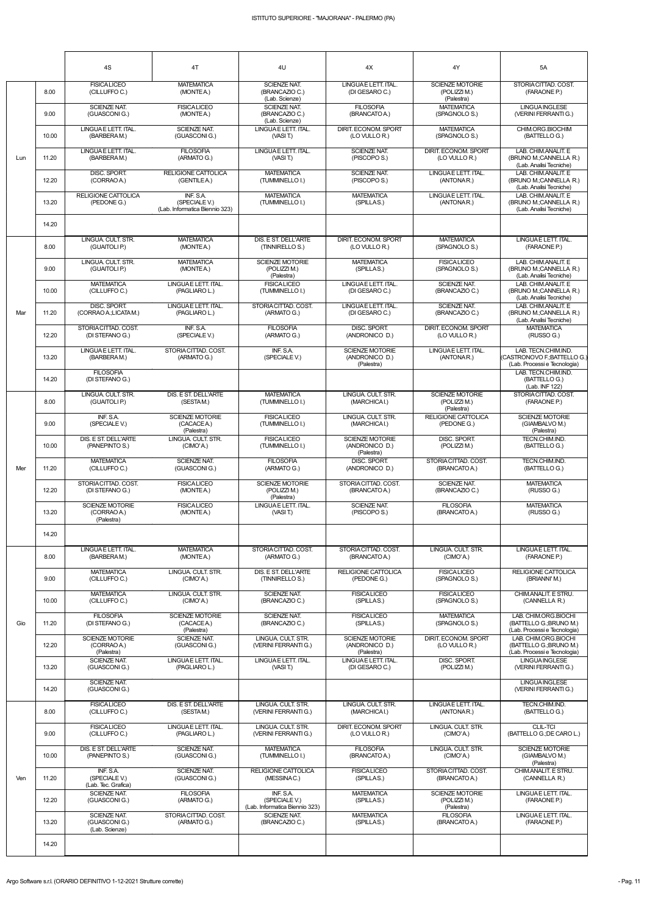# ISTITUTO SUPERIORE - "MAJORANA" - PALERMO (PA)

| | | 4S | 4T | 4U | 4X | 4Y | 5A |
|---|---|---|---|---|---|---|---|
| Lun | 8.00 | FISICA LICEO (CILLUFFO C.) | MATEMATICA (MONTE A.) | SCIENZE NAT. (BRANCAZIO C.) (Lab. Scienze) | LINGUA E LETT. ITAL. (DI GESARO C.) | SCIENZE MOTORIE (POLIZZI M.) (Palestra) | STORIA CITTAD. COST. (FARAONE P.) |
| | 9.00 | SCIENZE NAT. (GUASCONI G.) | FISICA LICEO (MONTE A.) | SCIENZE NAT. (BRANCAZIO C.) (Lab. Scienze) | FILOSOFIA (BRANCATO A.) | MATEMATICA (SPAGNOLO S.) | LINGUA INGLESE (VERINI FERRANTI G.) |
| | 10.00 | LINGUA E LETT. ITAL. (BARBERA M.) | SCIENZE NAT. (GUASCONI G.) | LINGUA E LETT. ITAL. (VASI T.) | DIRIT. ECONOM. SPORT (LO VULLO R.) | MATEMATICA (SPAGNOLO S.) | CHIM.ORG.BIOCHIM (BATTELLO G.) |
| | 11.20 | LINGUA E LETT. ITAL. (BARBERA M.) | FILOSOFIA (ARMATO G.) | LINGUA E LETT. ITAL. (VASI T.) | SCIENZE NAT. (PISCOPO S.) | DIRIT. ECONOM. SPORT (LO VULLO R.) | LAB. CHIM.ANALIT. E (BRUNO M.;CANNELLA R.) (Lab. Analisi Tecniche) |
| | 12.20 | DISC. SPORT. (CORRAO A.) | RELIGIONE CATTOLICA (GENTILE A.) | MATEMATICA (TUMMINELLO I.) | SCIENZE NAT. (PISCOPO S.) | LINGUA E LETT. ITAL. (ANTONA R.) | LAB. CHIM.ANALIT. E (BRUNO M.;CANNELLA R.) (Lab. Analisi Tecniche) |
| | 13.20 | RELIGIONE CATTOLICA (PEDONE G.) | INF. S.A. (SPECIALE V.) (Lab. Informatica Biennio 323) | MATEMATICA (TUMMINELLO I.) | MATEMATICA (SPILLA S.) | LINGUA E LETT. ITAL. (ANTONA R.) | LAB. CHIM.ANALIT. E (BRUNO M.;CANNELLA R.) (Lab. Analisi Tecniche) |
| | 14.20 | | | | | | |
| Mar | 8.00 | LINGUA. CULT. STR. (GUAITOLI P.) | MATEMATICA (MONTE A.) | DIS. E ST. DELL'ARTE (TINNIRELLO S.) | DIRIT. ECONOM. SPORT (LO VULLO R.) | MATEMATICA (SPAGNOLO S.) | LINGUA E LETT. ITAL. (FARAONE P.) |
| | 9.00 | LINGUA. CULT. STR. (GUAITOLI P.) | MATEMATICA (MONTE A.) | SCIENZE MOTORIE (POLIZZI M.) (Palestra) | MATEMATICA (SPILLA S.) | FISICA LICEO (SPAGNOLO S.) | LAB. CHIM.ANALIT. E (BRUNO M.;CANNELLA R.) (Lab. Analisi Tecniche) |
| | 10.00 | MATEMATICA (CILLUFFO C.) | LINGUA E LETT. ITAL. (PAGLIARO L.) | FISICA LICEO (TUMMINELLO I.) | LINGUA E LETT. ITAL. (DI GESARO C.) | SCIENZE NAT. (BRANCAZIO C.) | LAB. CHIM.ANALIT. E (BRUNO M.;CANNELLA R.) (Lab. Analisi Tecniche) |
| | 11.20 | DISC. SPORT. (CORRAO A.;LICATA M.) | LINGUA E LETT. ITAL. (PAGLIARO L.) | STORIA CITTAD. COST. (ARMATO G.) | LINGUA E LETT. ITAL. (DI GESARO C.) | SCIENZE NAT. (BRANCAZIO C.) | LAB. CHIM.ANALIT. E (BRUNO M.;CANNELLA R.) (Lab. Analisi Tecniche) |
| | 12.20 | STORIA CITTAD. COST. (DI STEFANO G.) | INF. S.A. (SPECIALE V.) | FILOSOFIA (ARMATO G.) | DISC. SPORT. (ANDRONICO D.) | DIRIT. ECONOM. SPORT (LO VULLO R.) | MATEMATICA (RUSSO G.) |
| | 13.20 | LINGUA E LETT. ITAL. (BARBERA M.) | STORIA CITTAD. COST. (ARMATO G.) | INF. S.A. (SPECIALE V.) | SCIENZE MOTORIE (ANDRONICO D.) (Palestra) | LINGUA E LETT. ITAL. (ANTONA R.) | LAB. TECN.CHIM.IND. (CASTRONOVO F.;BATTELLO G.) (Lab. Processi e Tecnologia) |
| | 14.20 | FILOSOFIA (DI STEFANO G.) | | | | | LAB. TECN.CHIM.IND. (BATTELLO G.) (Lab. INF 122) |
| Mer | 8.00 | LINGUA. CULT. STR. (GUAITOLI P.) | DIS. E ST. DELL'ARTE (SESTA M.) | MATEMATICA (TUMMINELLO I.) | LINGUA. CULT. STR. (MARCHICA I.) | SCIENZE MOTORIE (POLIZZI M.) (Palestra) | STORIA CITTAD. COST. (FARAONE P.) |
| | 9.00 | INF. S.A. (SPECIALE V.) | SCIENZE MOTORIE (CACACE A.) (Palestra) | FISICA LICEO (TUMMINELLO I.) | LINGUA. CULT. STR. (MARCHICA I.) | RELIGIONE CATTOLICA (PEDONE G.) | SCIENZE MOTORIE (GIAMBALVO M.) (Palestra) |
| | 10.00 | DIS. E ST. DELL'ARTE (PANEPINTO S.) | LINGUA. CULT. STR. (CIMO' A.) | FISICA LICEO (TUMMINELLO I.) | SCIENZE MOTORIE (ANDRONICO D.) (Palestra) | DISC. SPORT. (POLIZZI M.) | TECN.CHIM.IND. (BATTELLO G.) |
| | 11.20 | MATEMATICA (CILLUFFO C.) | SCIENZE NAT. (GUASCONI G.) | FILOSOFIA (ARMATO G.) | DISC. SPORT. (ANDRONICO D.) | STORIA CITTAD. COST. (BRANCATO A.) | TECN.CHIM.IND. (BATTELLO G.) |
| | 12.20 | STORIA CITTAD. COST. (DI STEFANO G.) | FISICA LICEO (MONTE A.) | SCIENZE MOTORIE (POLIZZI M.) (Palestra) | STORIA CITTAD. COST. (BRANCATO A.) | SCIENZE NAT. (BRANCAZIO C.) | MATEMATICA (RUSSO G.) |
| | 13.20 | SCIENZE MOTORIE (CORRAO A.) (Palestra) | FISICA LICEO (MONTE A.) | LINGUA E LETT. ITAL. (VASI T.) | SCIENZE NAT. (PISCOPO S.) | FILOSOFIA (BRANCATO A.) | MATEMATICA (RUSSO G.) |
| | 14.20 | | | | | | |
| Gio | 8.00 | LINGUA E LETT. ITAL. (BARBERA M.) | MATEMATICA (MONTE A.) | STORIA CITTAD. COST. (ARMATO G.) | STORIA CITTAD. COST. (BRANCATO A.) | LINGUA. CULT. STR. (CIMO' A.) | LINGUA E LETT. ITAL. (FARAONE P.) |
| | 9.00 | MATEMATICA (CILLUFFO C.) | LINGUA. CULT. STR. (CIMO' A.) | DIS. E ST. DELL'ARTE (TINNIRELLO S.) | RELIGIONE CATTOLICA (PEDONE G.) | FISICA LICEO (SPAGNOLO S.) | RELIGIONE CATTOLICA (BRIANNI' M.) |
| | 10.00 | MATEMATICA (CILLUFFO C.) | LINGUA. CULT. STR. (CIMO' A.) | SCIENZE NAT. (BRANCAZIO C.) | FISICA LICEO (SPILLA S.) | FISICA LICEO (SPAGNOLO S.) | CHIM.ANALIT. E STRU. (CANNELLA R.) |
| | 11.20 | FILOSOFIA (DI STEFANO G.) | SCIENZE MOTORIE (CACACE A.) (Palestra) | SCIENZE NAT. (BRANCAZIO C.) | FISICA LICEO (SPILLA S.) | MATEMATICA (SPAGNOLO S.) | LAB. CHIM.ORG.BIOCHI (BATTELLO G.;BRUNO M.) (Lab. Processi e Tecnologia) |
| | 12.20 | SCIENZE MOTORIE (CORRAO A.) (Palestra) | SCIENZE NAT. (GUASCONI G.) | LINGUA. CULT. STR. (VERINI FERRANTI G.) | SCIENZE MOTORIE (ANDRONICO D.) (Palestra) | DIRIT. ECONOM. SPORT (LO VULLO R.) | LAB. CHIM.ORG.BIOCHI (BATTELLO G.;BRUNO M.) (Lab. Processi e Tecnologia) |
| | 13.20 | SCIENZE NAT. (GUASCONI G.) | LINGUA E LETT. ITAL. (PAGLIARO L.) | LINGUA E LETT. ITAL. (VASI T.) | LINGUA E LETT. ITAL. (DI GESARO C.) | DISC. SPORT. (POLIZZI M.) | LINGUA INGLESE (VERINI FERRANTI G.) |
| | 14.20 | SCIENZE NAT. (GUASCONI G.) | | | | | LINGUA INGLESE (VERINI FERRANTI G.) |
| Ven | 8.00 | FISICA LICEO (CILLUFFO C.) | DIS. E ST. DELL'ARTE (SESTA M.) | LINGUA. CULT. STR. (VERINI FERRANTI G.) | LINGUA. CULT. STR. (MARCHICA I.) | LINGUA E LETT. ITAL. (ANTONA R.) | TECN.CHIM.IND. (BATTELLO G.) |
| | 9.00 | FISICA LICEO (CILLUFFO C.) | LINGUA E LETT. ITAL. (PAGLIARO L.) | LINGUA. CULT. STR. (VERINI FERRANTI G.) | DIRIT. ECONOM. SPORT (LO VULLO R.) | LINGUA. CULT. STR. (CIMO' A.) | CLIL-TCI (BATTELLO G.;DE CARO L.) |
| | 10.00 | DIS. E ST. DELL'ARTE (PANEPINTO S.) | SCIENZE NAT. (GUASCONI G.) | MATEMATICA (TUMMINELLO I.) | FILOSOFIA (BRANCATO A.) | LINGUA. CULT. STR. (CIMO' A.) | SCIENZE MOTORIE (GIAMBALVO M.) (Palestra) |
| | 11.20 | INF. S.A. (SPECIALE V.) (Lab. Tec. Grafica) | SCIENZE NAT. (GUASCONI G.) | RELIGIONE CATTOLICA (MESSINA C.) | FISICA LICEO (SPILLA S.) | STORIA CITTAD. COST. (BRANCATO A.) | CHIM.ANALIT. E STRU. (CANNELLA R.) |
| | 12.20 | SCIENZE NAT. (GUASCONI G.) | FILOSOFIA (ARMATO G.) | INF. S.A. (SPECIALE V.) (Lab. Informatica Biennio 323) | MATEMATICA (SPILLA S.) | SCIENZE MOTORIE (POLIZZI M.) (Palestra) | LINGUA E LETT. ITAL. (FARAONE P.) |
| | 13.20 | SCIENZE NAT. (GUASCONI G.) (Lab. Scienze) | STORIA CITTAD. COST. (ARMATO G.) | SCIENZE NAT. (BRANCAZIO C.) | MATEMATICA (SPILLA S.) | FILOSOFIA (BRANCATO A.) | LINGUA E LETT. ITAL. (FARAONE P.) |
| | 14.20 | | | | | | |

Argo Software s.r.l. (ORARIO DEFINITIVO 1-12-2021 Strutture corrette)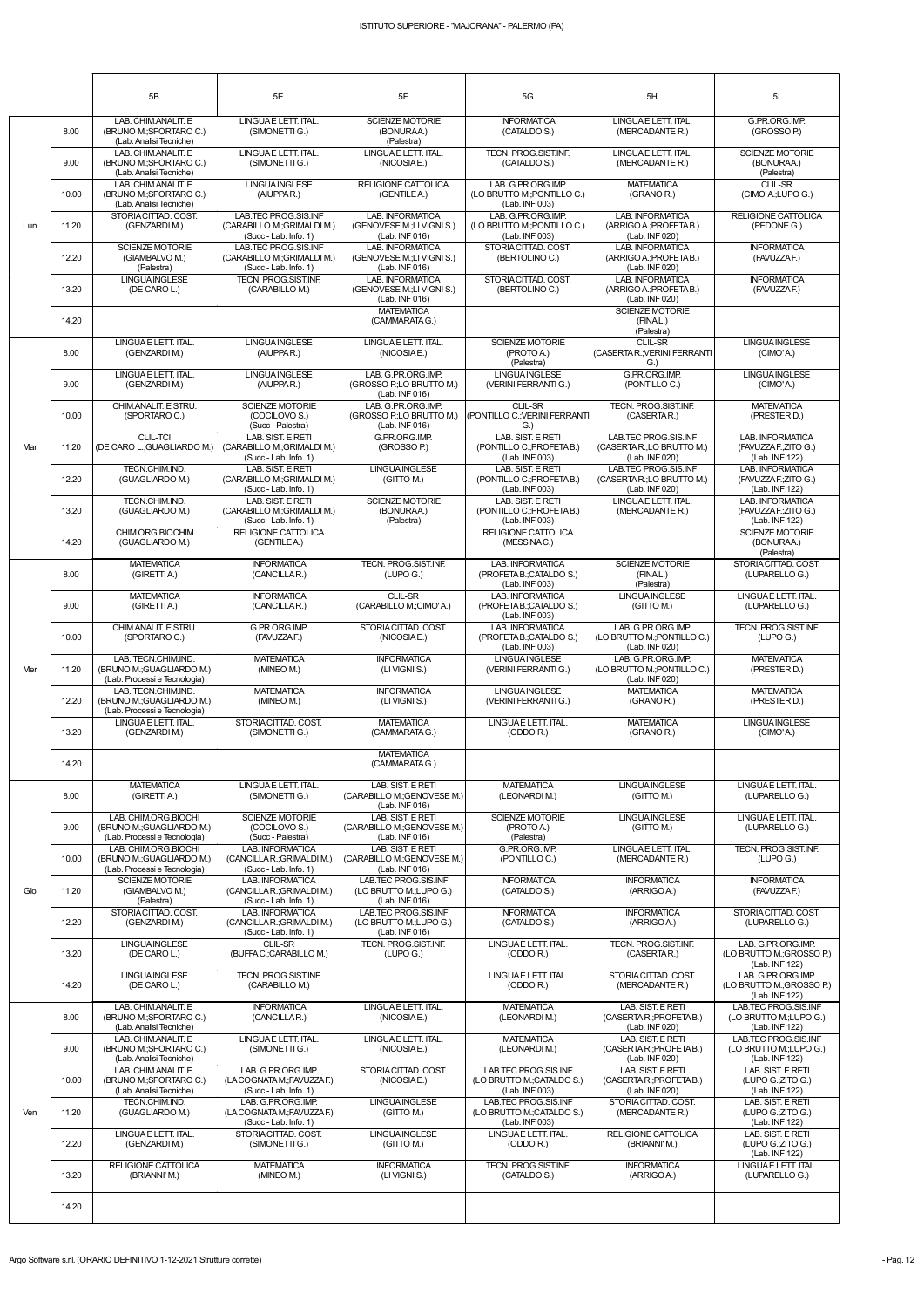ISTITUTO SUPERIORE - "MAJORANA" - PALERMO (PA)

| | | 5B | 5E | 5F | 5G | 5H | 5I |
|---|---|---|---|---|---|---|---|
| Lun | 8.00 | LAB. CHIM.ANALIT. E (BRUNO M.;SPORTARO C.) (Lab. Analisi Tecniche) | LINGUA E LETT. ITAL. (SIMONETTI G.) | SCIENZE MOTORIE (BONURA A.) (Palestra) | INFORMATICA (CATALDO S.) | LINGUA E LETT. ITAL. (MERCADANTE R.) | G.PR.ORG.IMP. (GROSSO P.) |
| | 9.00 | LAB. CHIM.ANALIT. E (BRUNO M.;SPORTARO C.) (Lab. Analisi Tecniche) | LINGUA E LETT. ITAL. (SIMONETTI G.) | LINGUA E LETT. ITAL. (NICOSIA E.) | TECN. PROG.SIST.INF. (CATALDO S.) | LINGUA E LETT. ITAL. (MERCADANTE R.) | SCIENZE MOTORIE (BONURA A.) (Palestra) |
| | 10.00 | LAB. CHIM.ANALIT. E (BRUNO M.;SPORTARO C.) (Lab. Analisi Tecniche) | LINGUA INGLESE (AIUPPA R.) | RELIGIONE CATTOLICA (GENTILE A.) | LAB. G.PR.ORG.IMP. (LO BRUTTO M.;PONTILLO C.) (Lab. INF 003) | MATEMATICA (GRANO R.) | CLIL-SR (CIMO' A.;LUPO G.) |
| | 11.20 | STORIA CITTAD. COST. (GENZARDI M.) | LAB.TEC PROG.SIS.INF (CARABILLO M.;GRIMALDI M.) (Succ - Lab. Info. 1) | LAB. INFORMATICA (GENOVESE M.;LI VIGNI S.) (Lab. INF 016) | LAB. G.PR.ORG.IMP. (LO BRUTTO M.;PONTILLO C.) (Lab. INF 003) | LAB. INFORMATICA (ARRIGO A.;PROFETA B.) (Lab. INF 020) | RELIGIONE CATTOLICA (PEDONE G.) |
| | 12.20 | SCIENZE MOTORIE (GIAMBALVO M.) (Palestra) | LAB.TEC PROG.SIS.INF (CARABILLO M.;GRIMALDI M.) (Succ - Lab. Info. 1) | LAB. INFORMATICA (GENOVESE M.;LI VIGNI S.) (Lab. INF 016) | STORIA CITTAD. COST. (BERTOLINO C.) | LAB. INFORMATICA (ARRIGO A.;PROFETA B.) (Lab. INF 020) | INFORMATICA (FAVUZZA F.) |
| | 13.20 | LINGUA INGLESE (DE CARO L.) | TECN. PROG.SIST.INF. (CARABILLO M.) | LAB. INFORMATICA (GENOVESE M.;LI VIGNI S.) (Lab. INF 016) | STORIA CITTAD. COST. (BERTOLINO C.) | LAB. INFORMATICA (ARRIGO A.;PROFETA B.) (Lab. INF 020) | INFORMATICA (FAVUZZA F.) |
| | 14.20 | | | MATEMATICA (CAMMARATA G.) | | SCIENZE MOTORIE (FINA L.) (Palestra) | |
| Mar | 8.00 | LINGUA E LETT. ITAL. (GENZARDI M.) | LINGUA INGLESE (AIUPPA R.) | LINGUA E LETT. ITAL. (NICOSIA E.) | SCIENZE MOTORIE (PROTO A.) (Palestra) | CLIL-SR (CASERTA R.;VERINI FERRANTI G.) | LINGUA INGLESE (CIMO' A.) |
| | 9.00 | LINGUA E LETT. ITAL. (GENZARDI M.) | LINGUA INGLESE (AIUPPA R.) | LAB. G.PR.ORG.IMP. (GROSSO P.;LO BRUTTO M.) (Lab. INF 016) | LINGUA INGLESE (VERINI FERRANTI G.) | G.PR.ORG.IMP. (PONTILLO C.) | LINGUA INGLESE (CIMO' A.) |
| | 10.00 | CHIM.ANALIT. E STRU. (SPORTARO C.) | SCIENZE MOTORIE (COCILOVO S.) (Succ - Palestra) | LAB. G.PR.ORG.IMP. (GROSSO P.;LO BRUTTO M.) (Lab. INF 016) | CLIL-SR (PONTILLO C.;VERINI FERRANTI G.) | TECN. PROG.SIST.INF. (CASERTA R.) | MATEMATICA (PRESTER D.) |
| | 11.20 | CLIL-TCI (DE CARO L.;GUAGLIARDO M.) | LAB. SIST. E RETI (CARABILLO M.;GRIMALDI M.) (Succ - Lab. Info. 1) | G.PR.ORG.IMP. (GROSSO P.) | LAB. SIST. E RETI (PONTILLO C.;PROFETA B.) (Lab. INF 003) | LAB.TEC PROG.SIS.INF (CASERTA R.;LO BRUTTO M.) (Lab. INF 020) | LAB. INFORMATICA (FAVUZZA F.;ZITO G.) (Lab. INF 122) |
| | 12.20 | TECN.CHIM.IND. (GUAGLIARDO M.) | LAB. SIST. E RETI (CARABILLO M.;GRIMALDI M.) (Succ - Lab. Info. 1) | LINGUA INGLESE (GITTO M.) | LAB. SIST. E RETI (PONTILLO C.;PROFETA B.) (Lab. INF 003) | LAB.TEC PROG.SIS.INF (CASERTA R.;LO BRUTTO M.) (Lab. INF 020) | LAB. INFORMATICA (FAVUZZA F.;ZITO G.) (Lab. INF 122) |
| | 13.20 | TECN.CHIM.IND. (GUAGLIARDO M.) | LAB. SIST. E RETI (CARABILLO M.;GRIMALDI M.) (Succ - Lab. Info. 1) | SCIENZE MOTORIE (BONURA A.) (Palestra) | LAB. SIST. E RETI (PONTILLO C.;PROFETA B.) (Lab. INF 003) | LINGUA E LETT. ITAL. (MERCADANTE R.) | LAB. INFORMATICA (FAVUZZA F.;ZITO G.) (Lab. INF 122) |
| | 14.20 | CHIM.ORG.BIOCHIM (GUAGLIARDO M.) | RELIGIONE CATTOLICA (GENTILE A.) | | RELIGIONE CATTOLICA (MESSINA C.) | | SCIENZE MOTORIE (BONURA A.) (Palestra) |
| Mer | 8.00 | MATEMATICA (GIRETTI A.) | INFORMATICA (CANCILLA R.) | TECN. PROG.SIST.INF. (LUPO G.) | LAB. INFORMATICA (PROFETA B.;CATALDO S.) (Lab. INF 003) | SCIENZE MOTORIE (FINA L.) (Palestra) | STORIA CITTAD. COST. (LUPARELLO G.) |
| | 9.00 | MATEMATICA (GIRETTI A.) | INFORMATICA (CANCILLA R.) | CLIL-SR (CARABILLO M.;CIMO' A.) | LAB. INFORMATICA (PROFETA B.;CATALDO S.) (Lab. INF 003) | LINGUA INGLESE (GITTO M.) | LINGUA E LETT. ITAL. (LUPARELLO G.) |
| | 10.00 | CHIM.ANALIT. E STRU. (SPORTARO C.) | G.PR.ORG.IMP. (FAVUZZA F.) | STORIA CITTAD. COST. (NICOSIA E.) | LAB. INFORMATICA (PROFETA B.;CATALDO S.) (Lab. INF 003) | LAB. G.PR.ORG.IMP. (LO BRUTTO M.;PONTILLO C.) (Lab. INF 020) | TECN. PROG.SIST.INF. (LUPO G.) |
| | 11.20 | LAB. TECN.CHIM.IND. (BRUNO M.;GUAGLIARDO M.) (Lab. Processi e Tecnologia) | MATEMATICA (MINEO M.) | INFORMATICA (LI VIGNI S.) | LINGUA INGLESE (VERINI FERRANTI G.) | LAB. G.PR.ORG.IMP. (LO BRUTTO M.;PONTILLO C.) (Lab. INF 020) | MATEMATICA (PRESTER D.) |
| | 12.20 | LAB. TECN.CHIM.IND. (BRUNO M.;GUAGLIARDO M.) (Lab. Processi e Tecnologia) | MATEMATICA (MINEO M.) | INFORMATICA (LI VIGNI S.) | LINGUA INGLESE (VERINI FERRANTI G.) | MATEMATICA (GRANO R.) | MATEMATICA (PRESTER D.) |
| | 13.20 | LINGUA E LETT. ITAL. (GENZARDI M.) | STORIA CITTAD. COST. (SIMONETTI G.) | MATEMATICA (CAMMARATA G.) | LINGUA E LETT. ITAL. (ODDO R.) | MATEMATICA (GRANO R.) | LINGUA INGLESE (CIMO' A.) |
| | 14.20 | | | MATEMATICA (CAMMARATA G.) | | | |
| Gio | 8.00 | MATEMATICA (GIRETTI A.) | LINGUA E LETT. ITAL. (SIMONETTI G.) | LAB. SIST. E RETI (CARABILLO M.;GENOVESE M.) (Lab. INF 016) | MATEMATICA (LEONARDI M.) | LINGUA INGLESE (GITTO M.) | LINGUA E LETT. ITAL. (LUPARELLO G.) |
| | 9.00 | LAB. CHIM.ORG.BIOCHI (BRUNO M.;GUAGLIARDO M.) (Lab. Processi e Tecnologia) | SCIENZE MOTORIE (COCILOVO S.) (Succ - Palestra) | LAB. SIST. E RETI (CARABILLO M.;GENOVESE M.) (Lab. INF 016) | SCIENZE MOTORIE (PROTO A.) (Palestra) | LINGUA INGLESE (GITTO M.) | LINGUA E LETT. ITAL. (LUPARELLO G.) |
| | 10.00 | LAB. CHIM.ORG.BIOCHI (BRUNO M.;GUAGLIARDO M.) (Lab. Processi e Tecnologia) | LAB. INFORMATICA (CANCILLA R.;GRIMALDI M.) (Succ - Lab. Info. 1) | LAB. SIST. E RETI (CARABILLO M.;GENOVESE M.) (Lab. INF 016) | G.PR.ORG.IMP. (PONTILLO C.) | LINGUA E LETT. ITAL. (MERCADANTE R.) | TECN. PROG.SIST.INF. (LUPO G.) |
| | 11.20 | SCIENZE MOTORIE (GIAMBALVO M.) (Palestra) | LAB. INFORMATICA (CANCILLA R.;GRIMALDI M.) (Succ - Lab. Info. 1) | LAB.TEC PROG.SIS.INF (LO BRUTTO M.;LUPO G.) (Lab. INF 016) | INFORMATICA (CATALDO S.) | INFORMATICA (ARRIGO A.) | INFORMATICA (FAVUZZA F.) |
| | 12.20 | STORIA CITTAD. COST. (GENZARDI M.) | LAB. INFORMATICA (CANCILLA R.;GRIMALDI M.) (Succ - Lab. Info. 1) | LAB.TEC PROG.SIS.INF (LO BRUTTO M.;LUPO G.) (Lab. INF 016) | INFORMATICA (CATALDO S.) | INFORMATICA (ARRIGO A.) | STORIA CITTAD. COST. (LUPARELLO G.) |
| | 13.20 | LINGUA INGLESE (DE CARO L.) | CLIL-SR (BUFFA C.;CARABILLO M.) | TECN. PROG.SIST.INF. (LUPO G.) | LINGUA E LETT. ITAL. (ODDO R.) | TECN. PROG.SIST.INF. (CASERTA R.) | LAB. G.PR.ORG.IMP. (LO BRUTTO M.;GROSSO P.) (Lab. INF 122) |
| | 14.20 | LINGUA INGLESE (DE CARO L.) | TECN. PROG.SIST.INF. (CARABILLO M.) | | LINGUA E LETT. ITAL. (ODDO R.) | STORIA CITTAD. COST. (MERCADANTE R.) | LAB. G.PR.ORG.IMP. (LO BRUTTO M.;GROSSO P.) (Lab. INF 122) |
| Ven | 8.00 | LAB. CHIM.ANALIT. E (BRUNO M.;SPORTARO C.) (Lab. Analisi Tecniche) | INFORMATICA (CANCILLA R.) | LINGUA E LETT. ITAL. (NICOSIA E.) | MATEMATICA (LEONARDI M.) | LAB. SIST. E RETI (CASERTA R.;PROFETA B.) (Lab. INF 020) | LAB.TEC PROG.SIS.INF (LO BRUTTO M.;LUPO G.) (Lab. INF 122) |
| | 9.00 | LAB. CHIM.ANALIT. E (BRUNO M.;SPORTARO C.) (Lab. Analisi Tecniche) | LINGUA E LETT. ITAL. (SIMONETTI G.) | LINGUA E LETT. ITAL. (NICOSIA E.) | MATEMATICA (LEONARDI M.) | LAB. SIST. E RETI (CASERTA R.;PROFETA B.) (Lab. INF 020) | LAB.TEC PROG.SIS.INF (LO BRUTTO M.;LUPO G.) (Lab. INF 122) |
| | 10.00 | LAB. CHIM.ANALIT. E (BRUNO M.;SPORTARO C.) (Lab. Analisi Tecniche) | LAB. G.PR.ORG.IMP. (LA COGNATA M.;FAVUZZA F.) (Succ - Lab. Info. 1) | STORIA CITTAD. COST. (NICOSIA E.) | LAB.TEC PROG.SIS.INF (LO BRUTTO M.;CATALDO S.) (Lab. INF 003) | LAB. SIST. E RETI (CASERTA R.;PROFETA B.) (Lab. INF 020) | LAB. SIST. E RETI (LUPO G.;ZITO G.) (Lab. INF 122) |
| | 11.20 | TECN.CHIM.IND. (GUAGLIARDO M.) | LAB. G.PR.ORG.IMP. (LA COGNATA M.;FAVUZZA F.) (Succ - Lab. Info. 1) | LINGUA INGLESE (GITTO M.) | LAB.TEC PROG.SIS.INF (LO BRUTTO M.;CATALDO S.) (Lab. INF 003) | STORIA CITTAD. COST. (MERCADANTE R.) | LAB. SIST. E RETI (LUPO G.;ZITO G.) (Lab. INF 122) |
| | 12.20 | LINGUA E LETT. ITAL. (GENZARDI M.) | STORIA CITTAD. COST. (SIMONETTI G.) | LINGUA INGLESE (GITTO M.) | LINGUA E LETT. ITAL. (ODDO R.) | RELIGIONE CATTOLICA (BRIANNI' M.) | LAB. SIST. E RETI (LUPO G.;ZITO G.) (Lab. INF 122) |
| | 13.20 | RELIGIONE CATTOLICA (BRIANNI' M.) | MATEMATICA (MINEO M.) | INFORMATICA (LI VIGNI S.) | TECN. PROG.SIST.INF. (CATALDO S.) | INFORMATICA (ARRIGO A.) | LINGUA E LETT. ITAL. (LUPARELLO G.) |
| | 14.20 | | | | | | |

Argo Software s.r.l. (ORARIO DEFINITIVO 1-12-2021 Strutture corrette)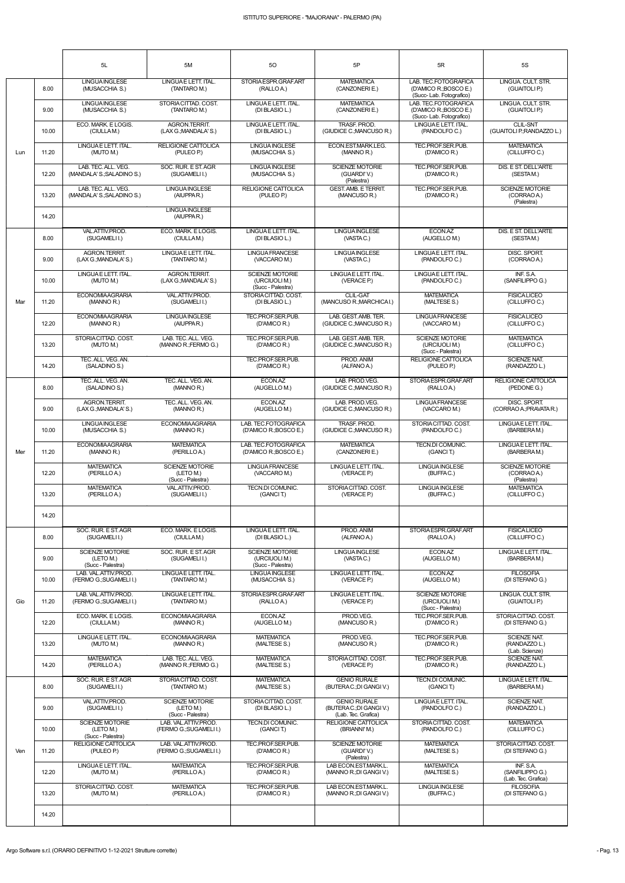# ISTITUTO SUPERIORE - "MAJORANA" - PALERMO (PA)

| | | 5L | 5M | 5O | 5P | 5R | 5S |
|---|---|---|---|---|---|---|---|
| Lun | 8.00 | LINGUA INGLESE (MUSACCHIA S.) | LINGUA E LETT. ITAL. (TANTARO M.) | STORIA ESPR.GRAF.ART (RALLO A.) | MATEMATICA (CANZONERI E.) | LAB. TEC.FOTOGRAFICA (D'AMICO R.;BOSCO E.) (Succ- Lab. Fotografico) | LINGUA. CULT. STR. (GUAITOLI P.) |
| | 9.00 | LINGUA INGLESE (MUSACCHIA S.) | STORIA CITTAD. COST. (TANTARO M.) | LINGUA E LETT. ITAL. (DI BLASIO L.) | MATEMATICA (CANZONERI E.) | LAB. TEC.FOTOGRAFICA (D'AMICO R.;BOSCO E.) (Succ- Lab. Fotografico) | LINGUA. CULT. STR. (GUAITOLI P.) |
| | 10.00 | ECO. MARK. E LOGIS. (CIULLA M.) | AGRON.TERRIT. (LAX G.;MANDALA' S.) | LINGUA E LETT. ITAL. (DI BLASIO L.) | TRASF. PROD. (GIUDICE C.;MANCUSO R.) | LINGUA E LETT. ITAL. (PANDOLFO C.) | CLIL-SNT (GUAITOLI P.;RANDAZZO L.) |
| | 11.20 | LINGUA E LETT. ITAL. (MUTO M.) | RELIGIONE CATTOLICA (PULEO P.) | LINGUA INGLESE (MUSACCHIA S.) | ECON.EST.MARK.LEG. (MANNO R.) | TEC.PROF.SER.PUB. (D'AMICO R.) | MATEMATICA (CILLUFFO C.) |
| | 12.20 | LAB. TEC. ALL. VEG. (MANDALA' S.;SALADINO S.) | SOC. RUR. E ST. AGR (SUGAMELI I.) | LINGUA INGLESE (MUSACCHIA S.) | SCIENZE MOTORIE (GUARDI' V.) (Palestra) | TEC.PROF.SER.PUB. (D'AMICO R.) | DIS. E ST. DELL'ARTE (SESTA M.) |
| | 13.20 | LAB. TEC. ALL. VEG. (MANDALA' S.;SALADINO S.) | LINGUA INGLESE (AIUPPA R.) | RELIGIONE CATTOLICA (PULEO P.) | GEST. AMB. E TERRIT. (MANCUSO R.) | TEC.PROF.SER.PUB. (D'AMICO R.) | SCIENZE MOTORIE (CORRAO A.) (Palestra) |
| | 14.20 | | LINGUA INGLESE (AIUPPA R.) | | | | |
| Mar | 8.00 | VAL.ATTIV.PROD. (SUGAMELI I.) | ECO. MARK. E LOGIS. (CIULLA M.) | LINGUA E LETT. ITAL. (DI BLASIO L.) | LINGUA INGLESE (VASTA C.) | ECON.AZ (AUGELLO M.) | DIS. E ST. DELL'ARTE (SESTA M.) |
| | 9.00 | AGRON.TERRIT. (LAX G.;MANDALA' S.) | LINGUA E LETT. ITAL. (TANTARO M.) | LINGUA FRANCESE (VACCARO M.) | LINGUA INGLESE (VASTA C.) | LINGUA E LETT. ITAL. (PANDOLFO C.) | DISC. SPORT. (CORRAO A.) |
| | 10.00 | LINGUA E LETT. ITAL. (MUTO M.) | AGRON.TERRIT. (LAX G.;MANDALA' S.) | SCIENZE MOTORIE (URCIUOLI M.) (Succ - Palestra) | LINGUA E LETT. ITAL. (VERACE P.) | LINGUA E LETT. ITAL. (PANDOLFO C.) | INF. S.A. (SANFILIPPO G.) |
| | 11.20 | ECONOMIA AGRARIA (MANNO R.) | VAL.ATTIV.PROD. (SUGAMELI I.) | STORIA CITTAD. COST. (DI BLASIO L.) | CLIL-GAT (MANCUSO R.;MARCHICA I.) | MATEMATICA (MALTESE S.) | FISICA LICEO (CILLUFFO C.) |
| | 12.20 | ECONOMIA AGRARIA (MANNO R.) | LINGUA INGLESE (AIUPPA R.) | TEC.PROF.SER.PUB. (D'AMICO R.) | LAB. GEST. AMB. TER. (GIUDICE C.;MANCUSO R.) | LINGUA FRANCESE (VACCARO M.) | FISICA LICEO (CILLUFFO C.) |
| | 13.20 | STORIA CITTAD. COST. (MUTO M.) | LAB. TEC. ALL. VEG. (MANNO R.;FERMO G.) | TEC.PROF.SER.PUB. (D'AMICO R.) | LAB. GEST. AMB. TER. (GIUDICE C.;MANCUSO R.) | SCIENZE MOTORIE (URCIUOLI M.) (Succ - Palestra) | MATEMATICA (CILLUFFO C.) |
| | 14.20 | TEC. ALL. VEG. AN. (SALADINO S.) | | TEC.PROF.SER.PUB. (D'AMICO R.) | PROD. ANIM (ALFANO A.) | RELIGIONE CATTOLICA (PULEO P.) | SCIENZE NAT. (RANDAZZO L.) |
| Mer | 8.00 | TEC. ALL. VEG. AN. (SALADINO S.) | TEC. ALL. VEG. AN. (MANNO R.) | ECON.AZ (AUGELLO M.) | LAB. PROD.VEG. (GIUDICE C.;MANCUSO R.) | STORIA ESPR.GRAF.ART (RALLO A.) | RELIGIONE CATTOLICA (PEDONE G.) |
| | 9.00 | AGRON.TERRIT. (LAX G.;MANDALA' S.) | TEC. ALL. VEG. AN. (MANNO R.) | ECON.AZ (AUGELLO M.) | LAB. PROD.VEG. (GIUDICE C.;MANCUSO R.) | LINGUA FRANCESE (VACCARO M.) | DISC. SPORT. (CORRAO A.;PRAVATA R.) |
| | 10.00 | LINGUA INGLESE (MUSACCHIA S.) | ECONOMIA AGRARIA (MANNO R.) | LAB. TEC.FOTOGRAFICA (D'AMICO R.;BOSCO E.) | TRASF. PROD. (GIUDICE C.;MANCUSO R.) | STORIA CITTAD. COST. (PANDOLFO C.) | LINGUA E LETT. ITAL. (BARBERA M.) |
| | 11.20 | ECONOMIA AGRARIA (MANNO R.) | MATEMATICA (PERILLO A.) | LAB. TEC.FOTOGRAFICA (D'AMICO R.;BOSCO E.) | MATEMATICA (CANZONERI E.) | TECN.DI COMUNIC. (GANCI T.) | LINGUA E LETT. ITAL. (BARBERA M.) |
| | 12.20 | MATEMATICA (PERILLO A.) | SCIENZE MOTORIE (LETO M.) (Succ - Palestra) | LINGUA FRANCESE (VACCARO M.) | LINGUA E LETT. ITAL. (VERACE P.) | LINGUA INGLESE (BUFFA C.) | SCIENZE MOTORIE (CORRAO A.) (Palestra) |
| | 13.20 | MATEMATICA (PERILLO A.) | VAL.ATTIV.PROD. (SUGAMELI I.) | TECN.DI COMUNIC. (GANCI T.) | STORIA CITTAD. COST. (VERACE P.) | LINGUA INGLESE (BUFFA C.) | MATEMATICA (CILLUFFO C.) |
| | 14.20 | | | | | | |
| Gio | 8.00 | SOC. RUR. E ST. AGR (SUGAMELI I.) | ECO. MARK. E LOGIS. (CIULLA M.) | LINGUA E LETT. ITAL. (DI BLASIO L.) | PROD. ANIM (ALFANO A.) | STORIA ESPR.GRAF.ART (RALLO A.) | FISICA LICEO (CILLUFFO C.) |
| | 9.00 | SCIENZE MOTORIE (LETO M.) (Succ - Palestra) | SOC. RUR. E ST. AGR (SUGAMELI I.) | SCIENZE MOTORIE (URCIUOLI M.) (Succ - Palestra) | LINGUA INGLESE (VASTA C.) | ECON.AZ (AUGELLO M.) | LINGUA E LETT. ITAL. (BARBERA M.) |
| | 10.00 | LAB. VAL.ATTIV.PROD. (FERMO G.;SUGAMELI I.) | LINGUA E LETT. ITAL. (TANTARO M.) | LINGUA INGLESE (MUSACCHIA S.) | LINGUA E LETT. ITAL. (VERACE P.) | ECON.AZ (AUGELLO M.) | FILOSOFIA (DI STEFANO G.) |
| | 11.20 | LAB. VAL.ATTIV.PROD. (FERMO G.;SUGAMELI I.) | LINGUA E LETT. ITAL. (TANTARO M.) | STORIA ESPR.GRAF.ART (RALLO A.) | LINGUA E LETT. ITAL. (VERACE P.) | SCIENZE MOTORIE (URCIUOLI M.) (Succ - Palestra) | LINGUA. CULT. STR. (GUAITOLI P.) |
| | 12.20 | ECO. MARK. E LOGIS. (CIULLA M.) | ECONOMIA AGRARIA (MANNO R.) | ECON.AZ (AUGELLO M.) | PROD.VEG. (MANCUSO R.) | TEC.PROF.SER.PUB. (D'AMICO R.) | STORIA CITTAD. COST. (DI STEFANO G.) |
| | 13.20 | LINGUA E LETT. ITAL. (MUTO M.) | ECONOMIA AGRARIA (MANNO R.) | MATEMATICA (MALTESE S.) | PROD.VEG. (MANCUSO R.) | TEC.PROF.SER.PUB. (D'AMICO R.) | SCIENZE NAT. (RANDAZZO L.) (Lab. Scienze) |
| | 14.20 | MATEMATICA (PERILLO A.) | LAB. TEC. ALL. VEG. (MANNO R.;FERMO G.) | MATEMATICA (MALTESE S.) | STORIA CITTAD. COST. (VERACE P.) | TEC.PROF.SER.PUB. (D'AMICO R.) | SCIENZE NAT. (RANDAZZO L.) |
| Ven | 8.00 | SOC. RUR. E ST. AGR (SUGAMELI I.) | STORIA CITTAD. COST. (TANTARO M.) | MATEMATICA (MALTESE S.) | GENIO RURALE (BUTERA C.;DI GANGI V.) | TECN.DI COMUNIC. (GANCI T.) | LINGUA E LETT. ITAL. (BARBERA M.) |
| | 9.00 | VAL.ATTIV.PROD. (SUGAMELI I.) | SCIENZE MOTORIE (LETO M.) (Succ - Palestra) | STORIA CITTAD. COST. (DI BLASIO L.) | GENIO RURALE (BUTERA C.;DI GANGI V.) (Lab. Tec. Grafica) | LINGUA E LETT. ITAL. (PANDOLFO C.) | SCIENZE NAT. (RANDAZZO L.) |
| | 10.00 | SCIENZE MOTORIE (LETO M.) (Succ - Palestra) | LAB. VAL.ATTIV.PROD. (FERMO G.;SUGAMELI I.) | TECN.DI COMUNIC. (GANCI T.) | RELIGIONE CATTOLICA (BRIANNI' M.) | STORIA CITTAD. COST. (PANDOLFO C.) | MATEMATICA (CILLUFFO C.) |
| | 11.20 | RELIGIONE CATTOLICA (PULEO P.) | LAB. VAL.ATTIV.PROD. (FERMO G.;SUGAMELI I.) | TEC.PROF.SER.PUB. (D'AMICO R.) | SCIENZE MOTORIE (GUARDI' V.) (Palestra) | MATEMATICA (MALTESE S.) | STORIA CITTAD. COST. (DI STEFANO G.) |
| | 12.20 | LINGUA E LETT. ITAL. (MUTO M.) | MATEMATICA (PERILLO A.) | TEC.PROF.SER.PUB. (D'AMICO R.) | LAB ECON.EST.MARK.L. (MANNO R.;DI GANGI V.) | MATEMATICA (MALTESE S.) | INF. S.A. (SANFILIPPO G.) (Lab. Tec. Grafica) |
| | 13.20 | STORIA CITTAD. COST. (MUTO M.) | MATEMATICA (PERILLO A.) | TEC.PROF.SER.PUB. (D'AMICO R.) | LAB ECON.EST.MARK.L. (MANNO R.;DI GANGI V.) | LINGUA INGLESE (BUFFA C.) | FILOSOFIA (DI STEFANO G.) |
| | 14.20 | | | | | | |

Argo Software s.r.l. (ORARIO DEFINITIVO 1-12-2021 Strutture corrette)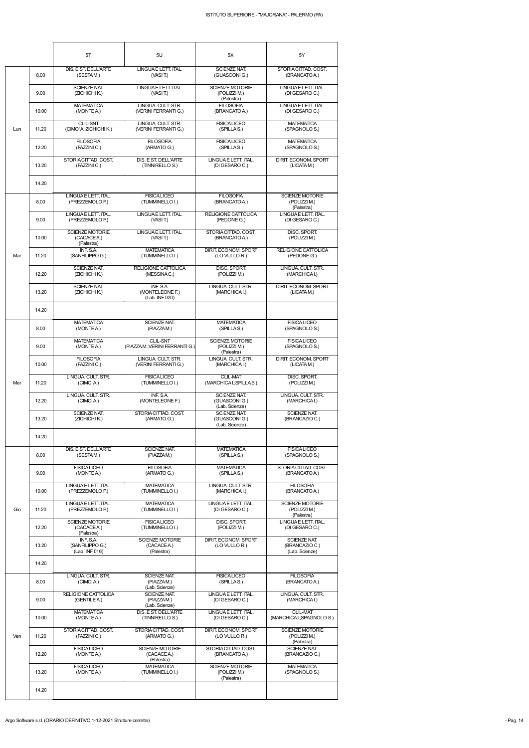| | | 5T | 5U | 5X | 5Y |
|---|---|---|---|---|---|
| Lun | 8.00 | DIS. E ST. DELL'ARTE (SESTA M.) | LINGUA E LETT. ITAL. (VASI T.) | SCIENZE NAT. (GUASCONI G.) | STORIA CITTAD. COST. (BRANCATO A.) |
| | 9.00 | SCIENZE NAT. (ZICHICHI K.) | LINGUA E LETT. ITAL. (VASI T.) | SCIENZE MOTORIE (POLIZZI M.) (Palestra) | LINGUA E LETT. ITAL. (DI GESARO C.) |
| | 10.00 | MATEMATICA (MONTE A.) | LINGUA. CULT. STR. (VERINI FERRANTI G.) | FILOSOFIA (BRANCATO A.) | LINGUA E LETT. ITAL. (DI GESARO C.) |
| | 11.20 | CLIL-SNT (CIMO' A.;ZICHICHI K.) | LINGUA. CULT. STR. (VERINI FERRANTI G.) | FISICA LICEO (SPILLA S.) | MATEMATICA (SPAGNOLO S.) |
| | 12.20 | FILOSOFIA (FAZZINI C.) | FILOSOFIA (ARMATO G.) | FISICA LICEO (SPILLA S.) | MATEMATICA (SPAGNOLO S.) |
| | 13.20 | STORIA CITTAD. COST. (FAZZINI C.) | DIS. E ST. DELL'ARTE (TINNIRELLO S.) | LINGUA E LETT. ITAL. (DI GESARO C.) | DIRIT. ECONOM. SPORT (LICATA M.) |
| | 14.20 | | | | |
| Mar | 8.00 | LINGUA E LETT. ITAL. (PREZZEMOLO P.) | FISICA LICEO (TUMMINELLO I.) | FILOSOFIA (BRANCATO A.) | SCIENZE MOTORIE (POLIZZI M.) (Palestra) |
| | 9.00 | LINGUA E LETT. ITAL. (PREZZEMOLO P.) | LINGUA E LETT. ITAL. (VASI T.) | RELIGIONE CATTOLICA (PEDONE G.) | LINGUA E LETT. ITAL. (DI GESARO C.) |
| | 10.00 | SCIENZE MOTORIE (CACACE A.) (Palestra) | LINGUA E LETT. ITAL. (VASI T.) | STORIA CITTAD. COST. (BRANCATO A.) | DISC. SPORT. (POLIZZI M.) |
| | 11.20 | INF. S.A. (SANFILIPPO G.) | MATEMATICA (TUMMINELLO I.) | DIRIT. ECONOM. SPORT (LO VULLO R.) | RELIGIONE CATTOLICA (PEDONE G.) |
| | 12.20 | SCIENZE NAT. (ZICHICHI K.) | RELIGIONE CATTOLICA (MESSINA C.) | DISC. SPORT. (POLIZZI M.) | LINGUA. CULT. STR. (MARCHICA I.) |
| | 13.20 | SCIENZE NAT. (ZICHICHI K.) | INF. S.A. (MONTELEONE F.) (Lab. INF 020) | LINGUA. CULT. STR. (MARCHICA I.) | DIRIT. ECONOM. SPORT (LICATA M.) |
| | 14.20 | | | | |
| Mer | 8.00 | MATEMATICA (MONTE A.) | SCIENZE NAT. (PIAZZA M.) | MATEMATICA (SPILLA S.) | FISICA LICEO (SPAGNOLO S.) |
| | 9.00 | MATEMATICA (MONTE A.) | CLIL-SNT (PIAZZA M.;VERINI FERRANTI G.) | SCIENZE MOTORIE (POLIZZI M.) (Palestra) | FISICA LICEO (SPAGNOLO S.) |
| | 10.00 | FILOSOFIA (FAZZINI C.) | LINGUA. CULT. STR. (VERINI FERRANTI G.) | LINGUA. CULT. STR. (MARCHICA I.) | DIRIT. ECONOM. SPORT (LICATA M.) |
| | 11.20 | LINGUA. CULT. STR. (CIMO' A.) | FISICA LICEO (TUMMINELLO I.) | CLIL-MAT (MARCHICA I.;SPILLA S.) | DISC. SPORT. (POLIZZI M.) |
| | 12.20 | LINGUA. CULT. STR. (CIMO' A.) | INF. S.A. (MONTELEONE F.) | SCIENZE NAT. (GUASCONI G.) (Lab. Scienze) | LINGUA. CULT. STR. (MARCHICA I.) |
| | 13.20 | SCIENZE NAT. (ZICHICHI K.) | STORIA CITTAD. COST. (ARMATO G.) | SCIENZE NAT. (GUASCONI G.) (Lab. Scienze) | SCIENZE NAT. (BRANCAZIO C.) |
| | 14.20 | | | | |
| Gio | 8.00 | DIS. E ST. DELL'ARTE (SESTA M.) | SCIENZE NAT. (PIAZZA M.) | MATEMATICA (SPILLA S.) | FISICA LICEO (SPAGNOLO S.) |
| | 9.00 | FISICA LICEO (MONTE A.) | FILOSOFIA (ARMATO G.) | MATEMATICA (SPILLA S.) | STORIA CITTAD. COST. (BRANCATO A.) |
| | 10.00 | LINGUA E LETT. ITAL. (PREZZEMOLO P.) | MATEMATICA (TUMMINELLO I.) | LINGUA. CULT. STR. (MARCHICA I.) | FILOSOFIA (BRANCATO A.) |
| | 11.20 | LINGUA E LETT. ITAL. (PREZZEMOLO P.) | MATEMATICA (TUMMINELLO I.) | LINGUA E LETT. ITAL. (DI GESARO C.) | SCIENZE MOTORIE (POLIZZI M.) (Palestra) |
| | 12.20 | SCIENZE MOTORIE (CACACE A.) (Palestra) | FISICA LICEO (TUMMINELLO I.) | DISC. SPORT. (POLIZZI M.) | LINGUA E LETT. ITAL. (DI GESARO C.) |
| | 13.20 | INF. S.A. (SANFILIPPO G.) (Lab. INF 016) | SCIENZE MOTORIE (CACACE A.) (Palestra) | DIRIT. ECONOM. SPORT (LO VULLO R.) | SCIENZE NAT. (BRANCAZIO C.) (Lab. Scienze) |
| | 14.20 | | | | |
| Ven | 8.00 | LINGUA. CULT. STR. (CIMO' A.) | SCIENZE NAT. (PIAZZA M.) (Lab. Scienze) | FISICA LICEO (SPILLA S.) | FILOSOFIA (BRANCATO A.) |
| | 9.00 | RELIGIONE CATTOLICA (GENTILE A.) | SCIENZE NAT. (PIAZZA M.) (Lab. Scienze) | LINGUA E LETT. ITAL. (DI GESARO C.) | LINGUA. CULT. STR. (MARCHICA I.) |
| | 10.00 | MATEMATICA (MONTE A.) | DIS. E ST. DELL'ARTE (TINNIRELLO S.) | LINGUA E LETT. ITAL. (DI GESARO C.) | CLIL-MAT (MARCHICA I.;SPAGNOLO S.) |
| | 11.20 | STORIA CITTAD. COST. (FAZZINI C.) | STORIA CITTAD. COST. (ARMATO G.) | DIRIT. ECONOM. SPORT (LO VULLO R.) | SCIENZE MOTORIE (POLIZZI M.) (Palestra) |
| | 12.20 | FISICA LICEO (MONTE A.) | SCIENZE MOTORIE (CACACE A.) (Palestra) | STORIA CITTAD. COST. (BRANCATO A.) | SCIENZE NAT. (BRANCAZIO C.) |
| | 13.20 | FISICA LICEO (MONTE A.) | MATEMATICA (TUMMINELLO I.) | SCIENZE MOTORIE (POLIZZI M.) (Palestra) | MATEMATICA (SPAGNOLO S.) |
| | 14.20 | | | | |